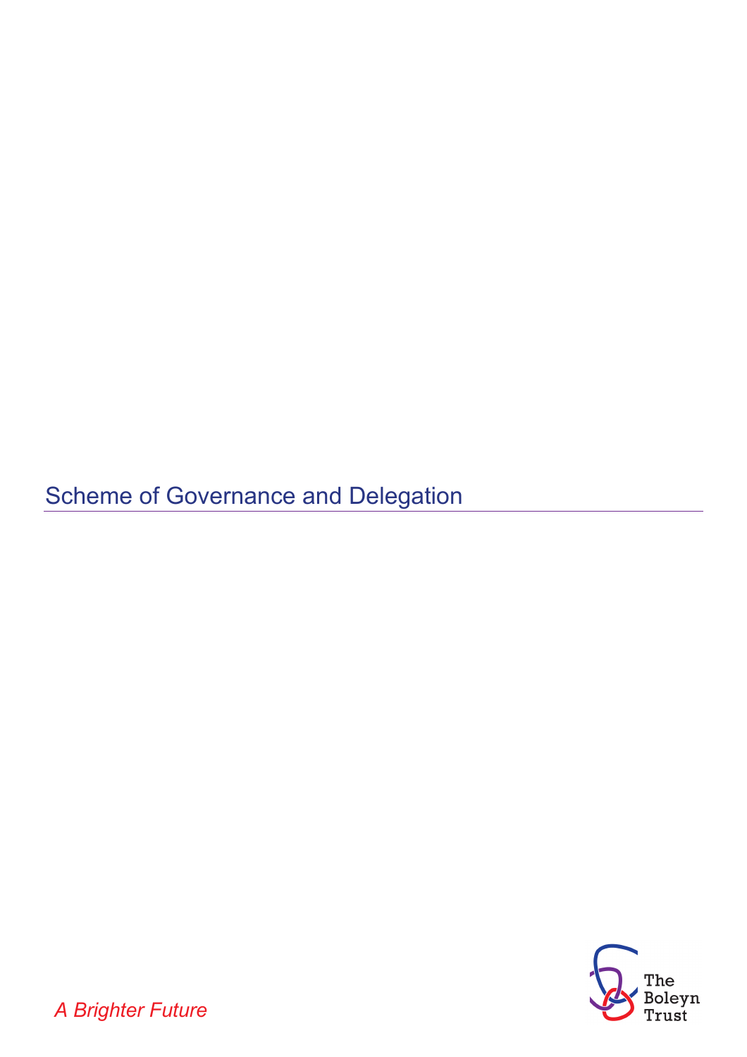# Scheme of Governance and Delegation

*A Brighter Future*

The Boleyn Trust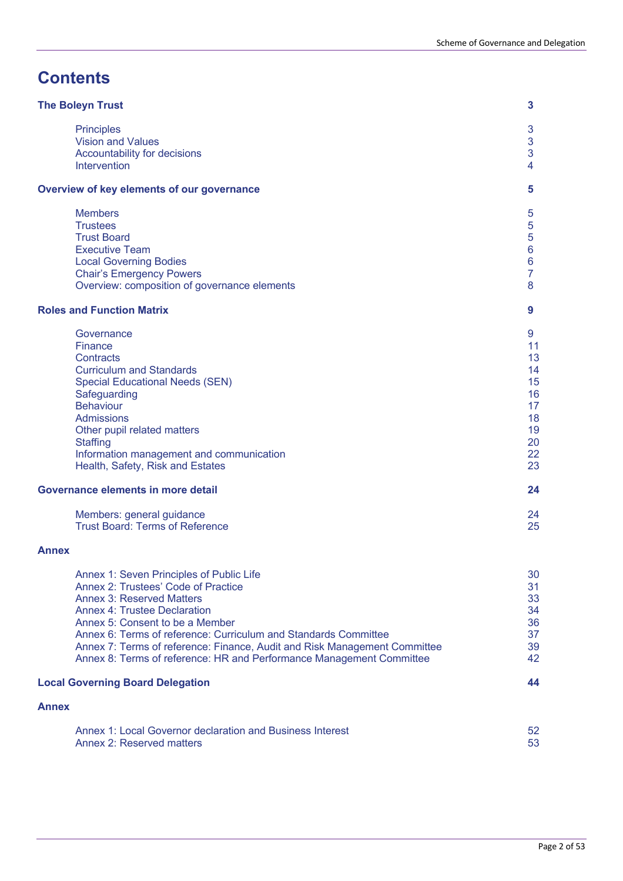# Contents

| | |
|---|---|
| **The Boleyn Trust** | **3** |
| Principles | 3 |
| Vision and Values | 3 |
| Accountability for decisions | 3 |
| Intervention | 4 |
| **Overview of key elements of our governance** | **5** |
| Members | 5 |
| Trustees | 5 |
| Trust Board | 5 |
| Executive Team | 6 |
| Local Governing Bodies | 6 |
| Chair's Emergency Powers | 7 |
| Overview: composition of governance elements | 8 |
| **Roles and Function Matrix** | **9** |
| Governance | 9 |
| Finance | 11 |
| Contracts | 13 |
| Curriculum and Standards | 14 |
| Special Educational Needs (SEN) | 15 |
| Safeguarding | 16 |
| Behaviour | 17 |
| Admissions | 18 |
| Other pupil related matters | 19 |
| Staffing | 20 |
| Information management and communication | 22 |
| Health, Safety, Risk and Estates | 23 |
| **Governance elements in more detail** | **24** |
| Members: general guidance | 24 |
| Trust Board: Terms of Reference | 25 |
| **Annex** | |
| Annex 1: Seven Principles of Public Life | 30 |
| Annex 2: Trustees' Code of Practice | 31 |
| Annex 3: Reserved Matters | 33 |
| Annex 4: Trustee Declaration | 34 |
| Annex 5: Consent to be a Member | 36 |
| Annex 6: Terms of reference: Curriculum and Standards Committee | 37 |
| Annex 7: Terms of reference: Finance, Audit and Risk Management Committee | 39 |
| Annex 8: Terms of reference: HR and Performance Management Committee | 42 |
| **Local Governing Board Delegation** | **44** |
| **Annex** | |
| Annex 1: Local Governor declaration and Business Interest | 52 |
| Annex 2: Reserved matters | 53 |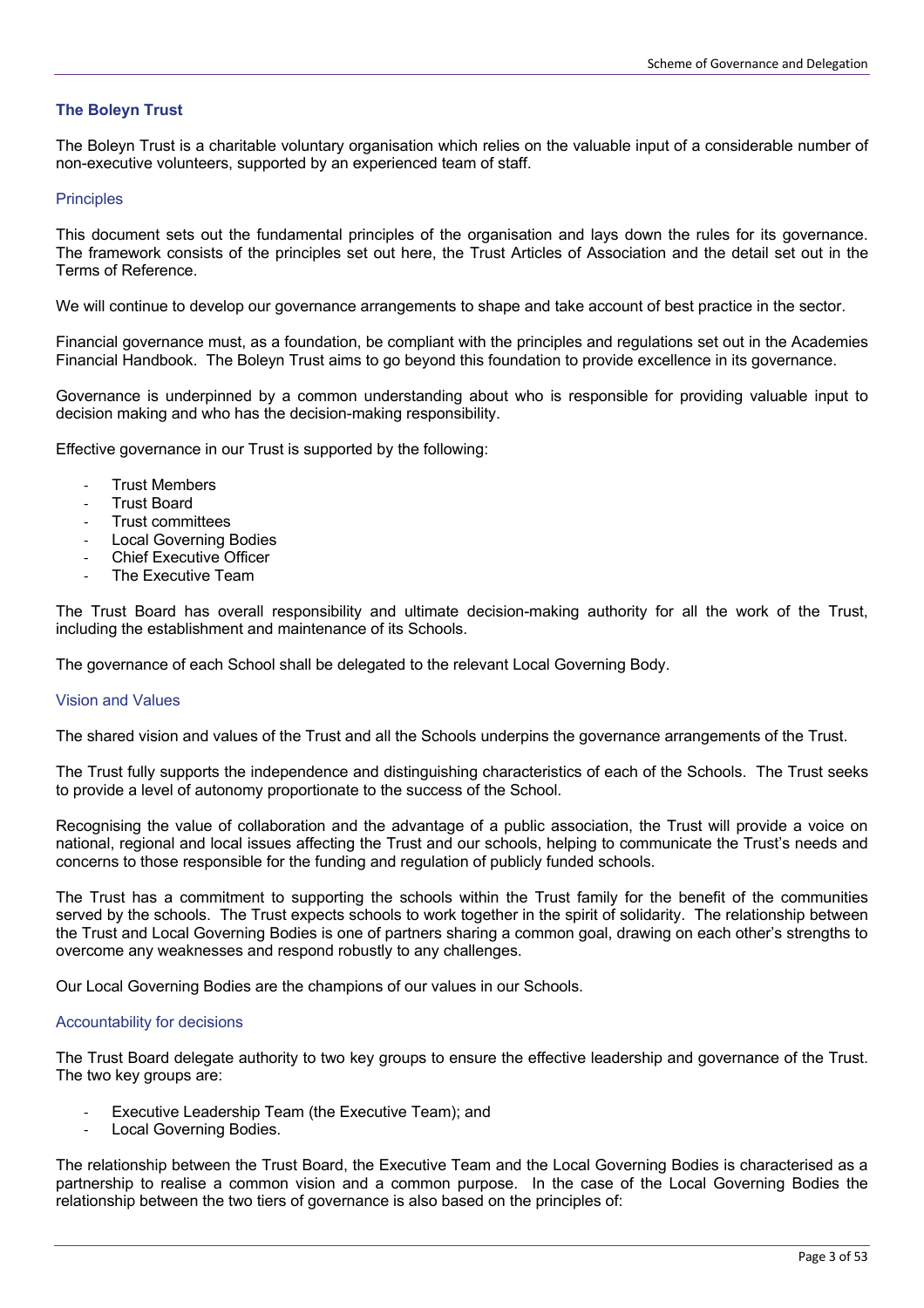## The Boleyn Trust

The Boleyn Trust is a charitable voluntary organisation which relies on the valuable input of a considerable number of non-executive volunteers, supported by an experienced team of staff.

### Principles

This document sets out the fundamental principles of the organisation and lays down the rules for its governance. The framework consists of the principles set out here, the Trust Articles of Association and the detail set out in the Terms of Reference.

We will continue to develop our governance arrangements to shape and take account of best practice in the sector.

Financial governance must, as a foundation, be compliant with the principles and regulations set out in the Academies Financial Handbook. The Boleyn Trust aims to go beyond this foundation to provide excellence in its governance.

Governance is underpinned by a common understanding about who is responsible for providing valuable input to decision making and who has the decision-making responsibility.

Effective governance in our Trust is supported by the following:

- Trust Members
- Trust Board
- Trust committees
- Local Governing Bodies
- Chief Executive Officer
- The Executive Team

The Trust Board has overall responsibility and ultimate decision-making authority for all the work of the Trust, including the establishment and maintenance of its Schools.

The governance of each School shall be delegated to the relevant Local Governing Body.

### Vision and Values

The shared vision and values of the Trust and all the Schools underpins the governance arrangements of the Trust.

The Trust fully supports the independence and distinguishing characteristics of each of the Schools. The Trust seeks to provide a level of autonomy proportionate to the success of the School.

Recognising the value of collaboration and the advantage of a public association, the Trust will provide a voice on national, regional and local issues affecting the Trust and our schools, helping to communicate the Trust's needs and concerns to those responsible for the funding and regulation of publicly funded schools.

The Trust has a commitment to supporting the schools within the Trust family for the benefit of the communities served by the schools. The Trust expects schools to work together in the spirit of solidarity. The relationship between the Trust and Local Governing Bodies is one of partners sharing a common goal, drawing on each other's strengths to overcome any weaknesses and respond robustly to any challenges.

Our Local Governing Bodies are the champions of our values in our Schools.

### Accountability for decisions

The Trust Board delegate authority to two key groups to ensure the effective leadership and governance of the Trust. The two key groups are:

- Executive Leadership Team (the Executive Team); and
- Local Governing Bodies.

The relationship between the Trust Board, the Executive Team and the Local Governing Bodies is characterised as a partnership to realise a common vision and a common purpose. In the case of the Local Governing Bodies the relationship between the two tiers of governance is also based on the principles of: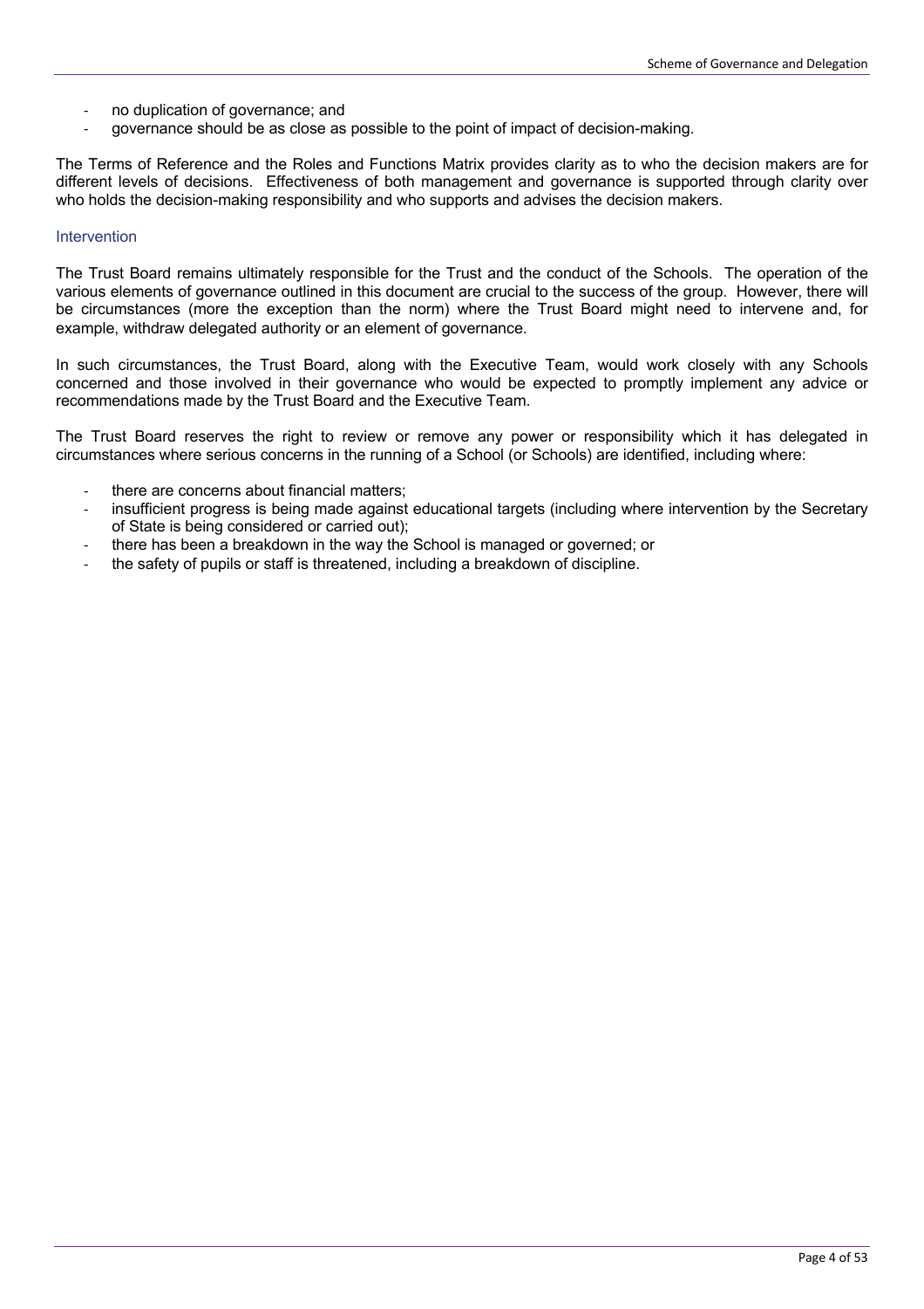- no duplication of governance; and
- governance should be as close as possible to the point of impact of decision-making.

The Terms of Reference and the Roles and Functions Matrix provides clarity as to who the decision makers are for different levels of decisions. Effectiveness of both management and governance is supported through clarity over who holds the decision-making responsibility and who supports and advises the decision makers.

### Intervention

The Trust Board remains ultimately responsible for the Trust and the conduct of the Schools. The operation of the various elements of governance outlined in this document are crucial to the success of the group. However, there will be circumstances (more the exception than the norm) where the Trust Board might need to intervene and, for example, withdraw delegated authority or an element of governance.

In such circumstances, the Trust Board, along with the Executive Team, would work closely with any Schools concerned and those involved in their governance who would be expected to promptly implement any advice or recommendations made by the Trust Board and the Executive Team.

The Trust Board reserves the right to review or remove any power or responsibility which it has delegated in circumstances where serious concerns in the running of a School (or Schools) are identified, including where:

- there are concerns about financial matters;
- insufficient progress is being made against educational targets (including where intervention by the Secretary of State is being considered or carried out);
- there has been a breakdown in the way the School is managed or governed; or
- the safety of pupils or staff is threatened, including a breakdown of discipline.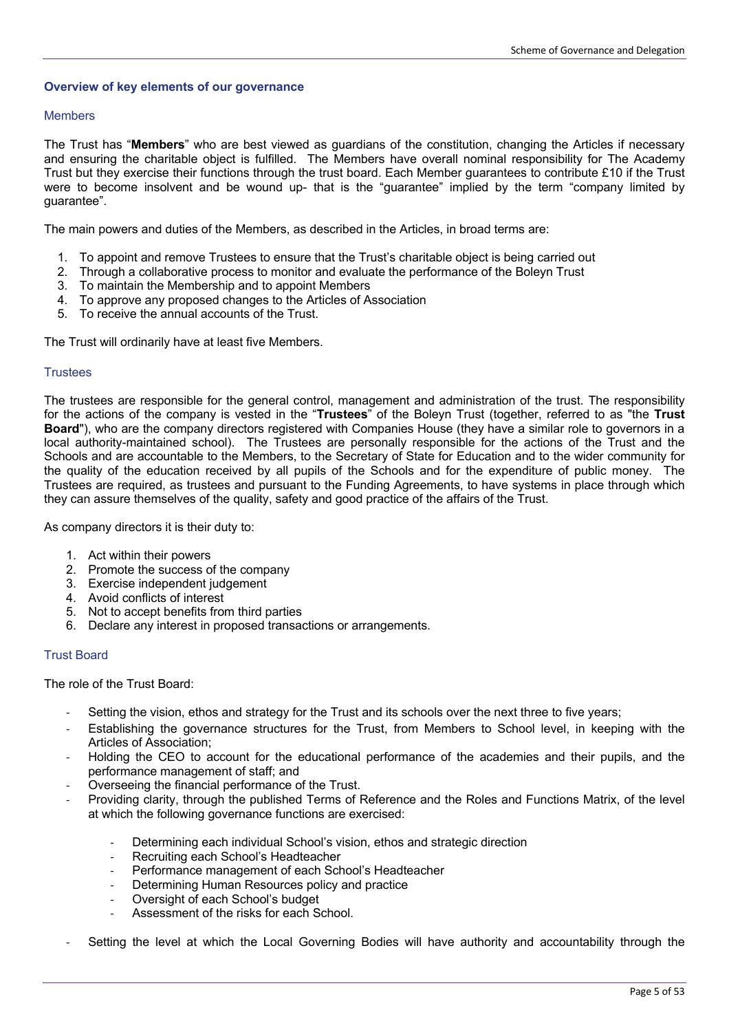### Overview of key elements of our governance

#### Members

The Trust has "**Members**" who are best viewed as guardians of the constitution, changing the Articles if necessary and ensuring the charitable object is fulfilled. The Members have overall nominal responsibility for The Academy Trust but they exercise their functions through the trust board. Each Member guarantees to contribute £10 if the Trust were to become insolvent and be wound up- that is the "guarantee" implied by the term "company limited by guarantee".

The main powers and duties of the Members, as described in the Articles, in broad terms are:

1. To appoint and remove Trustees to ensure that the Trust's charitable object is being carried out
2. Through a collaborative process to monitor and evaluate the performance of the Boleyn Trust
3. To maintain the Membership and to appoint Members
4. To approve any proposed changes to the Articles of Association
5. To receive the annual accounts of the Trust.

The Trust will ordinarily have at least five Members.

#### Trustees

The trustees are responsible for the general control, management and administration of the trust. The responsibility for the actions of the company is vested in the "**Trustees**" of the Boleyn Trust (together, referred to as "the **Trust Board**"), who are the company directors registered with Companies House (they have a similar role to governors in a local authority-maintained school). The Trustees are personally responsible for the actions of the Trust and the Schools and are accountable to the Members, to the Secretary of State for Education and to the wider community for the quality of the education received by all pupils of the Schools and for the expenditure of public money. The Trustees are required, as trustees and pursuant to the Funding Agreements, to have systems in place through which they can assure themselves of the quality, safety and good practice of the affairs of the Trust.

As company directors it is their duty to:

1. Act within their powers
2. Promote the success of the company
3. Exercise independent judgement
4. Avoid conflicts of interest
5. Not to accept benefits from third parties
6. Declare any interest in proposed transactions or arrangements.

#### Trust Board

The role of the Trust Board:

- Setting the vision, ethos and strategy for the Trust and its schools over the next three to five years;
- Establishing the governance structures for the Trust, from Members to School level, in keeping with the Articles of Association;
- Holding the CEO to account for the educational performance of the academies and their pupils, and the performance management of staff; and
- Overseeing the financial performance of the Trust.
- Providing clarity, through the published Terms of Reference and the Roles and Functions Matrix, of the level at which the following governance functions are exercised:
    - Determining each individual School's vision, ethos and strategic direction
    - Recruiting each School's Headteacher
    - Performance management of each School's Headteacher
    - Determining Human Resources policy and practice
    - Oversight of each School's budget
    - Assessment of the risks for each School.
- Setting the level at which the Local Governing Bodies will have authority and accountability through the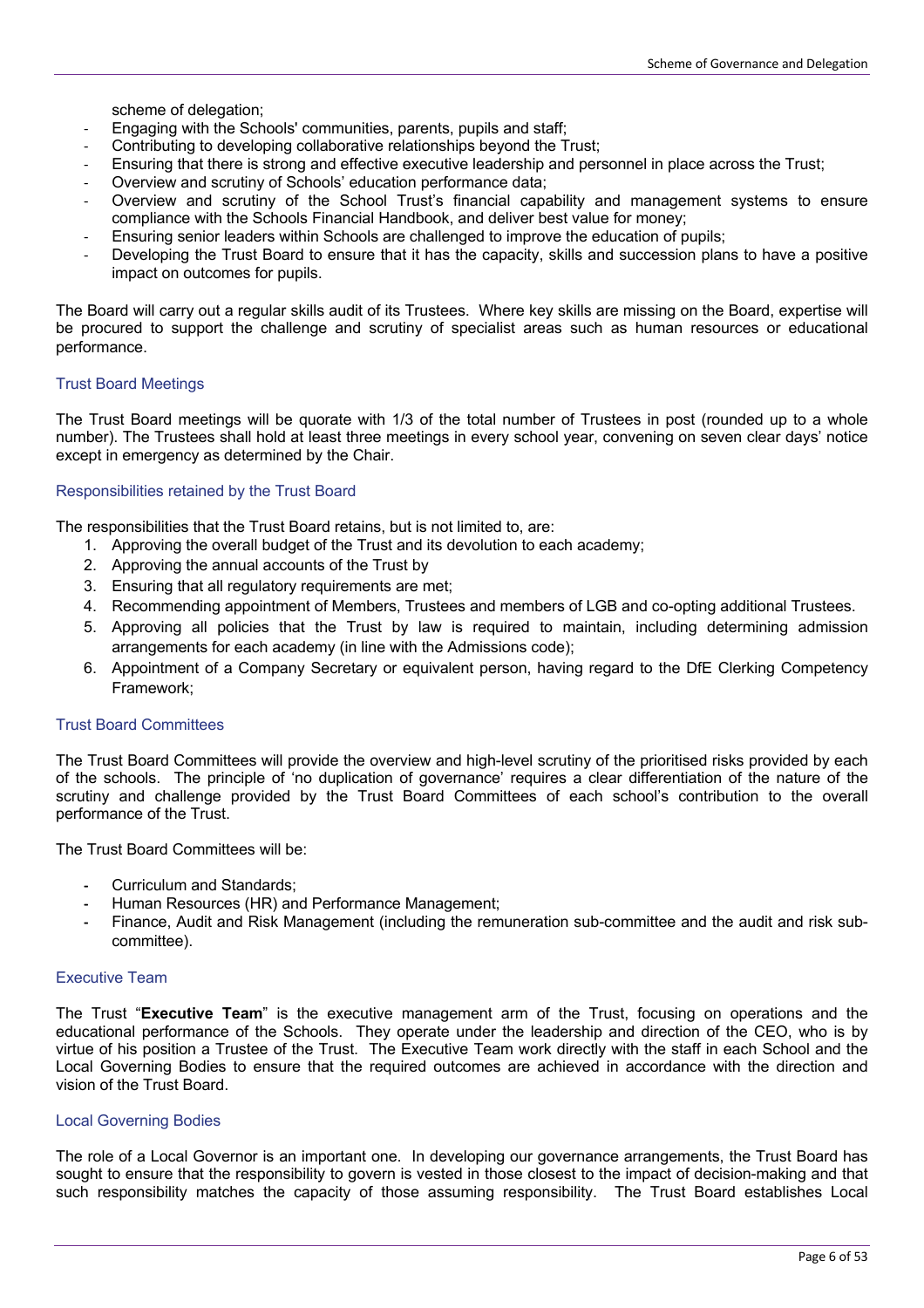scheme of delegation;

- Engaging with the Schools' communities, parents, pupils and staff;
- Contributing to developing collaborative relationships beyond the Trust;
- Ensuring that there is strong and effective executive leadership and personnel in place across the Trust;
- Overview and scrutiny of Schools' education performance data;
- Overview and scrutiny of the School Trust's financial capability and management systems to ensure compliance with the Schools Financial Handbook, and deliver best value for money;
- Ensuring senior leaders within Schools are challenged to improve the education of pupils;
- Developing the Trust Board to ensure that it has the capacity, skills and succession plans to have a positive impact on outcomes for pupils.

The Board will carry out a regular skills audit of its Trustees. Where key skills are missing on the Board, expertise will be procured to support the challenge and scrutiny of specialist areas such as human resources or educational performance.

### Trust Board Meetings

The Trust Board meetings will be quorate with 1/3 of the total number of Trustees in post (rounded up to a whole number). The Trustees shall hold at least three meetings in every school year, convening on seven clear days' notice except in emergency as determined by the Chair.

### Responsibilities retained by the Trust Board

The responsibilities that the Trust Board retains, but is not limited to, are:

1. Approving the overall budget of the Trust and its devolution to each academy;
2. Approving the annual accounts of the Trust by
3. Ensuring that all regulatory requirements are met;
4. Recommending appointment of Members, Trustees and members of LGB and co-opting additional Trustees.
5. Approving all policies that the Trust by law is required to maintain, including determining admission arrangements for each academy (in line with the Admissions code);
6. Appointment of a Company Secretary or equivalent person, having regard to the DfE Clerking Competency Framework;

### Trust Board Committees

The Trust Board Committees will provide the overview and high-level scrutiny of the prioritised risks provided by each of the schools. The principle of 'no duplication of governance' requires a clear differentiation of the nature of the scrutiny and challenge provided by the Trust Board Committees of each school's contribution to the overall performance of the Trust.

The Trust Board Committees will be:

- Curriculum and Standards;
- Human Resources (HR) and Performance Management;
- Finance, Audit and Risk Management (including the remuneration sub-committee and the audit and risk sub-committee).

### Executive Team

The Trust "**Executive Team**" is the executive management arm of the Trust, focusing on operations and the educational performance of the Schools. They operate under the leadership and direction of the CEO, who is by virtue of his position a Trustee of the Trust. The Executive Team work directly with the staff in each School and the Local Governing Bodies to ensure that the required outcomes are achieved in accordance with the direction and vision of the Trust Board.

### Local Governing Bodies

The role of a Local Governor is an important one. In developing our governance arrangements, the Trust Board has sought to ensure that the responsibility to govern is vested in those closest to the impact of decision-making and that such responsibility matches the capacity of those assuming responsibility. The Trust Board establishes Local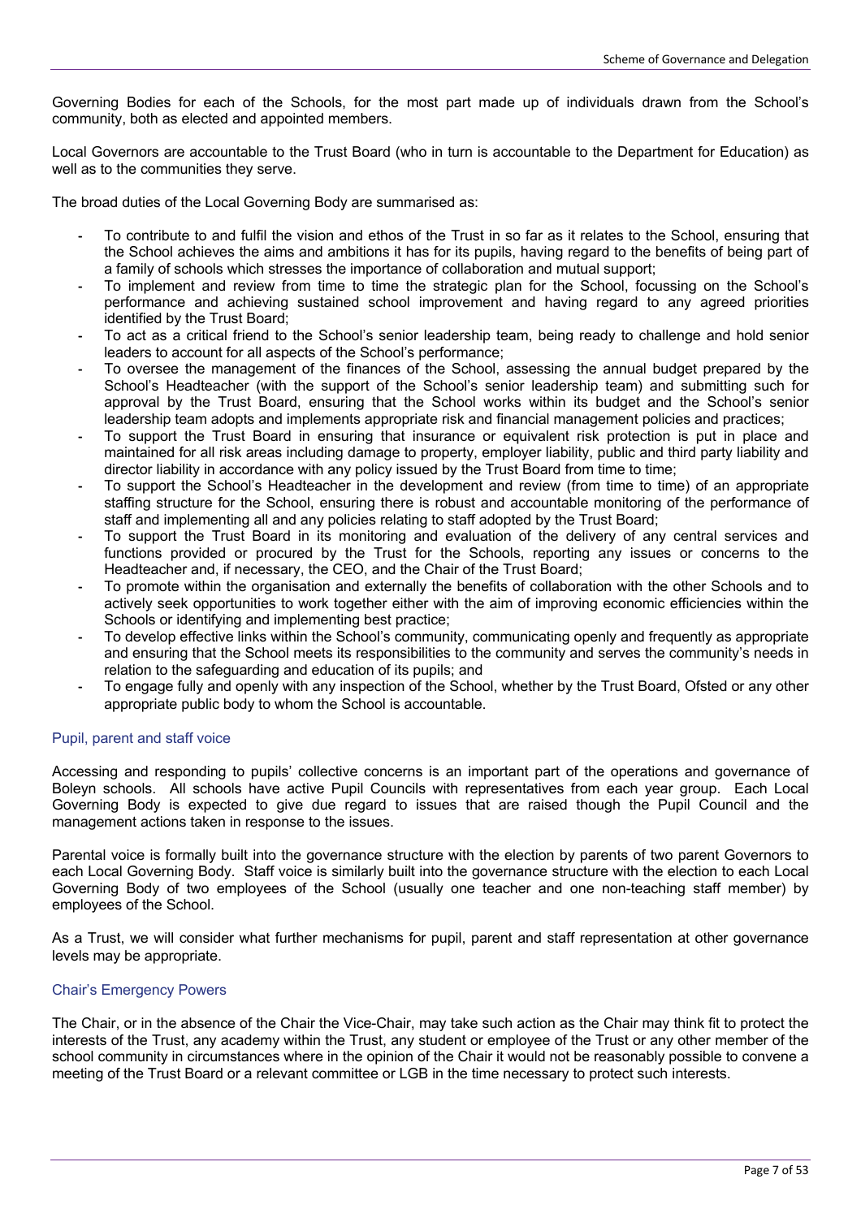Governing Bodies for each of the Schools, for the most part made up of individuals drawn from the School's community, both as elected and appointed members.

Local Governors are accountable to the Trust Board (who in turn is accountable to the Department for Education) as well as to the communities they serve.

The broad duties of the Local Governing Body are summarised as:

- To contribute to and fulfil the vision and ethos of the Trust in so far as it relates to the School, ensuring that the School achieves the aims and ambitions it has for its pupils, having regard to the benefits of being part of a family of schools which stresses the importance of collaboration and mutual support;
- To implement and review from time to time the strategic plan for the School, focussing on the School's performance and achieving sustained school improvement and having regard to any agreed priorities identified by the Trust Board;
- To act as a critical friend to the School's senior leadership team, being ready to challenge and hold senior leaders to account for all aspects of the School's performance;
- To oversee the management of the finances of the School, assessing the annual budget prepared by the School's Headteacher (with the support of the School's senior leadership team) and submitting such for approval by the Trust Board, ensuring that the School works within its budget and the School's senior leadership team adopts and implements appropriate risk and financial management policies and practices;
- To support the Trust Board in ensuring that insurance or equivalent risk protection is put in place and maintained for all risk areas including damage to property, employer liability, public and third party liability and director liability in accordance with any policy issued by the Trust Board from time to time;
- To support the School's Headteacher in the development and review (from time to time) of an appropriate staffing structure for the School, ensuring there is robust and accountable monitoring of the performance of staff and implementing all and any policies relating to staff adopted by the Trust Board;
- To support the Trust Board in its monitoring and evaluation of the delivery of any central services and functions provided or procured by the Trust for the Schools, reporting any issues or concerns to the Headteacher and, if necessary, the CEO, and the Chair of the Trust Board;
- To promote within the organisation and externally the benefits of collaboration with the other Schools and to actively seek opportunities to work together either with the aim of improving economic efficiencies within the Schools or identifying and implementing best practice;
- To develop effective links within the School's community, communicating openly and frequently as appropriate and ensuring that the School meets its responsibilities to the community and serves the community's needs in relation to the safeguarding and education of its pupils; and
- To engage fully and openly with any inspection of the School, whether by the Trust Board, Ofsted or any other appropriate public body to whom the School is accountable.

### Pupil, parent and staff voice

Accessing and responding to pupils' collective concerns is an important part of the operations and governance of Boleyn schools. All schools have active Pupil Councils with representatives from each year group. Each Local Governing Body is expected to give due regard to issues that are raised though the Pupil Council and the management actions taken in response to the issues.

Parental voice is formally built into the governance structure with the election by parents of two parent Governors to each Local Governing Body. Staff voice is similarly built into the governance structure with the election to each Local Governing Body of two employees of the School (usually one teacher and one non-teaching staff member) by employees of the School.

As a Trust, we will consider what further mechanisms for pupil, parent and staff representation at other governance levels may be appropriate.

### Chair's Emergency Powers

The Chair, or in the absence of the Chair the Vice-Chair, may take such action as the Chair may think fit to protect the interests of the Trust, any academy within the Trust, any student or employee of the Trust or any other member of the school community in circumstances where in the opinion of the Chair it would not be reasonably possible to convene a meeting of the Trust Board or a relevant committee or LGB in the time necessary to protect such interests.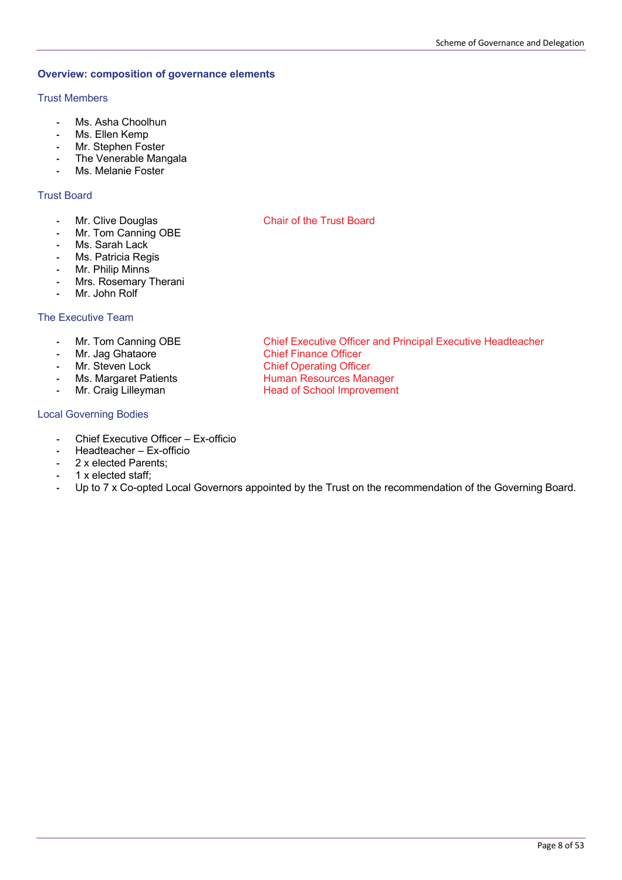## Overview: composition of governance elements

### Trust Members

- Ms. Asha Choolhun
- Ms. Ellen Kemp
- Mr. Stephen Foster
- The Venerable Mangala
- Ms. Melanie Foster

### Trust Board

- Mr. Clive Douglas — Chair of the Trust Board
- Mr. Tom Canning OBE
- Ms. Sarah Lack
- Ms. Patricia Regis
- Mr. Philip Minns
- Mrs. Rosemary Therani
- Mr. John Rolf

### The Executive Team

- Mr. Tom Canning OBE — Chief Executive Officer and Principal Executive Headteacher
- Mr. Jag Ghataore — Chief Finance Officer
- Mr. Steven Lock — Chief Operating Officer
- Ms. Margaret Patients — Human Resources Manager
- Mr. Craig Lilleyman — Head of School Improvement

### Local Governing Bodies

- Chief Executive Officer – Ex-officio
- Headteacher – Ex-officio
- 2 x elected Parents;
- 1 x elected staff;
- Up to 7 x Co-opted Local Governors appointed by the Trust on the recommendation of the Governing Board.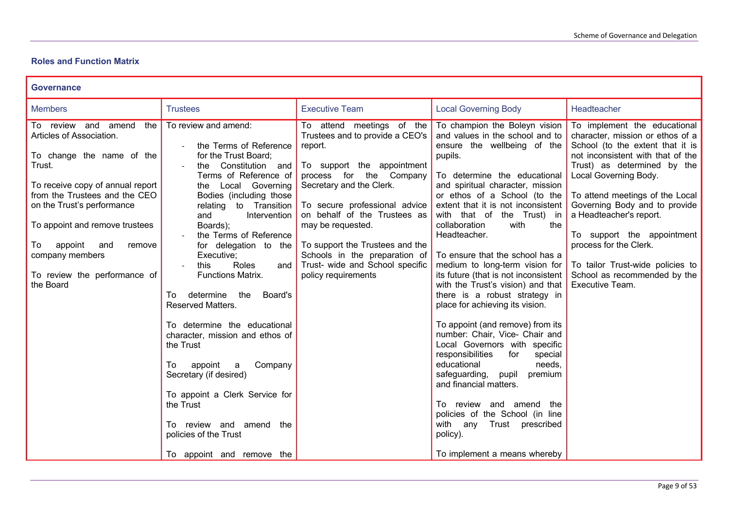## Roles and Function Matrix

| Governance | | | | |
|---|---|---|---|---|
| Members | Trustees | Executive Team | Local Governing Body | Headteacher |
| To review and amend the Articles of Association.<br><br>To change the name of the Trust.<br><br>To receive copy of annual report from the Trustees and the CEO on the Trust's performance<br><br>To appoint and remove trustees<br><br>To appoint and remove company members<br><br>To review the performance of the Board | To review and amend:<br>- the Terms of Reference for the Trust Board;<br>- the Constitution and Terms of Reference of the Local Governing Bodies (including those relating to Transition and Intervention Boards);<br>- the Terms of Reference for delegation to the Executive;<br>- this Roles and Functions Matrix.<br><br>To determine the Board's Reserved Matters.<br><br>To determine the educational character, mission and ethos of the Trust<br><br>To appoint a Company Secretary (if desired)<br><br>To appoint a Clerk Service for the Trust<br><br>To review and amend the policies of the Trust<br><br>To appoint and remove the | To attend meetings of the Trustees and to provide a CEO's report.<br><br>To support the appointment process for the Company Secretary and the Clerk.<br><br>To secure professional advice on behalf of the Trustees as may be requested.<br><br>To support the Trustees and the Schools in the preparation of Trust- wide and School specific policy requirements | To champion the Boleyn vision and values in the school and to ensure the wellbeing of the pupils.<br><br>To determine the educational and spiritual character, mission or ethos of a School (to the extent that it is not inconsistent with that of the Trust) in collaboration with the Headteacher.<br><br>To ensure that the school has a medium to long-term vision for its future (that is not inconsistent with the Trust's vision) and that there is a robust strategy in place for achieving its vision.<br><br>To appoint (and remove) from its number: Chair, Vice- Chair and Local Governors with specific responsibilities for special educational needs, safeguarding, pupil premium and financial matters.<br><br>To review and amend the policies of the School (in line with any Trust prescribed policy).<br><br>To implement a means whereby | To implement the educational character, mission or ethos of a School (to the extent that it is not inconsistent with that of the Trust) as determined by the Local Governing Body.<br><br>To attend meetings of the Local Governing Body and to provide a Headteacher's report.<br><br>To support the appointment process for the Clerk.<br><br>To tailor Trust-wide policies to School as recommended by the Executive Team. |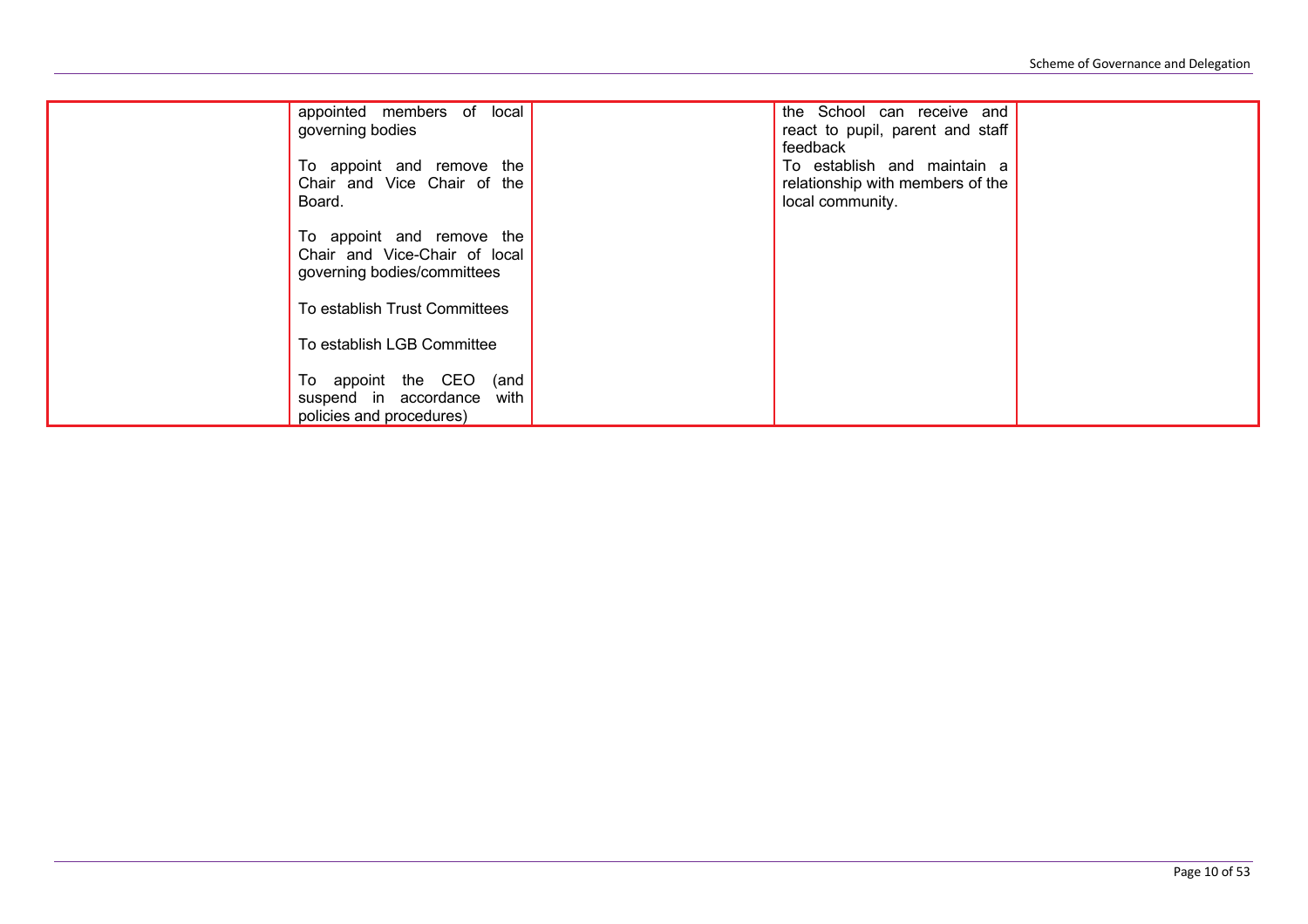|  |  |  |  |  |
|---|---|---|---|---|
|  | appointed members of local governing bodies<br><br>To appoint and remove the Chair and Vice Chair of the Board.<br><br>To appoint and remove the Chair and Vice-Chair of local governing bodies/committees<br><br>To establish Trust Committees<br><br>To establish LGB Committee<br><br>To appoint the CEO (and suspend in accordance with policies and procedures) |  | the School can receive and react to pupil, parent and staff feedback<br>To establish and maintain a relationship with members of the local community. |  |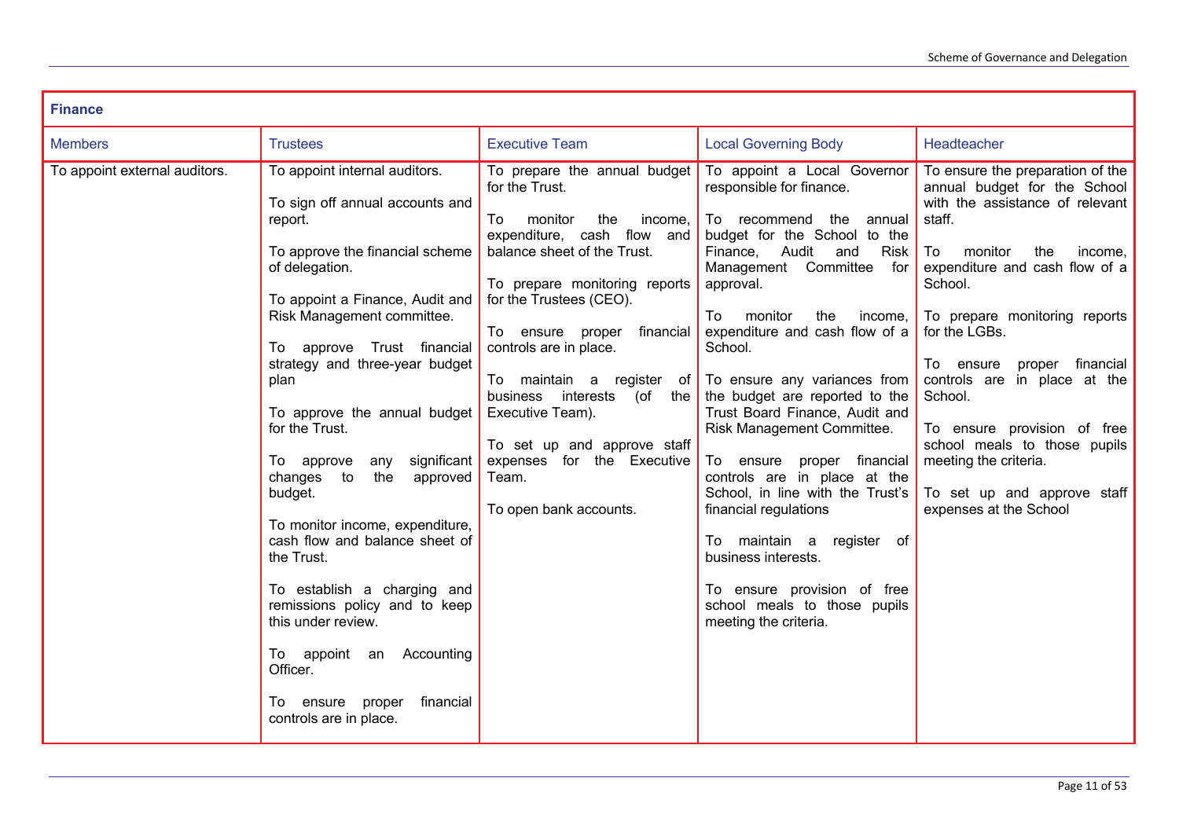| Finance | | | | |
|---|---|---|---|---|
| Members | Trustees | Executive Team | Local Governing Body | Headteacher |
| To appoint external auditors. | To appoint internal auditors.<br><br>To sign off annual accounts and report.<br><br>To approve the financial scheme of delegation.<br><br>To appoint a Finance, Audit and Risk Management committee.<br><br>To approve Trust financial strategy and three-year budget plan<br><br>To approve the annual budget for the Trust.<br><br>To approve any significant changes to the approved budget.<br><br>To monitor income, expenditure, cash flow and balance sheet of the Trust.<br><br>To establish a charging and remissions policy and to keep this under review.<br><br>To appoint an Accounting Officer.<br><br>To ensure proper financial controls are in place. | To prepare the annual budget for the Trust.<br><br>To monitor the income, expenditure, cash flow and balance sheet of the Trust.<br><br>To prepare monitoring reports for the Trustees (CEO).<br><br>To ensure proper financial controls are in place.<br><br>To maintain a register of business interests (of the Executive Team).<br><br>To set up and approve staff expenses for the Executive Team.<br><br>To open bank accounts. | To appoint a Local Governor responsible for finance.<br><br>To recommend the annual budget for the School to the Finance, Audit and Risk Management Committee for approval.<br><br>To monitor the income, expenditure and cash flow of a School.<br><br>To ensure any variances from the budget are reported to the Trust Board Finance, Audit and Risk Management Committee.<br><br>To ensure proper financial controls are in place at the School, in line with the Trust's financial regulations<br><br>To maintain a register of business interests.<br><br>To ensure provision of free school meals to those pupils meeting the criteria. | To ensure the preparation of the annual budget for the School with the assistance of relevant staff.<br><br>To monitor the income, expenditure and cash flow of a School.<br><br>To prepare monitoring reports for the LGBs.<br><br>To ensure proper financial controls are in place at the School.<br><br>To ensure provision of free school meals to those pupils meeting the criteria.<br><br>To set up and approve staff expenses at the School |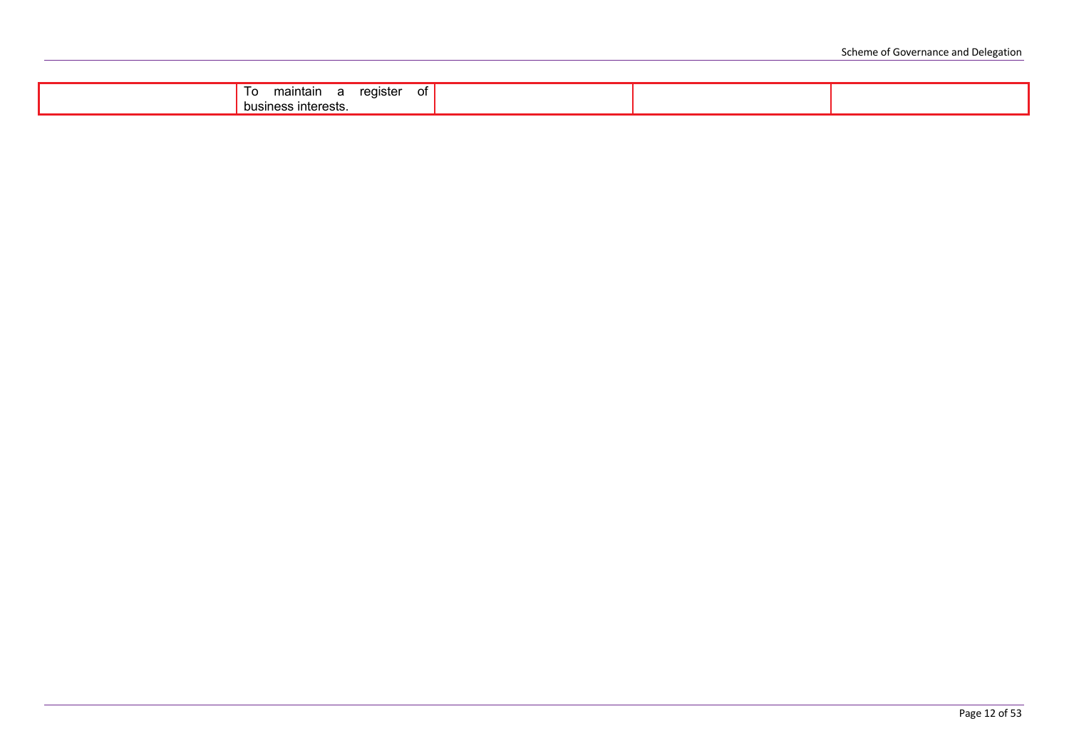|  | To maintain a register of business interests. |  |  |  |
|---|---|---|---|---|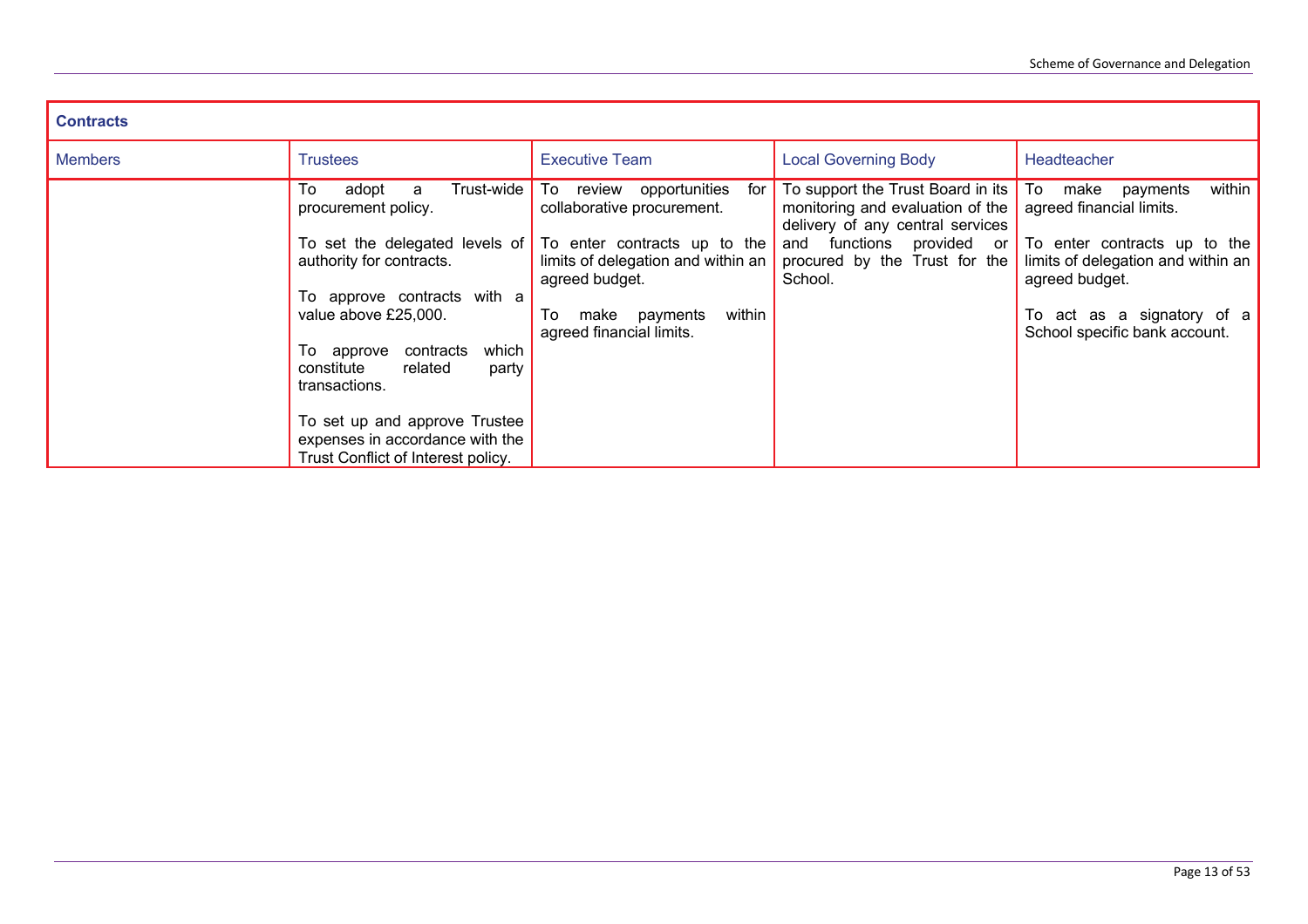| Contracts | | | | |
|---|---|---|---|---|
| Members | Trustees | Executive Team | Local Governing Body | Headteacher |
| | To adopt a Trust-wide procurement policy.<br><br>To set the delegated levels of authority for contracts.<br><br>To approve contracts with a value above £25,000.<br><br>To approve contracts which constitute related party transactions.<br><br>To set up and approve Trustee expenses in accordance with the Trust Conflict of Interest policy. | To review opportunities for collaborative procurement.<br><br>To enter contracts up to the limits of delegation and within an agreed budget.<br><br>To make payments within agreed financial limits. | To support the Trust Board in its monitoring and evaluation of the delivery of any central services and functions provided or procured by the Trust for the School. | To make payments within agreed financial limits.<br><br>To enter contracts up to the limits of delegation and within an agreed budget.<br><br>To act as a signatory of a School specific bank account. |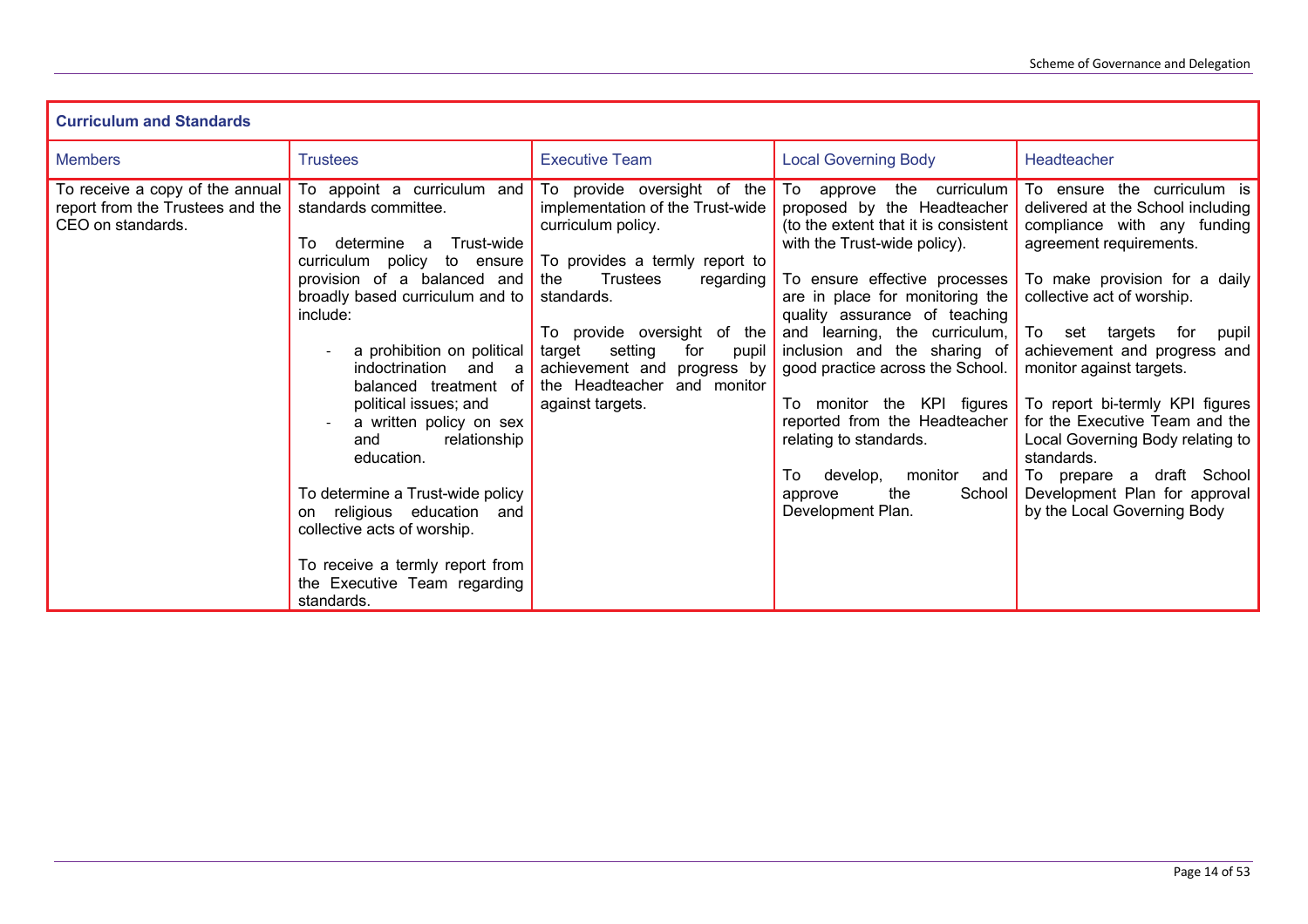| Curriculum and Standards | | | | |
|---|---|---|---|---|
| Members | Trustees | Executive Team | Local Governing Body | Headteacher |
| To receive a copy of the annual report from the Trustees and the CEO on standards. | To appoint a curriculum and standards committee.<br><br>To determine a Trust-wide curriculum policy to ensure provision of a balanced and broadly based curriculum and to include:<br><br>- a prohibition on political indoctrination and a balanced treatment of political issues; and<br>- a written policy on sex and relationship education.<br><br>To determine a Trust-wide policy on religious education and collective acts of worship.<br><br>To receive a termly report from the Executive Team regarding standards. | To provide oversight of the implementation of the Trust-wide curriculum policy.<br><br>To provides a termly report to the Trustees regarding standards.<br><br>To provide oversight of the target setting for pupil achievement and progress by the Headteacher and monitor against targets. | To approve the curriculum proposed by the Headteacher (to the extent that it is consistent with the Trust-wide policy).<br><br>To ensure effective processes are in place for monitoring the quality assurance of teaching and learning, the curriculum, inclusion and the sharing of good practice across the School.<br><br>To monitor the KPI figures reported from the Headteacher relating to standards.<br><br>To develop, monitor and approve the School Development Plan. | To ensure the curriculum is delivered at the School including compliance with any funding agreement requirements.<br><br>To make provision for a daily collective act of worship.<br><br>To set targets for pupil achievement and progress and monitor against targets.<br><br>To report bi-termly KPI figures for the Executive Team and the Local Governing Body relating to standards.<br>To prepare a draft School Development Plan for approval by the Local Governing Body |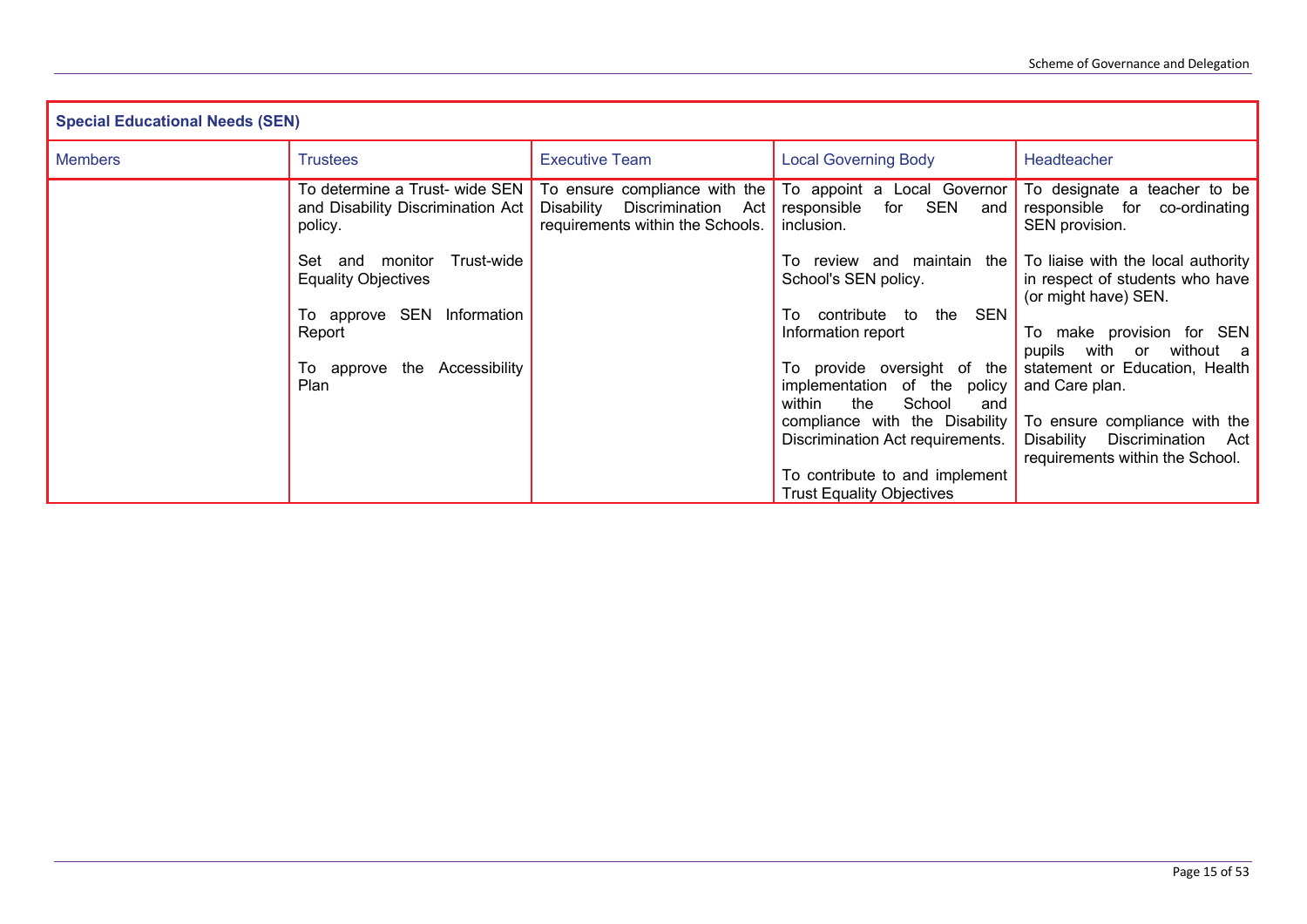## Special Educational Needs (SEN)

| Members | Trustees | Executive Team | Local Governing Body | Headteacher |
|---|---|---|---|---|
| | To determine a Trust- wide SEN and Disability Discrimination Act policy.<br><br>Set and monitor Trust-wide Equality Objectives<br><br>To approve SEN Information Report<br><br>To approve the Accessibility Plan | To ensure compliance with the Disability Discrimination Act requirements within the Schools. | To appoint a Local Governor responsible for SEN and inclusion.<br><br>To review and maintain the School's SEN policy.<br><br>To contribute to the SEN Information report<br><br>To provide oversight of the implementation of the policy within the School and compliance with the Disability Discrimination Act requirements.<br><br>To contribute to and implement Trust Equality Objectives | To designate a teacher to be responsible for co-ordinating SEN provision.<br><br>To liaise with the local authority in respect of students who have (or might have) SEN.<br><br>To make provision for SEN pupils with or without a statement or Education, Health and Care plan.<br><br>To ensure compliance with the Disability Discrimination Act requirements within the School. |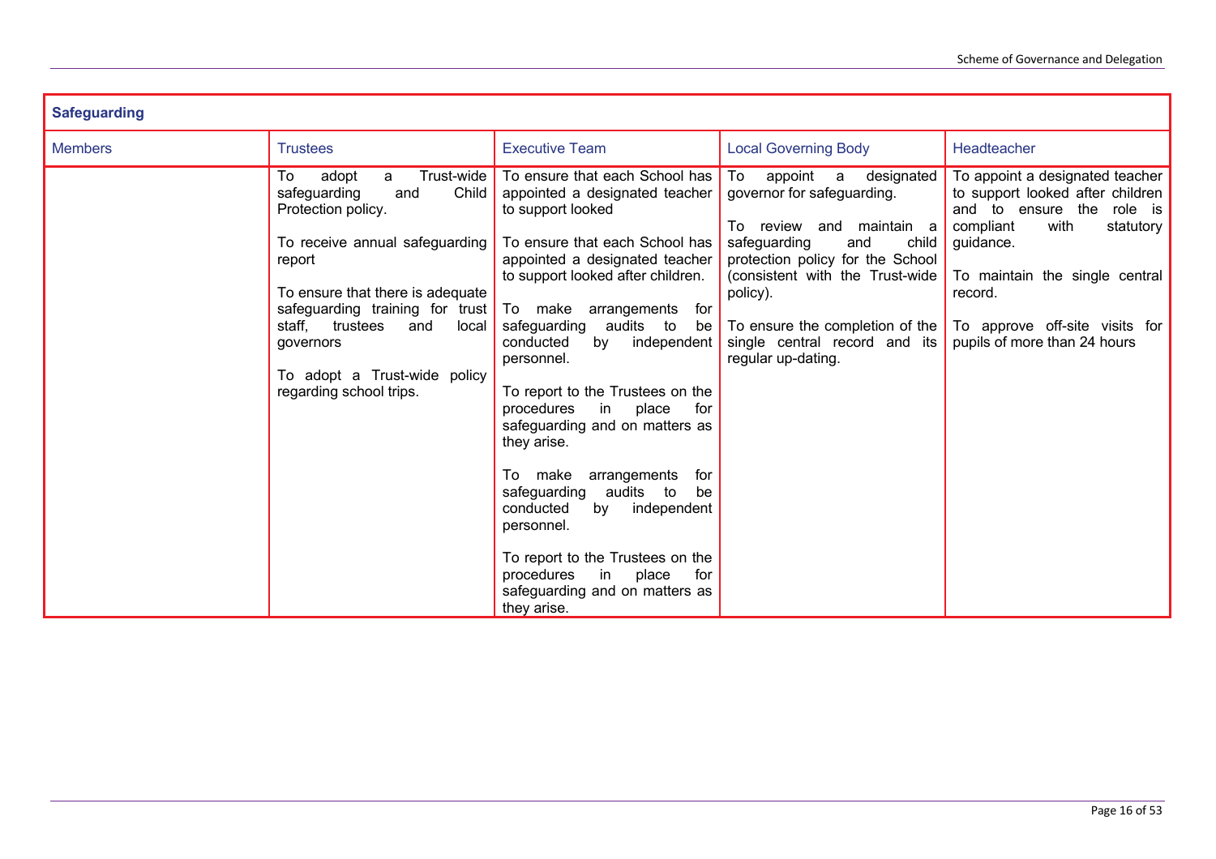| Safeguarding | | | | |
|---|---|---|---|---|
| Members | Trustees | Executive Team | Local Governing Body | Headteacher |
| | To adopt a Trust-wide safeguarding and Child Protection policy.<br><br>To receive annual safeguarding report<br><br>To ensure that there is adequate safeguarding training for trust staff, trustees and local governors<br><br>To adopt a Trust-wide policy regarding school trips. | To ensure that each School has appointed a designated teacher to support looked<br><br>To ensure that each School has appointed a designated teacher to support looked after children.<br><br>To make arrangements for safeguarding audits to be conducted by independent personnel.<br><br>To report to the Trustees on the procedures in place for safeguarding and on matters as they arise.<br><br>To make arrangements for safeguarding audits to be conducted by independent personnel.<br><br>To report to the Trustees on the procedures in place for safeguarding and on matters as they arise. | To appoint a designated governor for safeguarding.<br><br>To review and maintain a safeguarding and child protection policy for the School (consistent with the Trust-wide policy).<br><br>To ensure the completion of the single central record and its regular up-dating. | To appoint a designated teacher to support looked after children and to ensure the role is compliant with statutory guidance.<br><br>To maintain the single central record.<br><br>To approve off-site visits for pupils of more than 24 hours |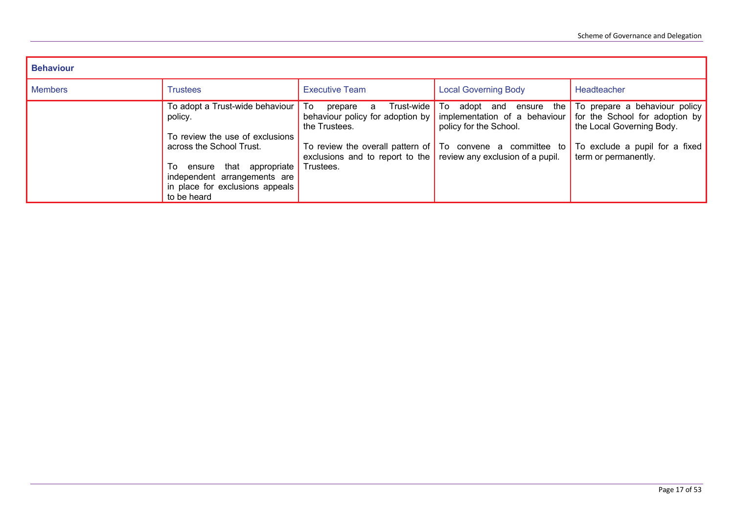| Behaviour | | | | |
|---|---|---|---|---|
| Members | Trustees | Executive Team | Local Governing Body | Headteacher |
| | To adopt a Trust-wide behaviour policy.<br><br>To review the use of exclusions across the School Trust.<br><br>To ensure that appropriate independent arrangements are in place for exclusions appeals to be heard | To prepare a Trust-wide behaviour policy for adoption by the Trustees.<br><br>To review the overall pattern of exclusions and to report to the Trustees. | To adopt and ensure the implementation of a behaviour policy for the School.<br><br>To convene a committee to review any exclusion of a pupil. | To prepare a behaviour policy for the School for adoption by the Local Governing Body.<br><br>To exclude a pupil for a fixed term or permanently. |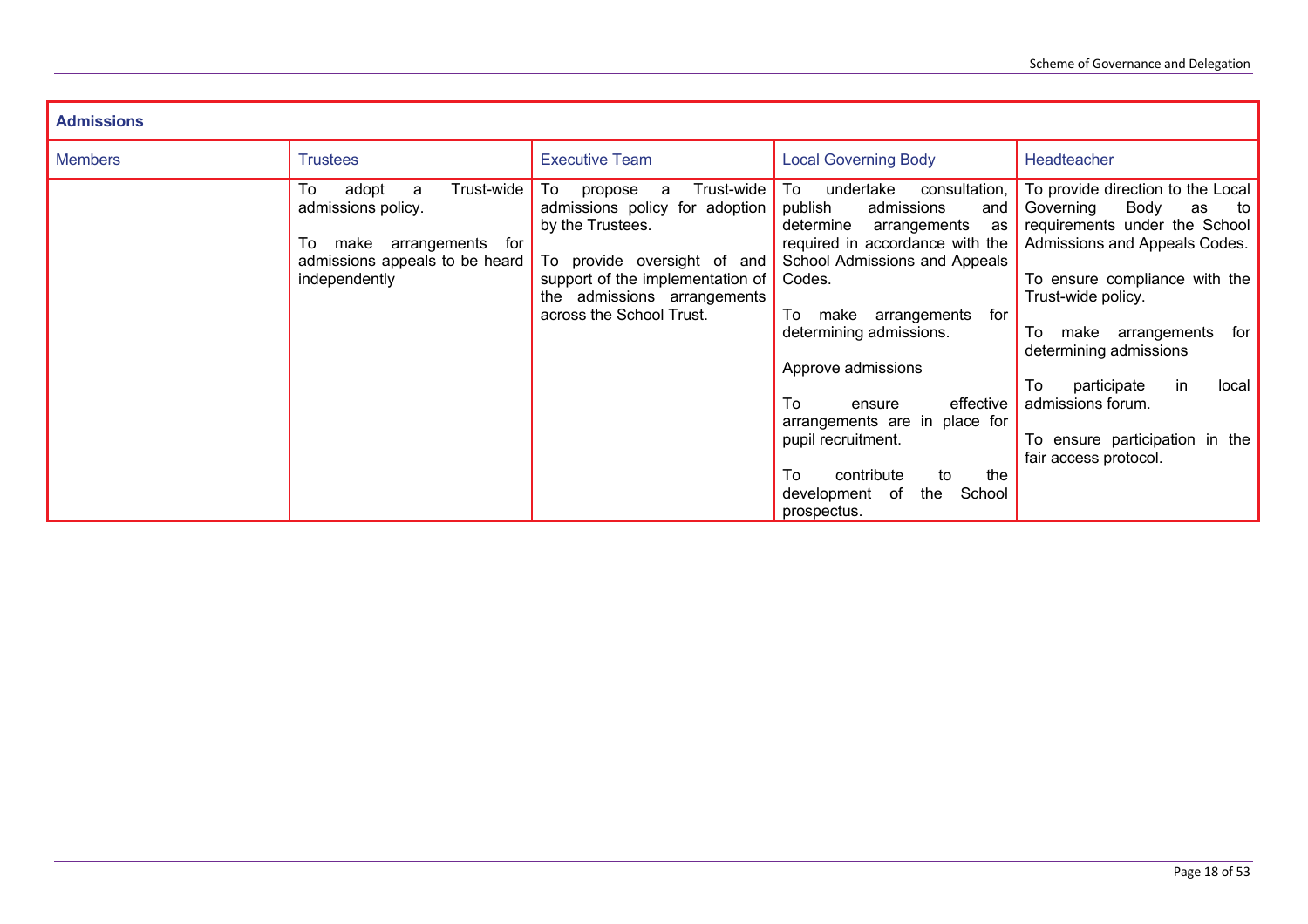| Admissions | | | | |
|---|---|---|---|---|
| Members | Trustees | Executive Team | Local Governing Body | Headteacher |
| | To adopt a Trust-wide admissions policy.<br><br>To make arrangements for admissions appeals to be heard independently | To propose a Trust-wide admissions policy for adoption by the Trustees.<br><br>To provide oversight of and support of the implementation of the admissions arrangements across the School Trust. | To undertake consultation, publish admissions and determine arrangements as required in accordance with the School Admissions and Appeals Codes.<br><br>To make arrangements for determining admissions.<br><br>Approve admissions<br><br>To ensure effective arrangements are in place for pupil recruitment.<br><br>To contribute to the development of the School prospectus. | To provide direction to the Local Governing Body as to requirements under the School Admissions and Appeals Codes.<br><br>To ensure compliance with the Trust-wide policy.<br><br>To make arrangements for determining admissions<br><br>To participate in local admissions forum.<br><br>To ensure participation in the fair access protocol. |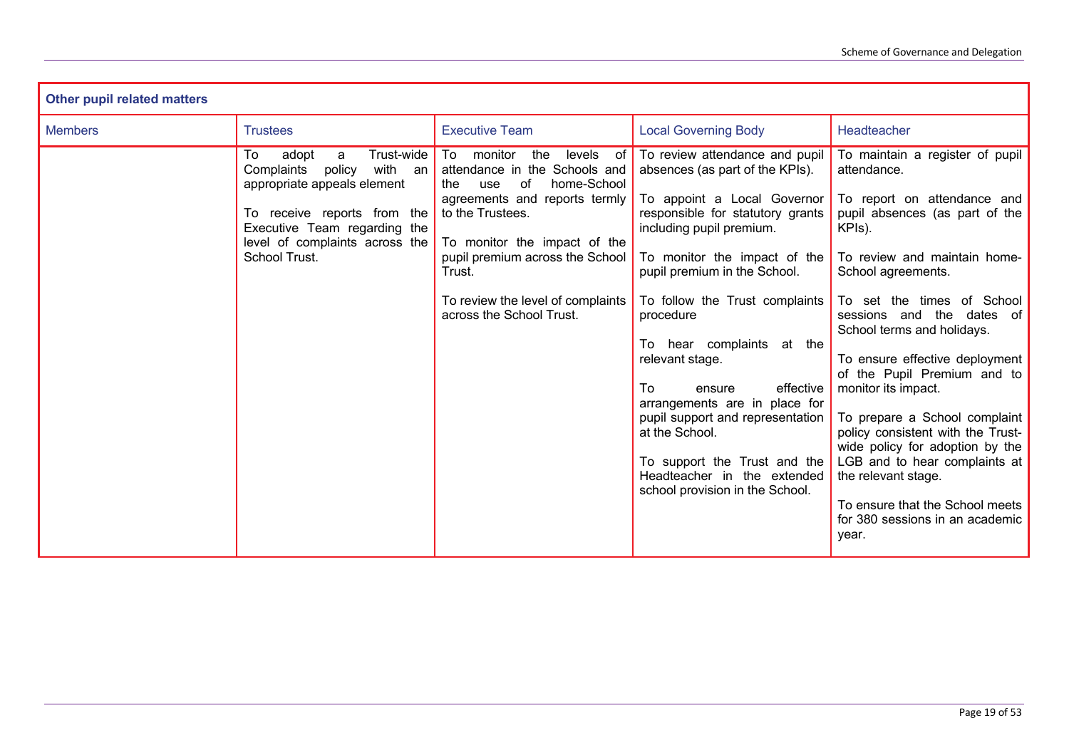| Other pupil related matters | | | | |
|---|---|---|---|---|
| Members | Trustees | Executive Team | Local Governing Body | Headteacher |
| | To adopt a Trust-wide Complaints policy with an appropriate appeals element<br><br>To receive reports from the Executive Team regarding the level of complaints across the School Trust. | To monitor the levels of attendance in the Schools and the use of home-School agreements and reports termly to the Trustees.<br><br>To monitor the impact of the pupil premium across the School Trust.<br><br>To review the level of complaints across the School Trust. | To review attendance and pupil absences (as part of the KPIs).<br><br>To appoint a Local Governor responsible for statutory grants including pupil premium.<br><br>To monitor the impact of the pupil premium in the School.<br><br>To follow the Trust complaints procedure<br><br>To hear complaints at the relevant stage.<br><br>To ensure effective arrangements are in place for pupil support and representation at the School.<br><br>To support the Trust and the Headteacher in the extended school provision in the School. | To maintain a register of pupil attendance.<br><br>To report on attendance and pupil absences (as part of the KPIs).<br><br>To review and maintain home-School agreements.<br><br>To set the times of School sessions and the dates of School terms and holidays.<br><br>To ensure effective deployment of the Pupil Premium and to monitor its impact.<br><br>To prepare a School complaint policy consistent with the Trust-wide policy for adoption by the LGB and to hear complaints at the relevant stage.<br><br>To ensure that the School meets for 380 sessions in an academic year. |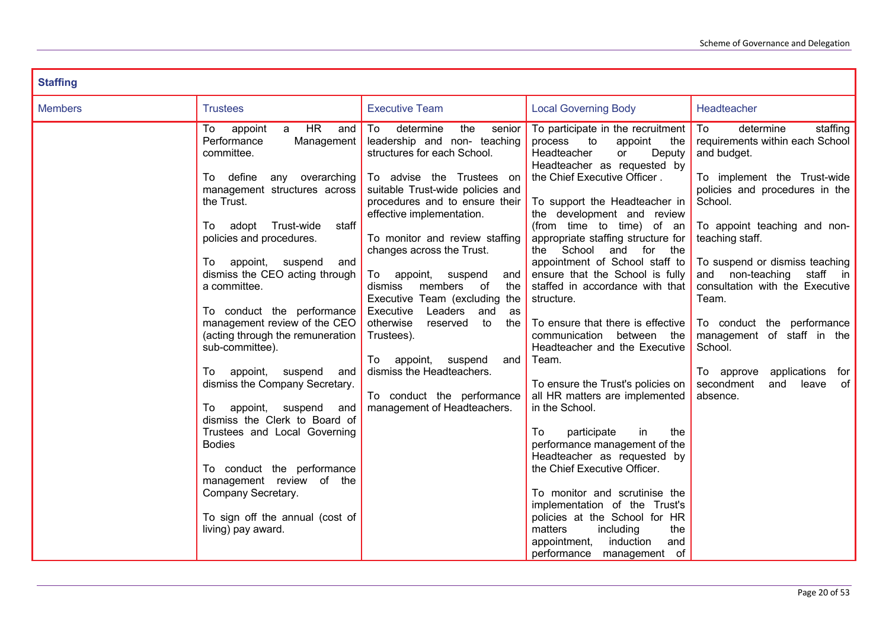| Staffing | | | | |
|---|---|---|---|---|
| Members | Trustees | Executive Team | Local Governing Body | Headteacher |
| | To appoint a HR and Performance Management committee.<br><br>To define any overarching management structures across the Trust.<br><br>To adopt Trust-wide staff policies and procedures.<br><br>To appoint, suspend and dismiss the CEO acting through a committee.<br><br>To conduct the performance management review of the CEO (acting through the remuneration sub-committee).<br><br>To appoint, suspend and dismiss the Company Secretary.<br><br>To appoint, suspend and dismiss the Clerk to Board of Trustees and Local Governing Bodies<br><br>To conduct the performance management review of the Company Secretary.<br><br>To sign off the annual (cost of living) pay award. | To determine the senior leadership and non- teaching structures for each School.<br><br>To advise the Trustees on suitable Trust-wide policies and procedures and to ensure their effective implementation.<br><br>To monitor and review staffing changes across the Trust.<br><br>To appoint, suspend and dismiss members of the Executive Team (excluding the Executive Leaders and as otherwise reserved to the Trustees).<br><br>To appoint, suspend and dismiss the Headteachers.<br><br>To conduct the performance management of Headteachers. | To participate in the recruitment process to appoint the Headteacher or Deputy Headteacher as requested by the Chief Executive Officer .<br><br>To support the Headteacher in the development and review (from time to time) of an appropriate staffing structure for the School and for the appointment of School staff to ensure that the School is fully staffed in accordance with that structure.<br><br>To ensure that there is effective communication between the Headteacher and the Executive Team.<br><br>To ensure the Trust's policies on all HR matters are implemented in the School.<br><br>To participate in the performance management of the Headteacher as requested by the Chief Executive Officer.<br><br>To monitor and scrutinise the implementation of the Trust's policies at the School for HR matters including the appointment, induction and performance management of | To determine staffing requirements within each School and budget.<br><br>To implement the Trust-wide policies and procedures in the School.<br><br>To appoint teaching and non-teaching staff.<br><br>To suspend or dismiss teaching and non-teaching staff in consultation with the Executive Team.<br><br>To conduct the performance management of staff in the School.<br><br>To approve applications for secondment and leave of absence. |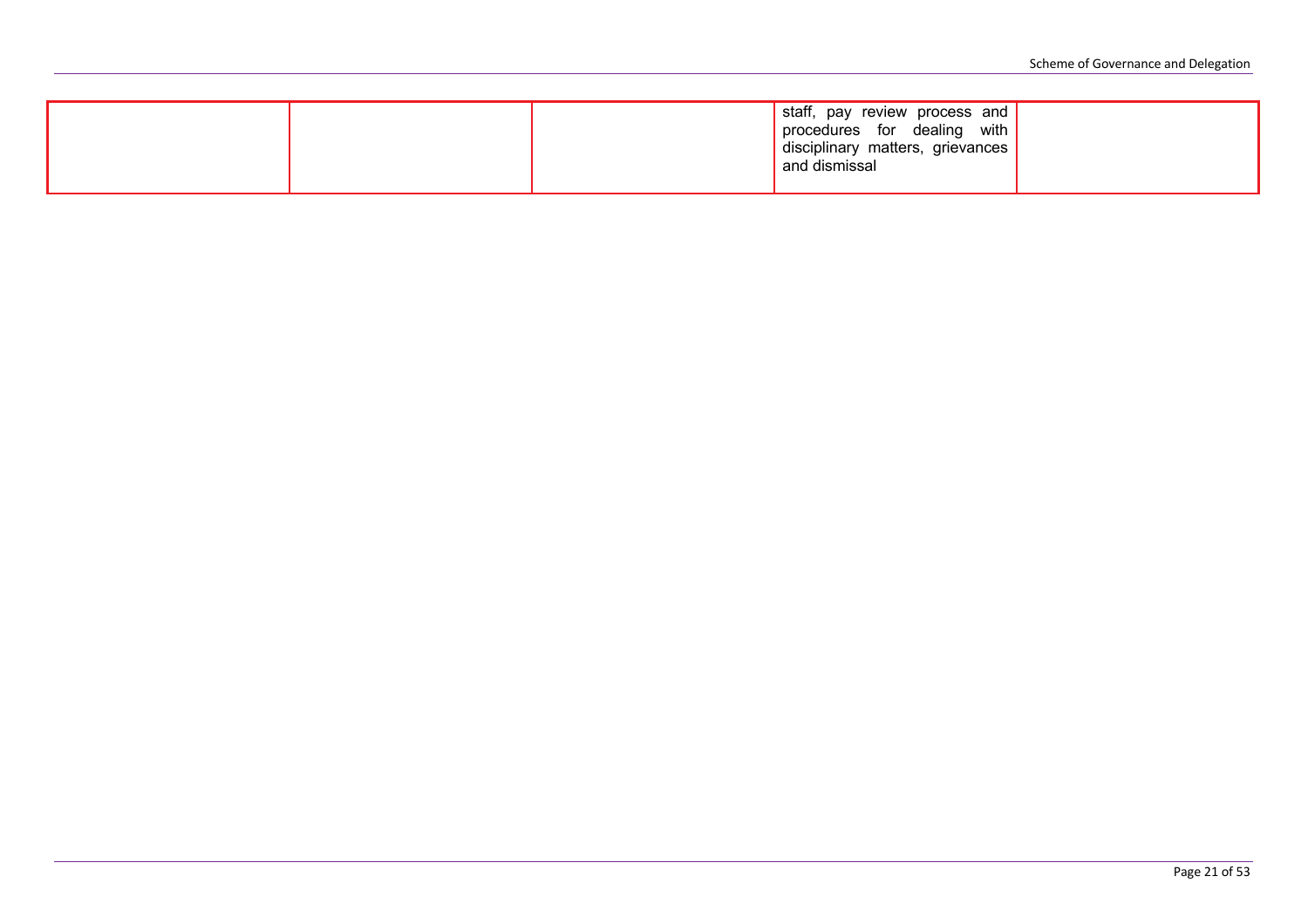| | | | | |
|---|---|---|---|---|
| | | | staff, pay review process and procedures for dealing with disciplinary matters, grievances and dismissal | |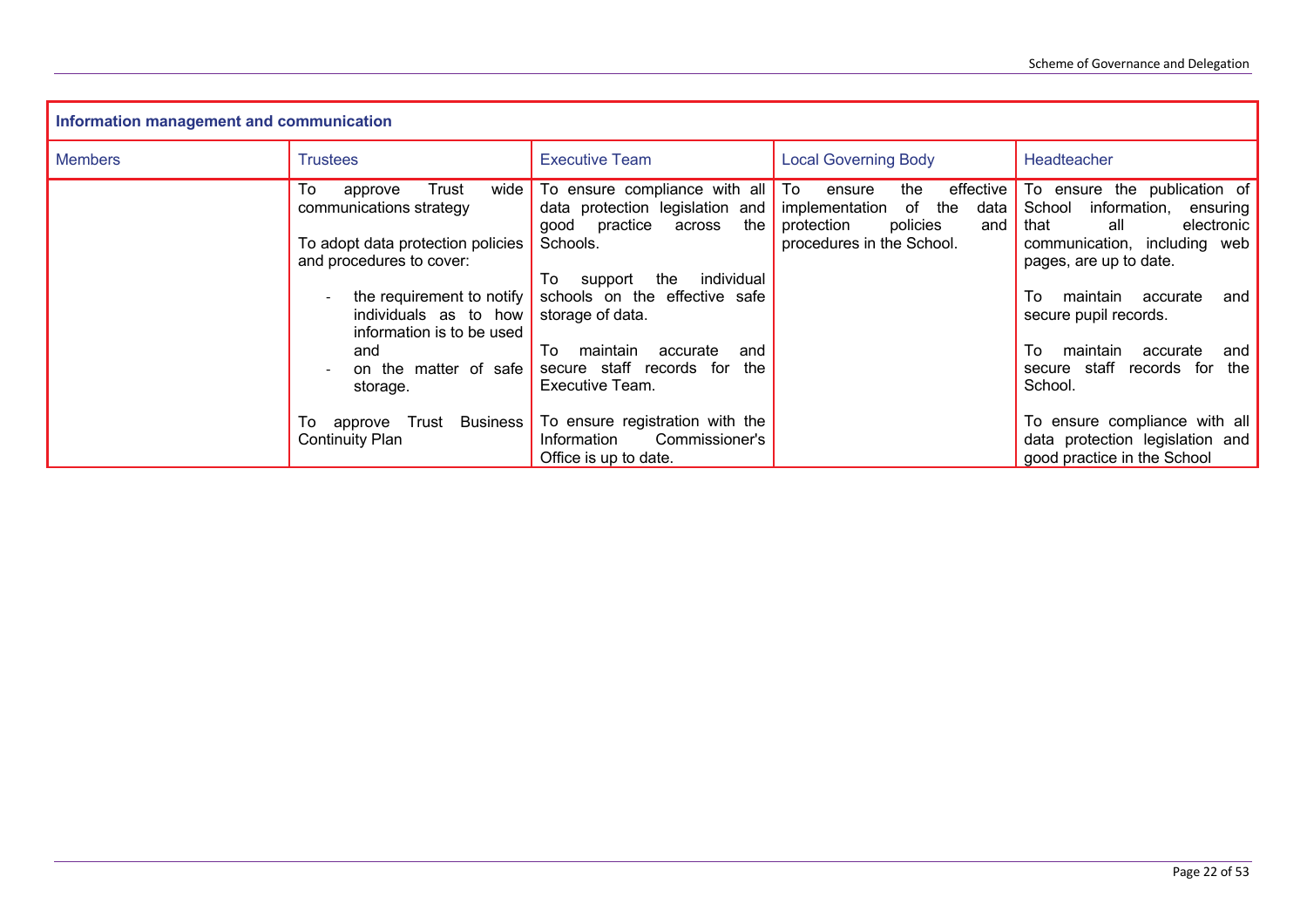| Information management and communication | | | | |
|---|---|---|---|---|
| Members | Trustees | Executive Team | Local Governing Body | Headteacher |
| | To approve Trust wide communications strategy<br><br>To adopt data protection policies and procedures to cover:<br><br>- the requirement to notify individuals as to how information is to be used and<br>- on the matter of safe storage.<br><br>To approve Trust Business Continuity Plan | To ensure compliance with all data protection legislation and good practice across the Schools.<br><br>To support the individual schools on the effective safe storage of data.<br><br>To maintain accurate and secure staff records for the Executive Team.<br><br>To ensure registration with the Information Commissioner's Office is up to date. | To ensure the effective implementation of the data protection policies and procedures in the School. | To ensure the publication of School information, ensuring that all electronic communication, including web pages, are up to date.<br><br>To maintain accurate and secure pupil records.<br><br>To maintain accurate and secure staff records for the School.<br><br>To ensure compliance with all data protection legislation and good practice in the School |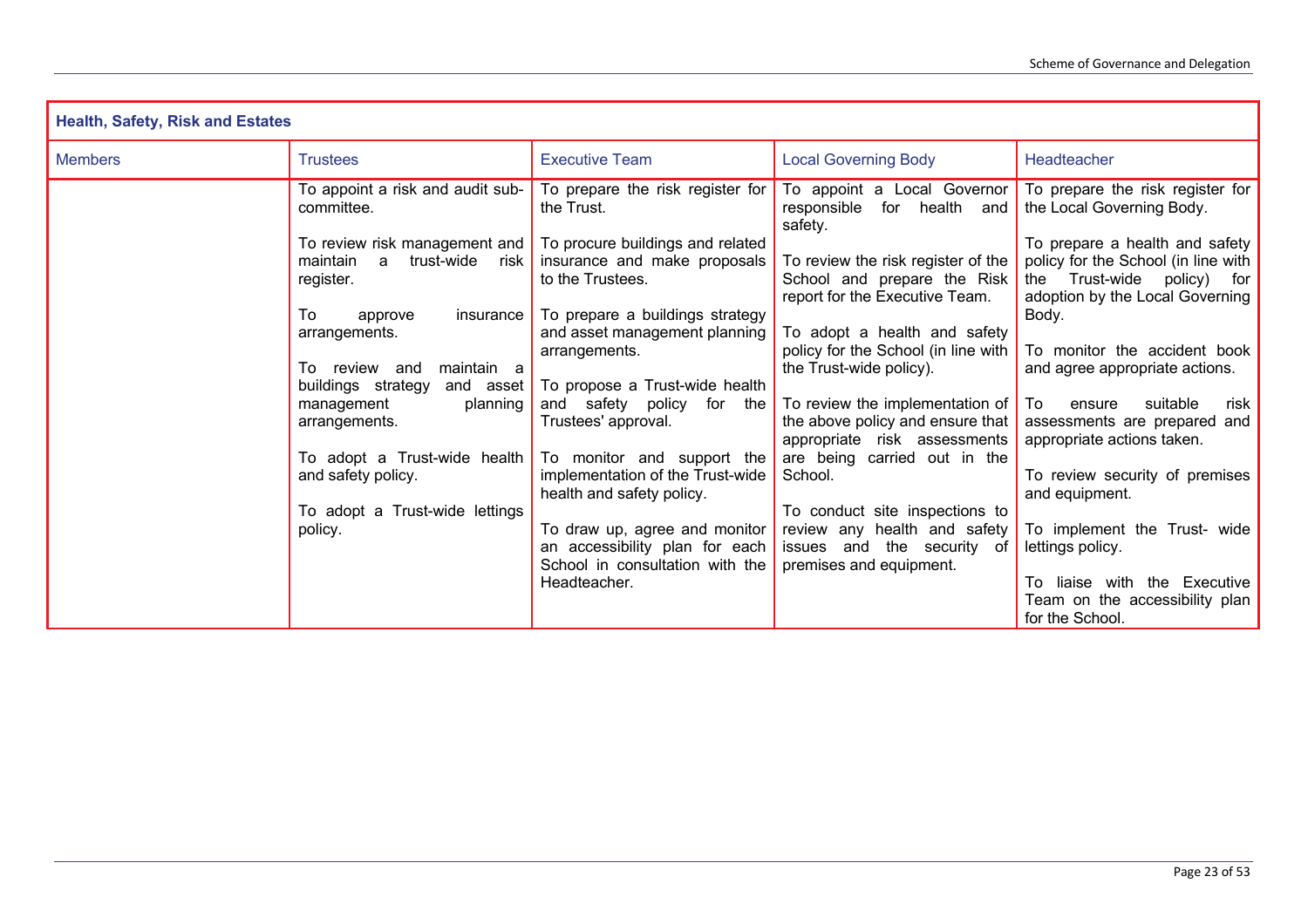| Health, Safety, Risk and Estates | | | | |
|---|---|---|---|---|
| Members | Trustees | Executive Team | Local Governing Body | Headteacher |
| | To appoint a risk and audit sub-committee.<br><br>To review risk management and maintain a trust-wide risk register.<br><br>To approve insurance arrangements.<br><br>To review and maintain a buildings strategy and asset management planning arrangements.<br><br>To adopt a Trust-wide health and safety policy.<br><br>To adopt a Trust-wide lettings policy. | To prepare the risk register for the Trust.<br><br>To procure buildings and related insurance and make proposals to the Trustees.<br><br>To prepare a buildings strategy and asset management planning arrangements.<br><br>To propose a Trust-wide health and safety policy for the Trustees' approval.<br><br>To monitor and support the implementation of the Trust-wide health and safety policy.<br><br>To draw up, agree and monitor an accessibility plan for each School in consultation with the Headteacher. | To appoint a Local Governor responsible for health and safety.<br><br>To review the risk register of the School and prepare the Risk report for the Executive Team.<br><br>To adopt a health and safety policy for the School (in line with the Trust-wide policy).<br><br>To review the implementation of the above policy and ensure that appropriate risk assessments are being carried out in the School.<br><br>To conduct site inspections to review any health and safety issues and the security of premises and equipment. | To prepare the risk register for the Local Governing Body.<br><br>To prepare a health and safety policy for the School (in line with the Trust-wide policy) for adoption by the Local Governing Body.<br><br>To monitor the accident book and agree appropriate actions.<br><br>To ensure suitable risk assessments are prepared and appropriate actions taken.<br><br>To review security of premises and equipment.<br><br>To implement the Trust- wide lettings policy.<br><br>To liaise with the Executive Team on the accessibility plan for the School. |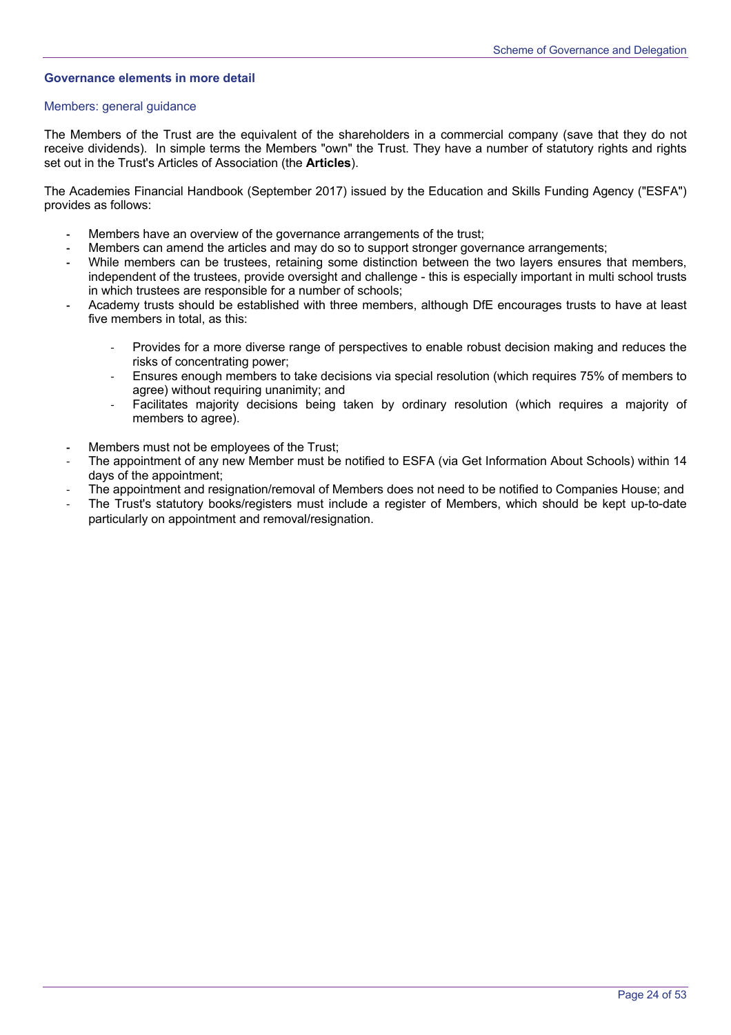## Governance elements in more detail

### Members: general guidance

The Members of the Trust are the equivalent of the shareholders in a commercial company (save that they do not receive dividends). In simple terms the Members "own" the Trust. They have a number of statutory rights and rights set out in the Trust's Articles of Association (the **Articles**).

The Academies Financial Handbook (September 2017) issued by the Education and Skills Funding Agency ("ESFA") provides as follows:

- Members have an overview of the governance arrangements of the trust;
- Members can amend the articles and may do so to support stronger governance arrangements;
- While members can be trustees, retaining some distinction between the two layers ensures that members, independent of the trustees, provide oversight and challenge - this is especially important in multi school trusts in which trustees are responsible for a number of schools;
- Academy trusts should be established with three members, although DfE encourages trusts to have at least five members in total, as this:
  - Provides for a more diverse range of perspectives to enable robust decision making and reduces the risks of concentrating power;
  - Ensures enough members to take decisions via special resolution (which requires 75% of members to agree) without requiring unanimity; and
  - Facilitates majority decisions being taken by ordinary resolution (which requires a majority of members to agree).
- Members must not be employees of the Trust;
- The appointment of any new Member must be notified to ESFA (via Get Information About Schools) within 14 days of the appointment;
- The appointment and resignation/removal of Members does not need to be notified to Companies House; and
- The Trust's statutory books/registers must include a register of Members, which should be kept up-to-date particularly on appointment and removal/resignation.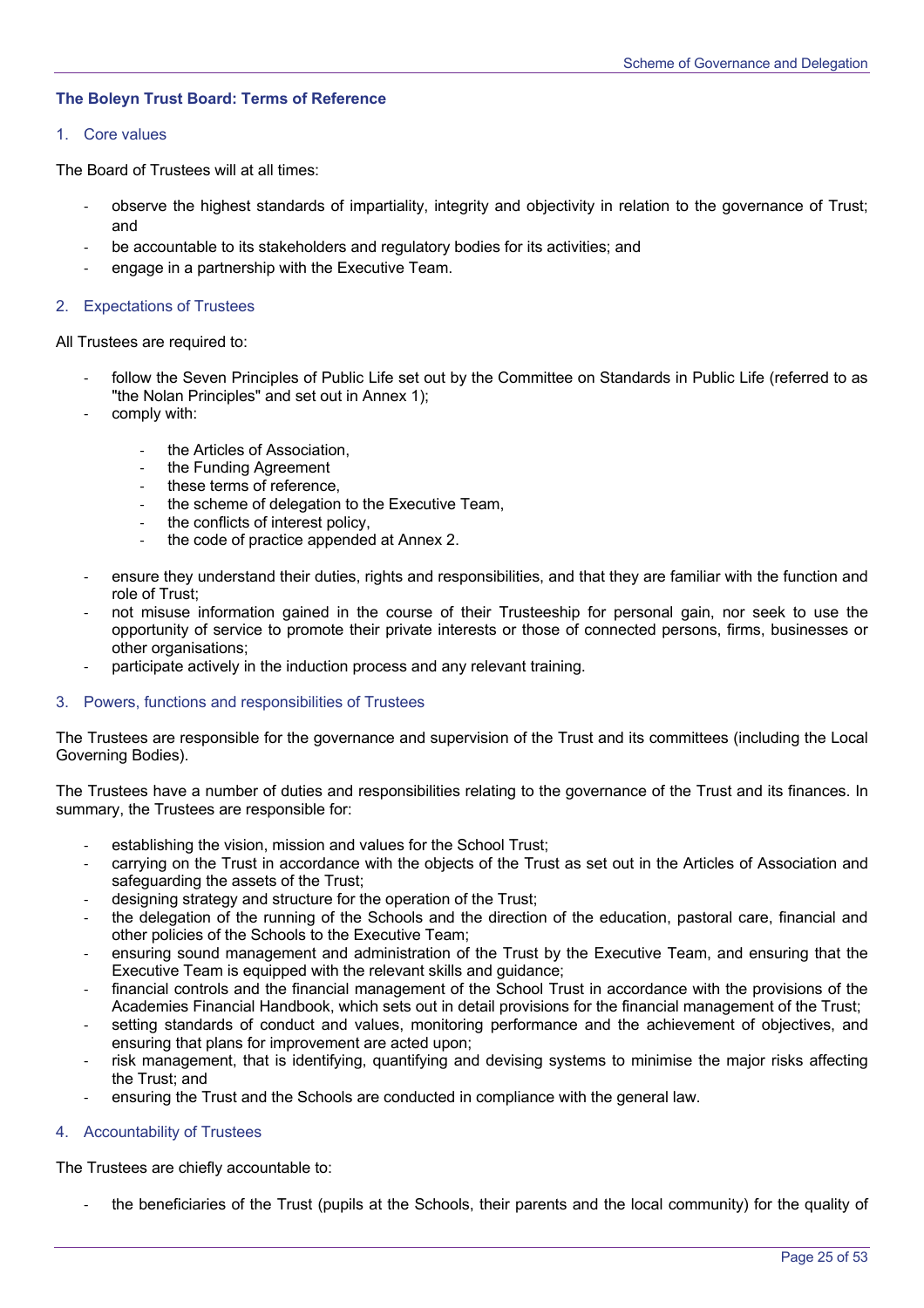## The Boleyn Trust Board: Terms of Reference

### 1. Core values

The Board of Trustees will at all times:

- observe the highest standards of impartiality, integrity and objectivity in relation to the governance of Trust; and
- be accountable to its stakeholders and regulatory bodies for its activities; and
- engage in a partnership with the Executive Team.

### 2. Expectations of Trustees

All Trustees are required to:

- follow the Seven Principles of Public Life set out by the Committee on Standards in Public Life (referred to as "the Nolan Principles" and set out in Annex 1);
- comply with:
  - the Articles of Association,
  - the Funding Agreement
  - these terms of reference,
  - the scheme of delegation to the Executive Team,
  - the conflicts of interest policy,
  - the code of practice appended at Annex 2.
- ensure they understand their duties, rights and responsibilities, and that they are familiar with the function and role of Trust;
- not misuse information gained in the course of their Trusteeship for personal gain, nor seek to use the opportunity of service to promote their private interests or those of connected persons, firms, businesses or other organisations;
- participate actively in the induction process and any relevant training.

### 3. Powers, functions and responsibilities of Trustees

The Trustees are responsible for the governance and supervision of the Trust and its committees (including the Local Governing Bodies).

The Trustees have a number of duties and responsibilities relating to the governance of the Trust and its finances. In summary, the Trustees are responsible for:

- establishing the vision, mission and values for the School Trust;
- carrying on the Trust in accordance with the objects of the Trust as set out in the Articles of Association and safeguarding the assets of the Trust;
- designing strategy and structure for the operation of the Trust;
- the delegation of the running of the Schools and the direction of the education, pastoral care, financial and other policies of the Schools to the Executive Team;
- ensuring sound management and administration of the Trust by the Executive Team, and ensuring that the Executive Team is equipped with the relevant skills and guidance;
- financial controls and the financial management of the School Trust in accordance with the provisions of the Academies Financial Handbook, which sets out in detail provisions for the financial management of the Trust;
- setting standards of conduct and values, monitoring performance and the achievement of objectives, and ensuring that plans for improvement are acted upon;
- risk management, that is identifying, quantifying and devising systems to minimise the major risks affecting the Trust; and
- ensuring the Trust and the Schools are conducted in compliance with the general law.

### 4. Accountability of Trustees

The Trustees are chiefly accountable to:

- the beneficiaries of the Trust (pupils at the Schools, their parents and the local community) for the quality of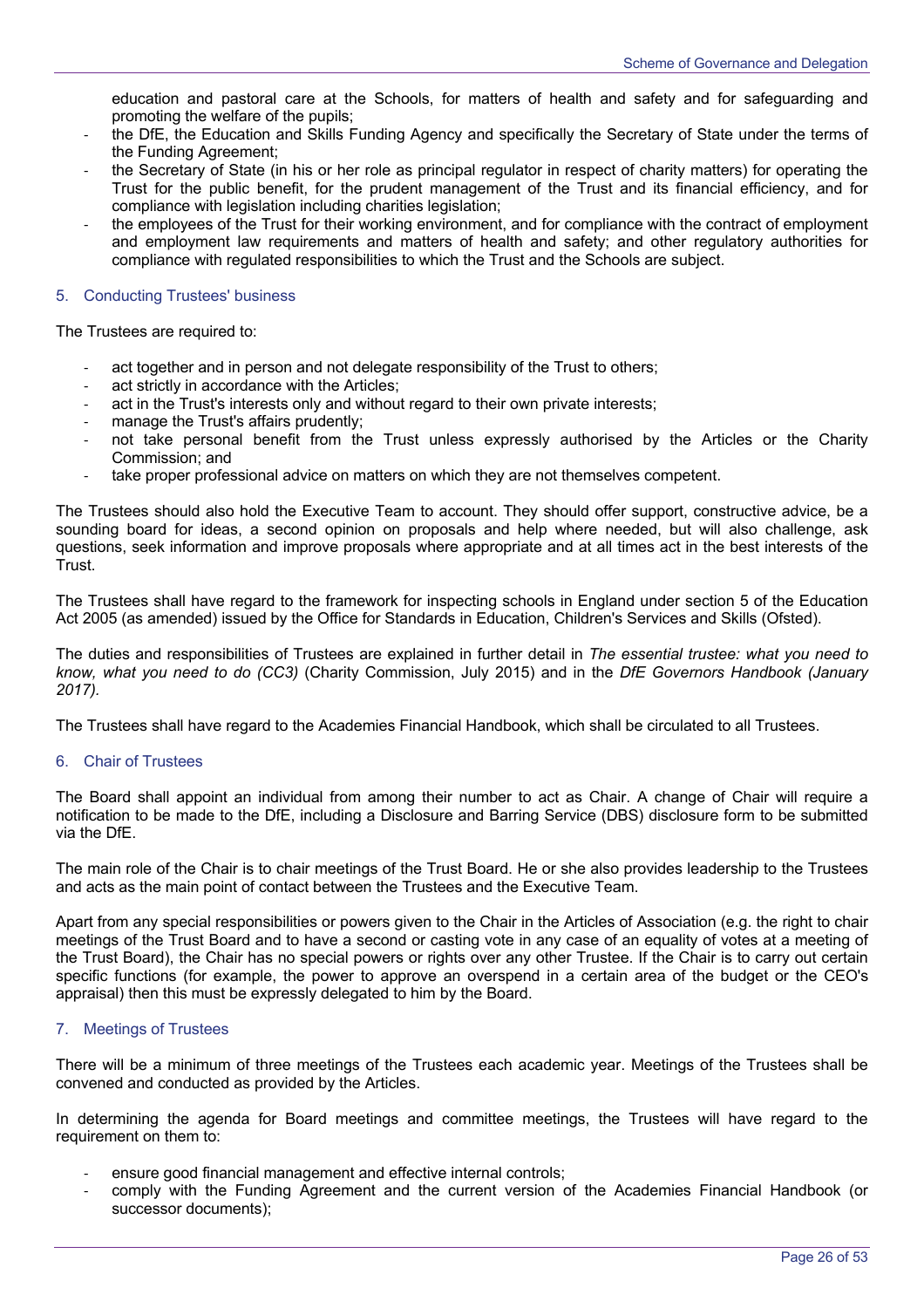education and pastoral care at the Schools, for matters of health and safety and for safeguarding and promoting the welfare of the pupils;

- the DfE, the Education and Skills Funding Agency and specifically the Secretary of State under the terms of the Funding Agreement;
- the Secretary of State (in his or her role as principal regulator in respect of charity matters) for operating the Trust for the public benefit, for the prudent management of the Trust and its financial efficiency, and for compliance with legislation including charities legislation;
- the employees of the Trust for their working environment, and for compliance with the contract of employment and employment law requirements and matters of health and safety; and other regulatory authorities for compliance with regulated responsibilities to which the Trust and the Schools are subject.

## 5. Conducting Trustees' business

The Trustees are required to:

- act together and in person and not delegate responsibility of the Trust to others;
- act strictly in accordance with the Articles;
- act in the Trust's interests only and without regard to their own private interests;
- manage the Trust's affairs prudently;
- not take personal benefit from the Trust unless expressly authorised by the Articles or the Charity Commission; and
- take proper professional advice on matters on which they are not themselves competent.

The Trustees should also hold the Executive Team to account. They should offer support, constructive advice, be a sounding board for ideas, a second opinion on proposals and help where needed, but will also challenge, ask questions, seek information and improve proposals where appropriate and at all times act in the best interests of the Trust.

The Trustees shall have regard to the framework for inspecting schools in England under section 5 of the Education Act 2005 (as amended) issued by the Office for Standards in Education, Children's Services and Skills (Ofsted).

The duties and responsibilities of Trustees are explained in further detail in *The essential trustee: what you need to know, what you need to do (CC3)* (Charity Commission, July 2015) and in the *DfE Governors Handbook (January 2017).*

The Trustees shall have regard to the Academies Financial Handbook, which shall be circulated to all Trustees.

## 6. Chair of Trustees

The Board shall appoint an individual from among their number to act as Chair. A change of Chair will require a notification to be made to the DfE, including a Disclosure and Barring Service (DBS) disclosure form to be submitted via the DfE.

The main role of the Chair is to chair meetings of the Trust Board. He or she also provides leadership to the Trustees and acts as the main point of contact between the Trustees and the Executive Team.

Apart from any special responsibilities or powers given to the Chair in the Articles of Association (e.g. the right to chair meetings of the Trust Board and to have a second or casting vote in any case of an equality of votes at a meeting of the Trust Board), the Chair has no special powers or rights over any other Trustee. If the Chair is to carry out certain specific functions (for example, the power to approve an overspend in a certain area of the budget or the CEO's appraisal) then this must be expressly delegated to him by the Board.

## 7. Meetings of Trustees

There will be a minimum of three meetings of the Trustees each academic year. Meetings of the Trustees shall be convened and conducted as provided by the Articles.

In determining the agenda for Board meetings and committee meetings, the Trustees will have regard to the requirement on them to:

- ensure good financial management and effective internal controls;
- comply with the Funding Agreement and the current version of the Academies Financial Handbook (or successor documents);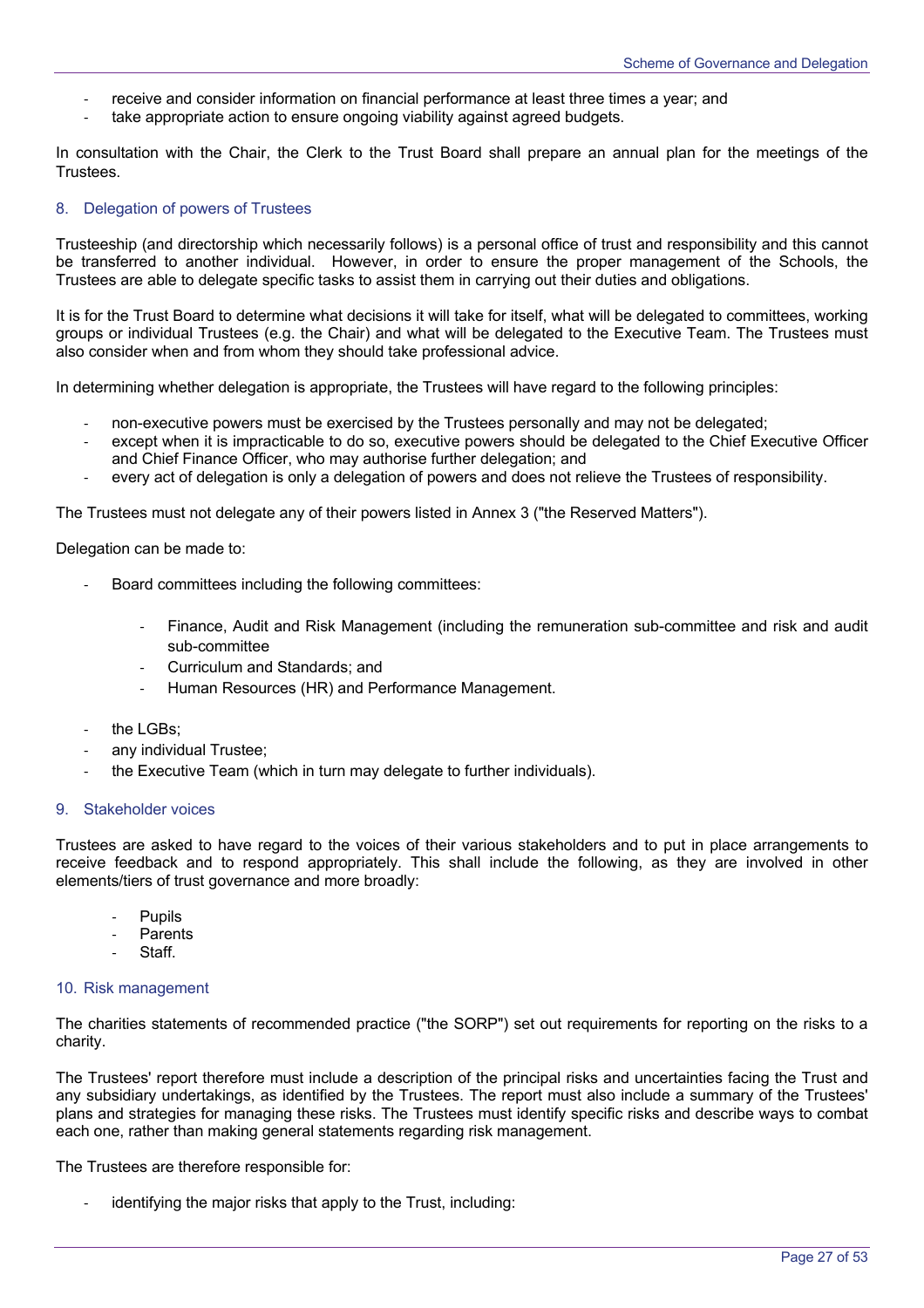- receive and consider information on financial performance at least three times a year; and
- take appropriate action to ensure ongoing viability against agreed budgets.

In consultation with the Chair, the Clerk to the Trust Board shall prepare an annual plan for the meetings of the Trustees.

## 8. Delegation of powers of Trustees

Trusteeship (and directorship which necessarily follows) is a personal office of trust and responsibility and this cannot be transferred to another individual. However, in order to ensure the proper management of the Schools, the Trustees are able to delegate specific tasks to assist them in carrying out their duties and obligations.

It is for the Trust Board to determine what decisions it will take for itself, what will be delegated to committees, working groups or individual Trustees (e.g. the Chair) and what will be delegated to the Executive Team. The Trustees must also consider when and from whom they should take professional advice.

In determining whether delegation is appropriate, the Trustees will have regard to the following principles:

- non-executive powers must be exercised by the Trustees personally and may not be delegated;
- except when it is impracticable to do so, executive powers should be delegated to the Chief Executive Officer and Chief Finance Officer, who may authorise further delegation; and
- every act of delegation is only a delegation of powers and does not relieve the Trustees of responsibility.

The Trustees must not delegate any of their powers listed in Annex 3 ("the Reserved Matters").

Delegation can be made to:

- Board committees including the following committees:
  - Finance, Audit and Risk Management (including the remuneration sub-committee and risk and audit sub-committee
  - Curriculum and Standards; and
  - Human Resources (HR) and Performance Management.
- the LGBs;
- any individual Trustee;
- the Executive Team (which in turn may delegate to further individuals).

## 9. Stakeholder voices

Trustees are asked to have regard to the voices of their various stakeholders and to put in place arrangements to receive feedback and to respond appropriately. This shall include the following, as they are involved in other elements/tiers of trust governance and more broadly:

- Pupils
- Parents
- Staff.

## 10. Risk management

The charities statements of recommended practice ("the SORP") set out requirements for reporting on the risks to a charity.

The Trustees' report therefore must include a description of the principal risks and uncertainties facing the Trust and any subsidiary undertakings, as identified by the Trustees. The report must also include a summary of the Trustees' plans and strategies for managing these risks. The Trustees must identify specific risks and describe ways to combat each one, rather than making general statements regarding risk management.

The Trustees are therefore responsible for:

- identifying the major risks that apply to the Trust, including: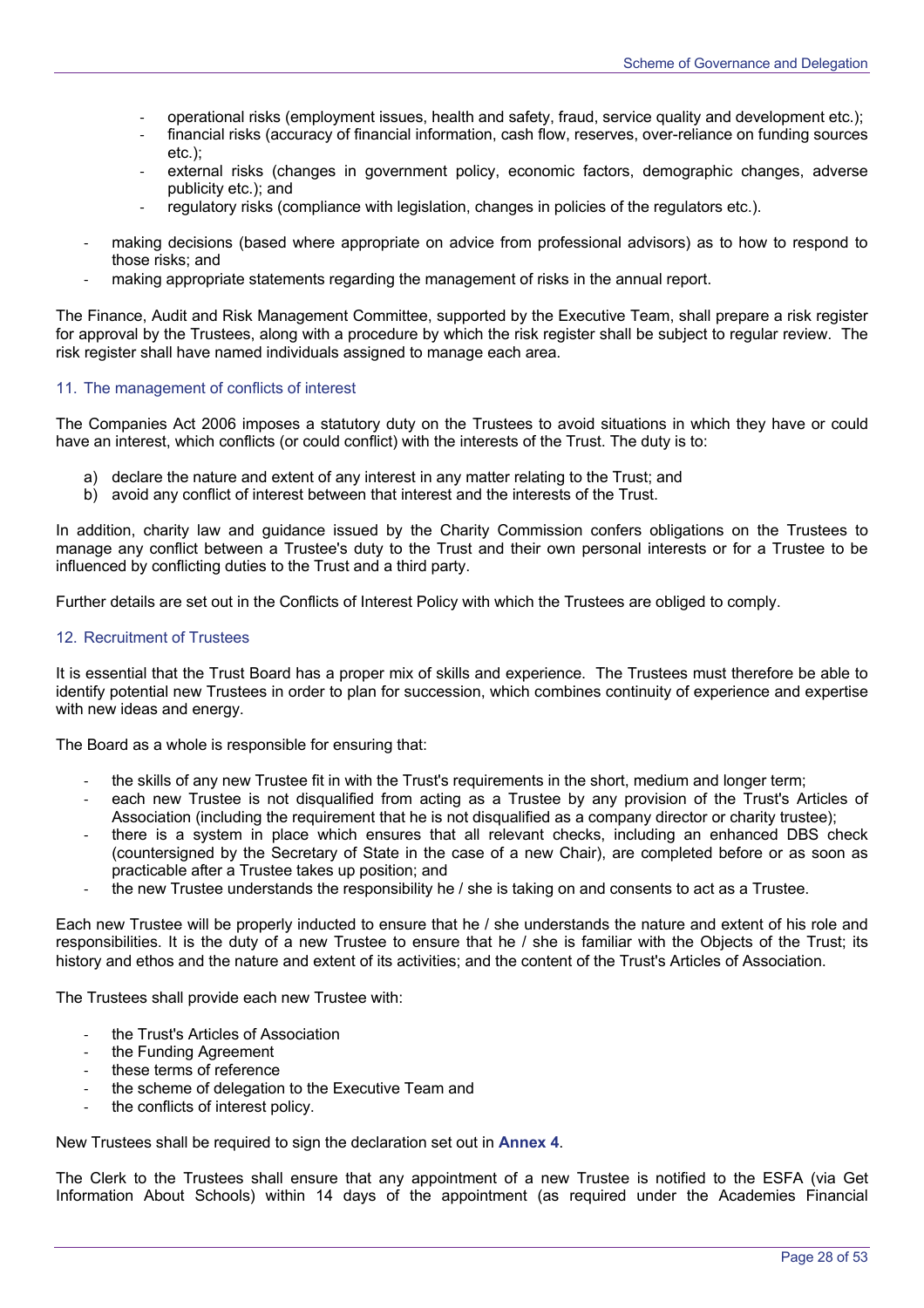- operational risks (employment issues, health and safety, fraud, service quality and development etc.);
    - financial risks (accuracy of financial information, cash flow, reserves, over-reliance on funding sources etc.);
    - external risks (changes in government policy, economic factors, demographic changes, adverse publicity etc.); and
    - regulatory risks (compliance with legislation, changes in policies of the regulators etc.).
- making decisions (based where appropriate on advice from professional advisors) as to how to respond to those risks; and
- making appropriate statements regarding the management of risks in the annual report.

The Finance, Audit and Risk Management Committee, supported by the Executive Team, shall prepare a risk register for approval by the Trustees, along with a procedure by which the risk register shall be subject to regular review. The risk register shall have named individuals assigned to manage each area.

### 11. The management of conflicts of interest

The Companies Act 2006 imposes a statutory duty on the Trustees to avoid situations in which they have or could have an interest, which conflicts (or could conflict) with the interests of the Trust. The duty is to:

a) declare the nature and extent of any interest in any matter relating to the Trust; and
b) avoid any conflict of interest between that interest and the interests of the Trust.

In addition, charity law and guidance issued by the Charity Commission confers obligations on the Trustees to manage any conflict between a Trustee's duty to the Trust and their own personal interests or for a Trustee to be influenced by conflicting duties to the Trust and a third party.

Further details are set out in the Conflicts of Interest Policy with which the Trustees are obliged to comply.

### 12. Recruitment of Trustees

It is essential that the Trust Board has a proper mix of skills and experience. The Trustees must therefore be able to identify potential new Trustees in order to plan for succession, which combines continuity of experience and expertise with new ideas and energy.

The Board as a whole is responsible for ensuring that:

- the skills of any new Trustee fit in with the Trust's requirements in the short, medium and longer term;
- each new Trustee is not disqualified from acting as a Trustee by any provision of the Trust's Articles of Association (including the requirement that he is not disqualified as a company director or charity trustee);
- there is a system in place which ensures that all relevant checks, including an enhanced DBS check (countersigned by the Secretary of State in the case of a new Chair), are completed before or as soon as practicable after a Trustee takes up position; and
- the new Trustee understands the responsibility he / she is taking on and consents to act as a Trustee.

Each new Trustee will be properly inducted to ensure that he / she understands the nature and extent of his role and responsibilities. It is the duty of a new Trustee to ensure that he / she is familiar with the Objects of the Trust; its history and ethos and the nature and extent of its activities; and the content of the Trust's Articles of Association.

The Trustees shall provide each new Trustee with:

- the Trust's Articles of Association
- the Funding Agreement
- these terms of reference
- the scheme of delegation to the Executive Team and
- the conflicts of interest policy.

New Trustees shall be required to sign the declaration set out in **Annex 4**.

The Clerk to the Trustees shall ensure that any appointment of a new Trustee is notified to the ESFA (via Get Information About Schools) within 14 days of the appointment (as required under the Academies Financial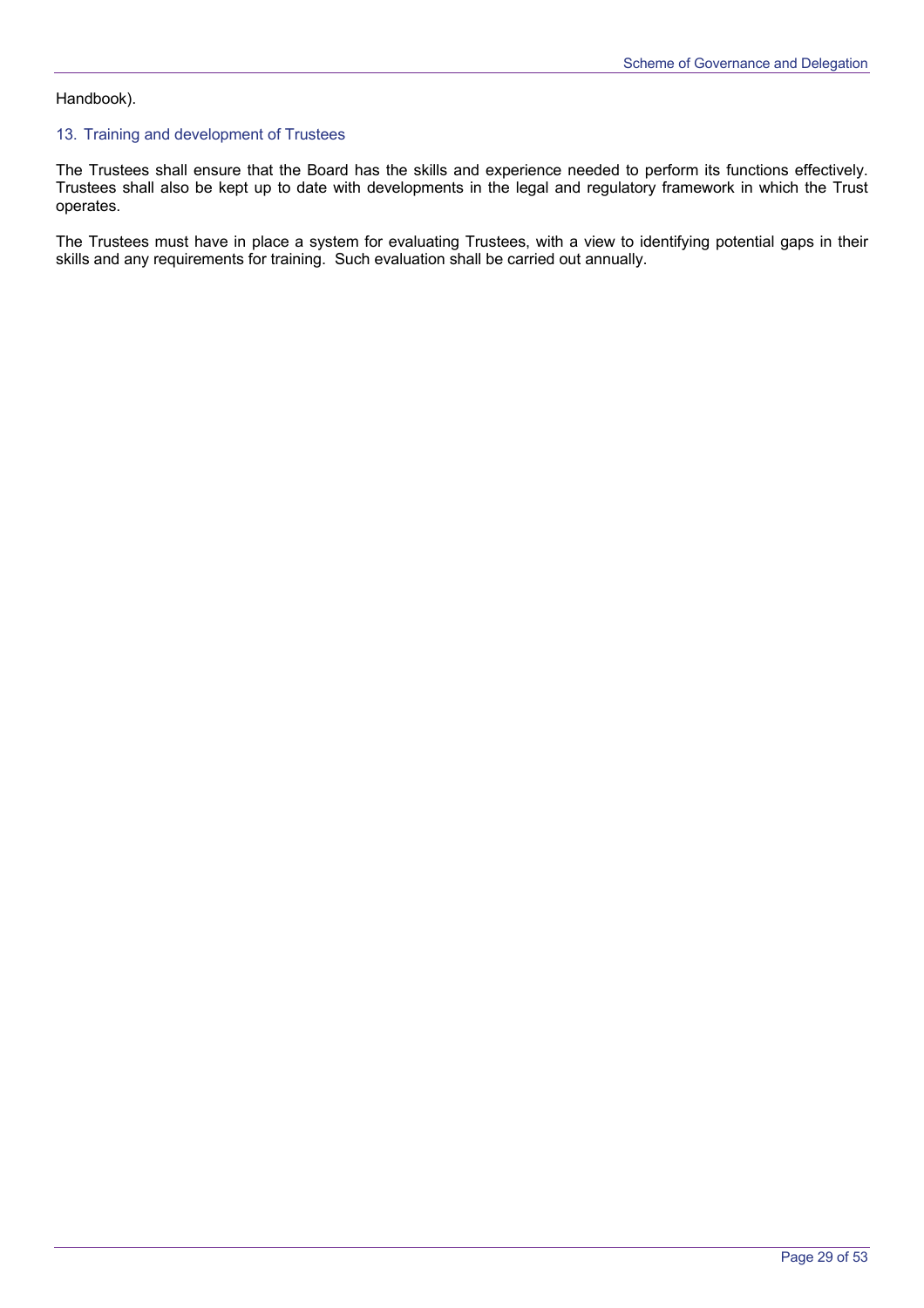Handbook).

## 13. Training and development of Trustees

The Trustees shall ensure that the Board has the skills and experience needed to perform its functions effectively. Trustees shall also be kept up to date with developments in the legal and regulatory framework in which the Trust operates.

The Trustees must have in place a system for evaluating Trustees, with a view to identifying potential gaps in their skills and any requirements for training. Such evaluation shall be carried out annually.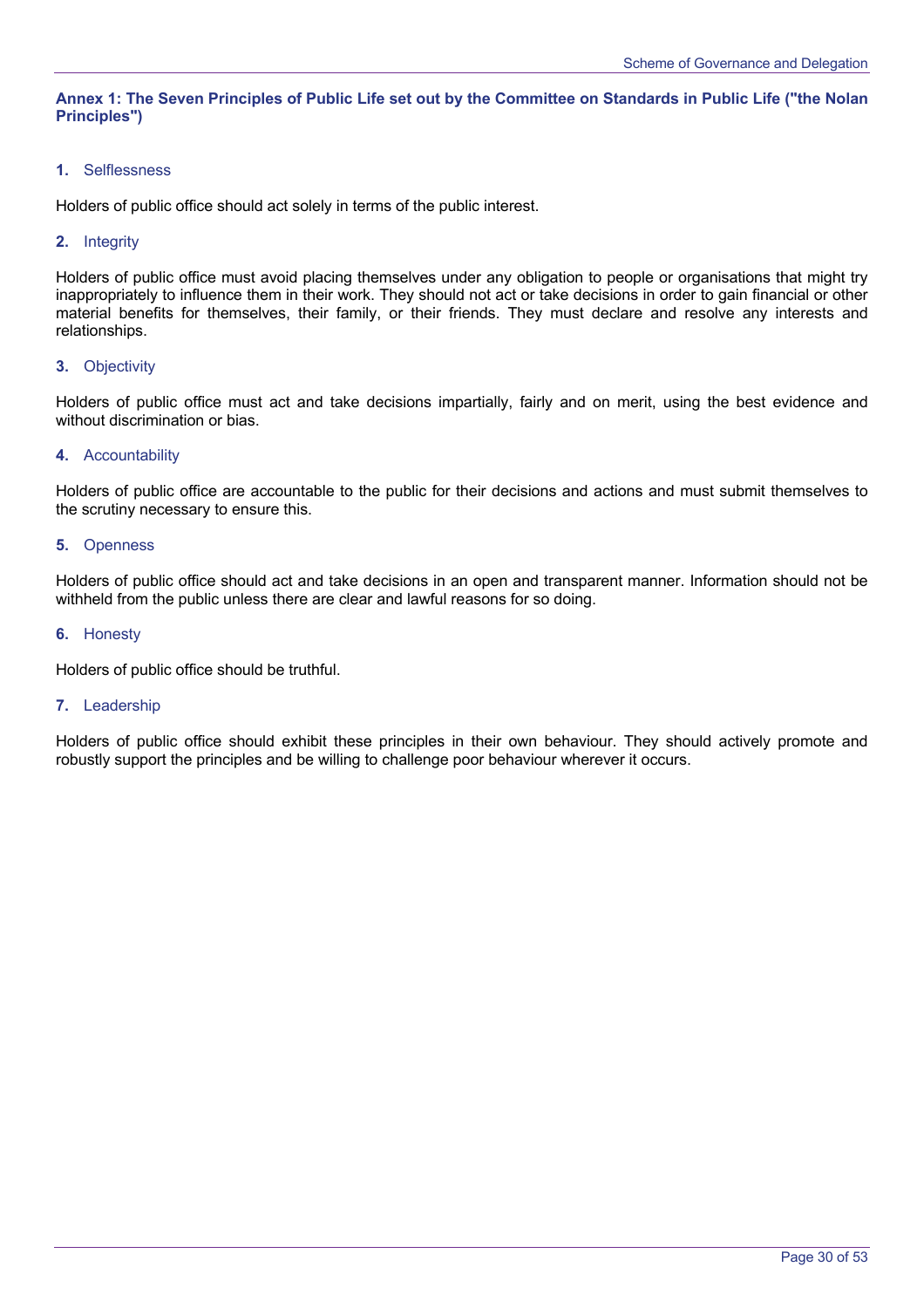## Annex 1: The Seven Principles of Public Life set out by the Committee on Standards in Public Life ("the Nolan Principles")

### 1. Selflessness

Holders of public office should act solely in terms of the public interest.

### 2. Integrity

Holders of public office must avoid placing themselves under any obligation to people or organisations that might try inappropriately to influence them in their work. They should not act or take decisions in order to gain financial or other material benefits for themselves, their family, or their friends. They must declare and resolve any interests and relationships.

### 3. Objectivity

Holders of public office must act and take decisions impartially, fairly and on merit, using the best evidence and without discrimination or bias.

### 4. Accountability

Holders of public office are accountable to the public for their decisions and actions and must submit themselves to the scrutiny necessary to ensure this.

### 5. Openness

Holders of public office should act and take decisions in an open and transparent manner. Information should not be withheld from the public unless there are clear and lawful reasons for so doing.

### 6. Honesty

Holders of public office should be truthful.

### 7. Leadership

Holders of public office should exhibit these principles in their own behaviour. They should actively promote and robustly support the principles and be willing to challenge poor behaviour wherever it occurs.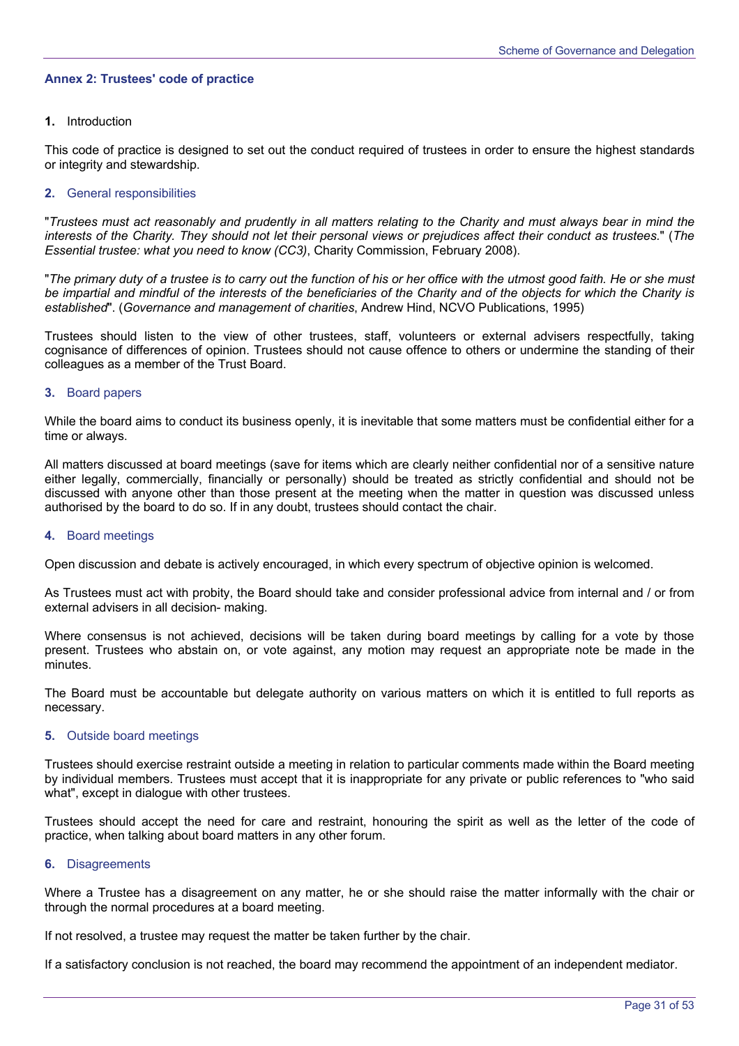## Annex 2: Trustees' code of practice

**1.** Introduction

This code of practice is designed to set out the conduct required of trustees in order to ensure the highest standards or integrity and stewardship.

### 2. General responsibilities

"*Trustees must act reasonably and prudently in all matters relating to the Charity and must always bear in mind the interests of the Charity. They should not let their personal views or prejudices affect their conduct as trustees.*" (*The Essential trustee: what you need to know (CC3)*, Charity Commission, February 2008).

"*The primary duty of a trustee is to carry out the function of his or her office with the utmost good faith. He or she must be impartial and mindful of the interests of the beneficiaries of the Charity and of the objects for which the Charity is established*". (*Governance and management of charities*, Andrew Hind, NCVO Publications, 1995)

Trustees should listen to the view of other trustees, staff, volunteers or external advisers respectfully, taking cognisance of differences of opinion. Trustees should not cause offence to others or undermine the standing of their colleagues as a member of the Trust Board.

### 3. Board papers

While the board aims to conduct its business openly, it is inevitable that some matters must be confidential either for a time or always.

All matters discussed at board meetings (save for items which are clearly neither confidential nor of a sensitive nature either legally, commercially, financially or personally) should be treated as strictly confidential and should not be discussed with anyone other than those present at the meeting when the matter in question was discussed unless authorised by the board to do so. If in any doubt, trustees should contact the chair.

### 4. Board meetings

Open discussion and debate is actively encouraged, in which every spectrum of objective opinion is welcomed.

As Trustees must act with probity, the Board should take and consider professional advice from internal and / or from external advisers in all decision- making.

Where consensus is not achieved, decisions will be taken during board meetings by calling for a vote by those present. Trustees who abstain on, or vote against, any motion may request an appropriate note be made in the minutes.

The Board must be accountable but delegate authority on various matters on which it is entitled to full reports as necessary.

### 5. Outside board meetings

Trustees should exercise restraint outside a meeting in relation to particular comments made within the Board meeting by individual members. Trustees must accept that it is inappropriate for any private or public references to "who said what", except in dialogue with other trustees.

Trustees should accept the need for care and restraint, honouring the spirit as well as the letter of the code of practice, when talking about board matters in any other forum.

### 6. Disagreements

Where a Trustee has a disagreement on any matter, he or she should raise the matter informally with the chair or through the normal procedures at a board meeting.

If not resolved, a trustee may request the matter be taken further by the chair.

If a satisfactory conclusion is not reached, the board may recommend the appointment of an independent mediator.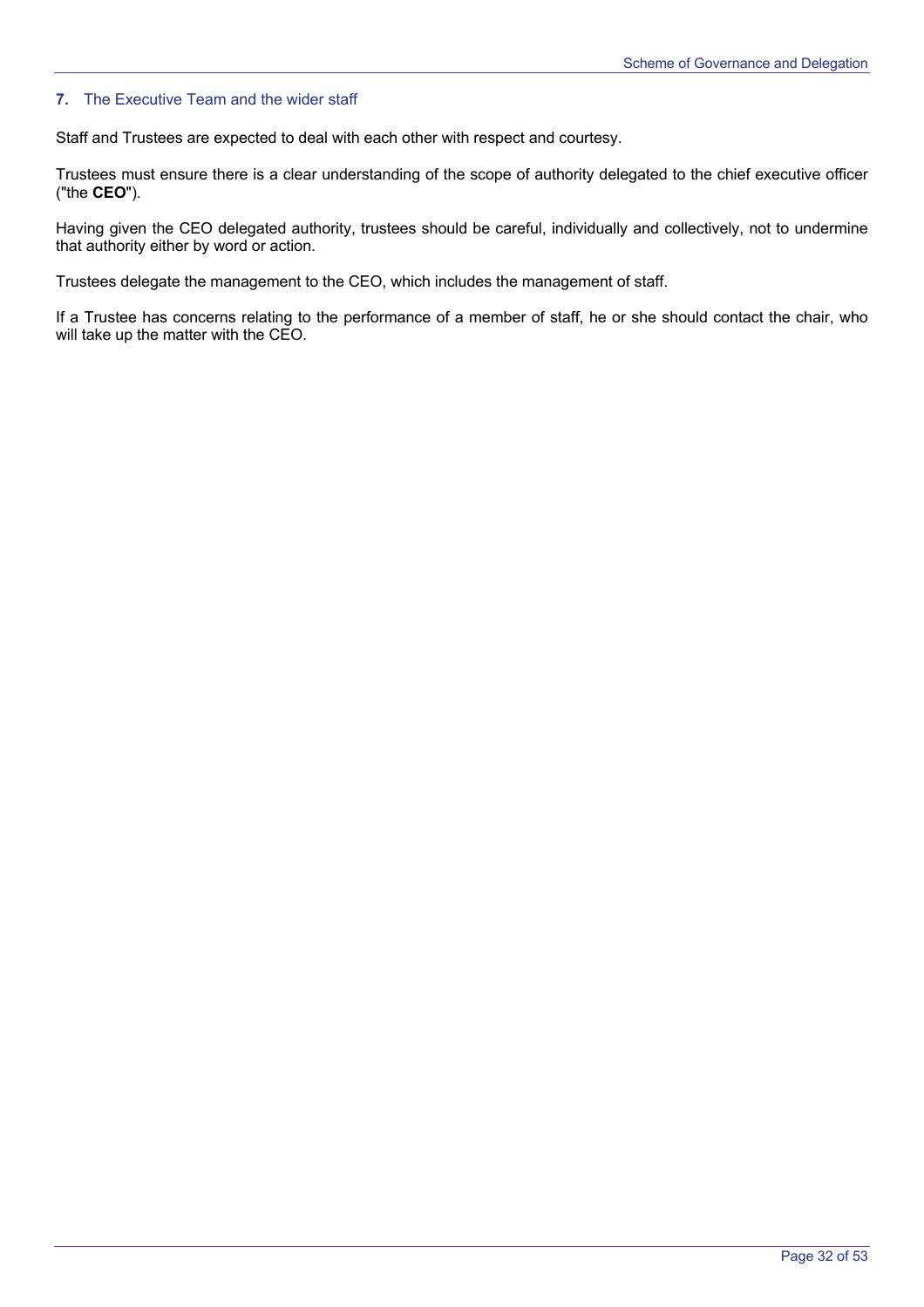## 7. The Executive Team and the wider staff

Staff and Trustees are expected to deal with each other with respect and courtesy.

Trustees must ensure there is a clear understanding of the scope of authority delegated to the chief executive officer ("the **CEO**").

Having given the CEO delegated authority, trustees should be careful, individually and collectively, not to undermine that authority either by word or action.

Trustees delegate the management to the CEO, which includes the management of staff.

If a Trustee has concerns relating to the performance of a member of staff, he or she should contact the chair, who will take up the matter with the CEO.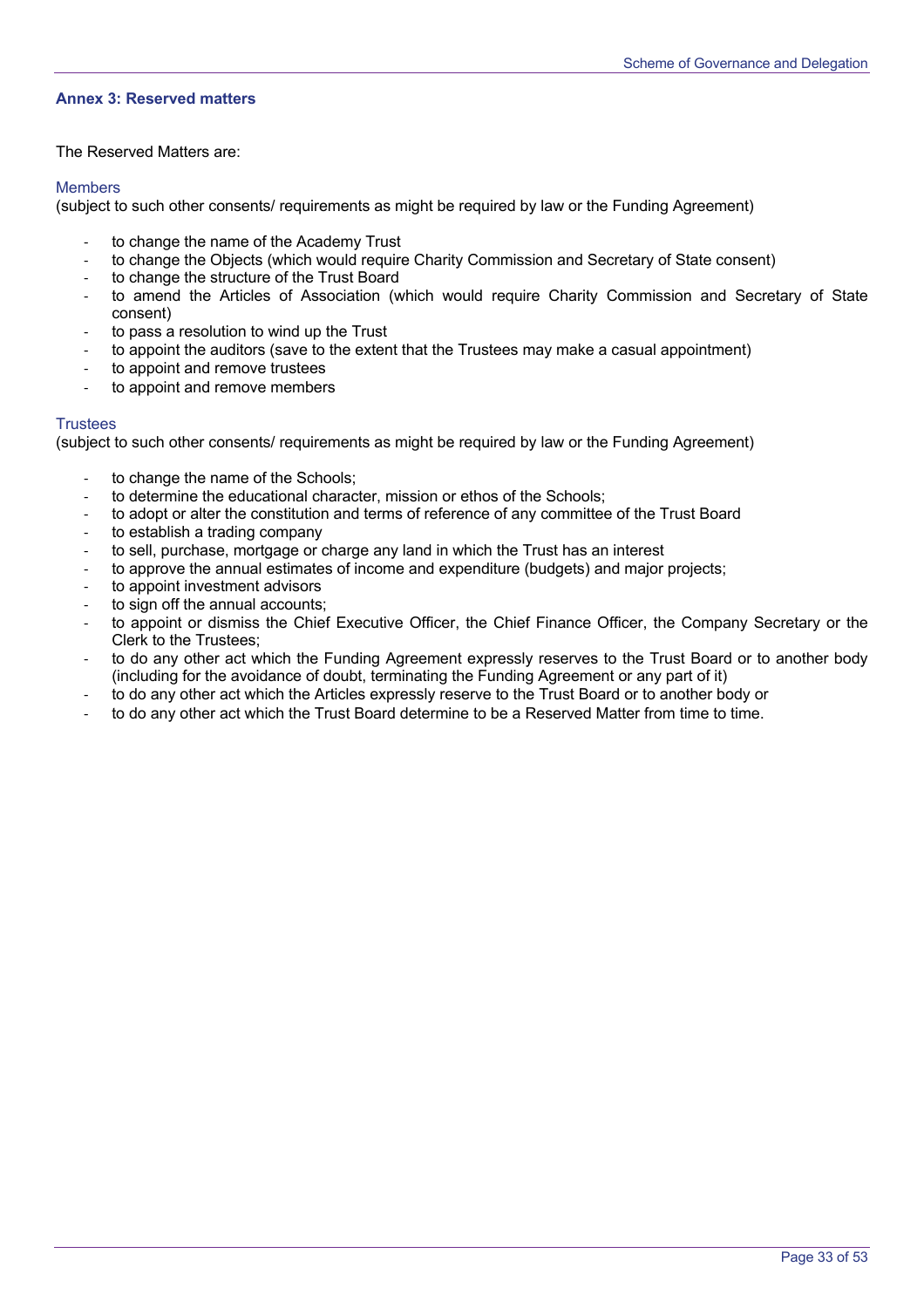## Annex 3: Reserved matters

The Reserved Matters are:

### Members

(subject to such other consents/ requirements as might be required by law or the Funding Agreement)

- to change the name of the Academy Trust
- to change the Objects (which would require Charity Commission and Secretary of State consent)
- to change the structure of the Trust Board
- to amend the Articles of Association (which would require Charity Commission and Secretary of State consent)
- to pass a resolution to wind up the Trust
- to appoint the auditors (save to the extent that the Trustees may make a casual appointment)
- to appoint and remove trustees
- to appoint and remove members

### Trustees

(subject to such other consents/ requirements as might be required by law or the Funding Agreement)

- to change the name of the Schools;
- to determine the educational character, mission or ethos of the Schools;
- to adopt or alter the constitution and terms of reference of any committee of the Trust Board
- to establish a trading company
- to sell, purchase, mortgage or charge any land in which the Trust has an interest
- to approve the annual estimates of income and expenditure (budgets) and major projects;
- to appoint investment advisors
- to sign off the annual accounts;
- to appoint or dismiss the Chief Executive Officer, the Chief Finance Officer, the Company Secretary or the Clerk to the Trustees;
- to do any other act which the Funding Agreement expressly reserves to the Trust Board or to another body (including for the avoidance of doubt, terminating the Funding Agreement or any part of it)
- to do any other act which the Articles expressly reserve to the Trust Board or to another body or
- to do any other act which the Trust Board determine to be a Reserved Matter from time to time.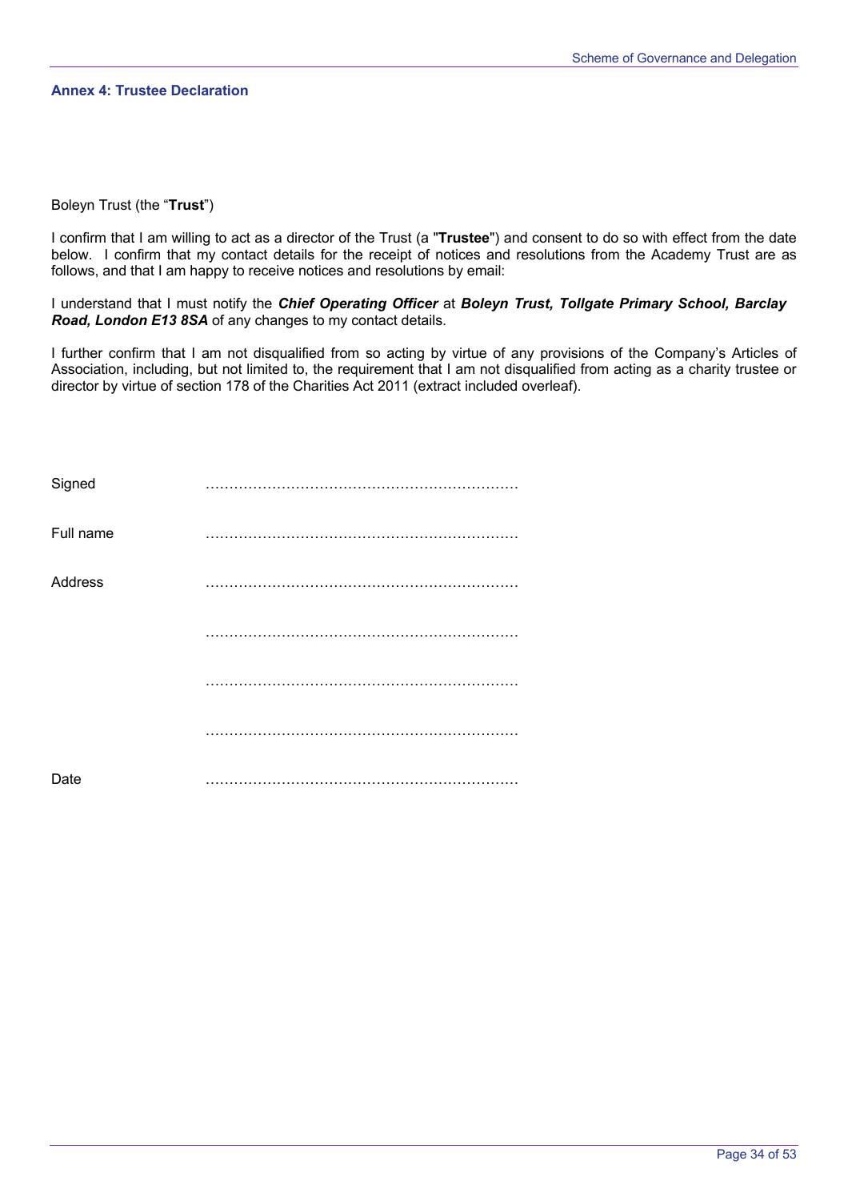### Annex 4: Trustee Declaration

Boleyn Trust (the "**Trust**")

I confirm that I am willing to act as a director of the Trust (a "**Trustee**") and consent to do so with effect from the date below. I confirm that my contact details for the receipt of notices and resolutions from the Academy Trust are as follows, and that I am happy to receive notices and resolutions by email:

I understand that I must notify the ***Chief Operating Officer*** at ***Boleyn Trust, Tollgate Primary School, Barclay Road, London E13 8SA*** of any changes to my contact details.

I further confirm that I am not disqualified from so acting by virtue of any provisions of the Company's Articles of Association, including, but not limited to, the requirement that I am not disqualified from acting as a charity trustee or director by virtue of section 178 of the Charities Act 2011 (extract included overleaf).

Signed ……………………………………………………………

Full name ……………………………………………………………

Address ……………………………………………………………

……………………………………………………………

……………………………………………………………

……………………………………………………………

Date ……………………………………………………………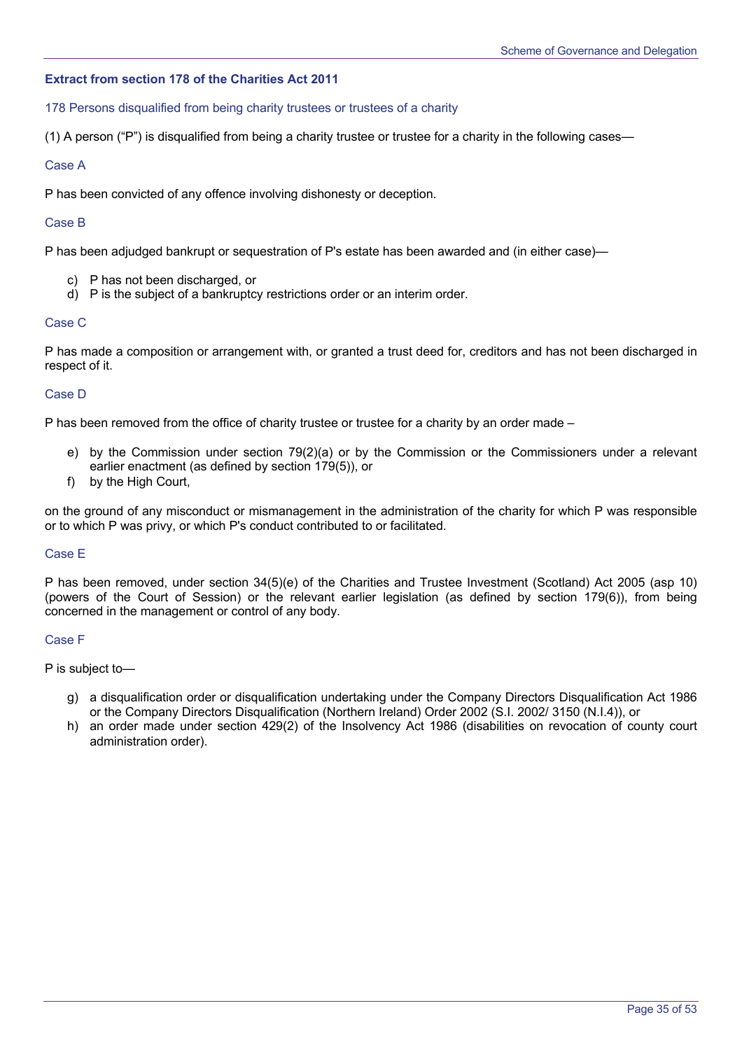### Extract from section 178 of the Charities Act 2011

178 Persons disqualified from being charity trustees or trustees of a charity

(1) A person ("P") is disqualified from being a charity trustee or trustee for a charity in the following cases—

Case A

P has been convicted of any offence involving dishonesty or deception.

Case B

P has been adjudged bankrupt or sequestration of P's estate has been awarded and (in either case)—

c) P has not been discharged, or
d) P is the subject of a bankruptcy restrictions order or an interim order.

Case C

P has made a composition or arrangement with, or granted a trust deed for, creditors and has not been discharged in respect of it.

Case D

P has been removed from the office of charity trustee or trustee for a charity by an order made –

e) by the Commission under section 79(2)(a) or by the Commission or the Commissioners under a relevant earlier enactment (as defined by section 179(5)), or
f) by the High Court,

on the ground of any misconduct or mismanagement in the administration of the charity for which P was responsible or to which P was privy, or which P's conduct contributed to or facilitated.

Case E

P has been removed, under section 34(5)(e) of the Charities and Trustee Investment (Scotland) Act 2005 (asp 10) (powers of the Court of Session) or the relevant earlier legislation (as defined by section 179(6)), from being concerned in the management or control of any body.

Case F

P is subject to—

g) a disqualification order or disqualification undertaking under the Company Directors Disqualification Act 1986 or the Company Directors Disqualification (Northern Ireland) Order 2002 (S.I. 2002/ 3150 (N.I.4)), or
h) an order made under section 429(2) of the Insolvency Act 1986 (disabilities on revocation of county court administration order).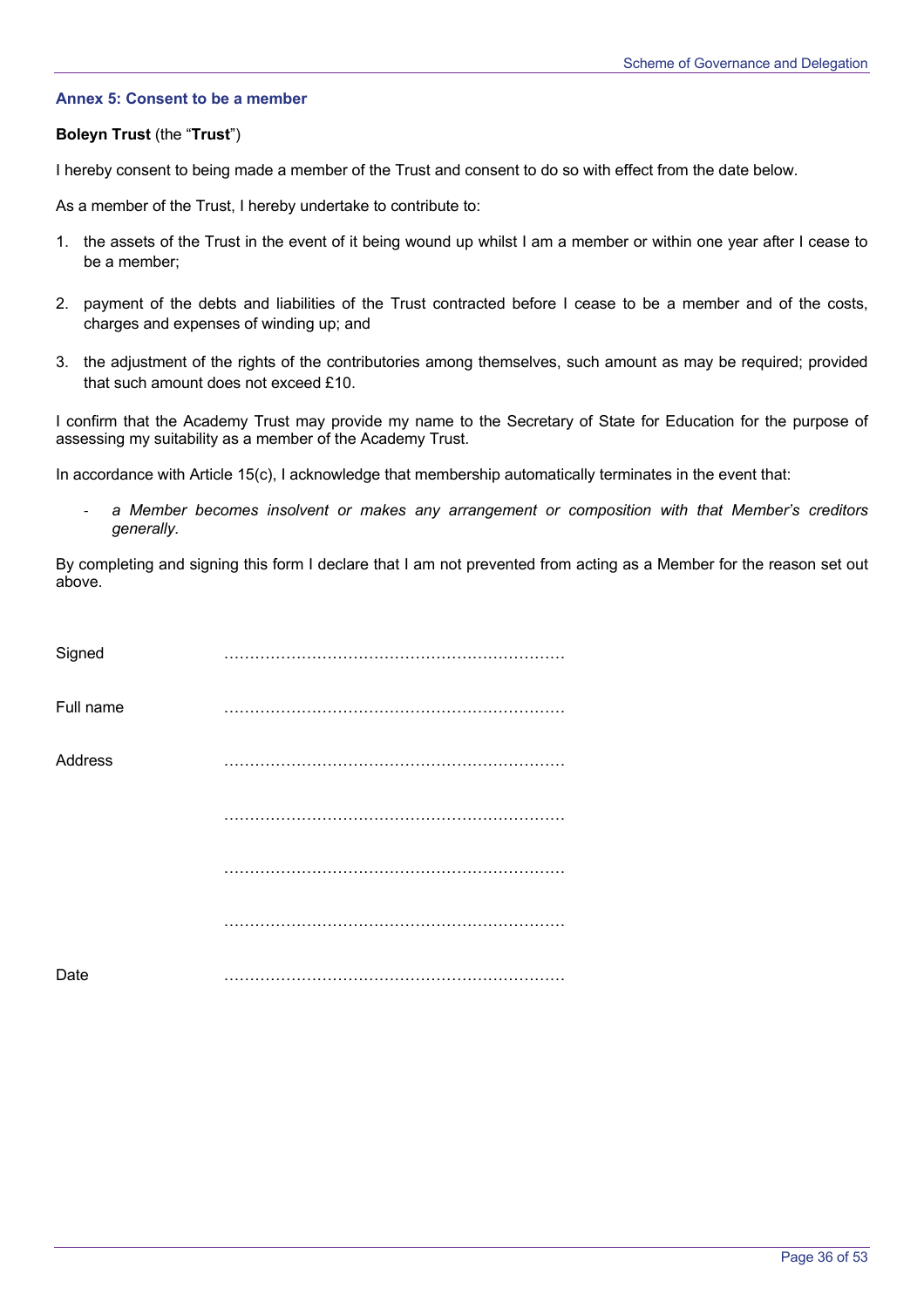### Annex 5: Consent to be a member

**Boleyn Trust** (the "**Trust**")

I hereby consent to being made a member of the Trust and consent to do so with effect from the date below.

As a member of the Trust, I hereby undertake to contribute to:

1. the assets of the Trust in the event of it being wound up whilst I am a member or within one year after I cease to be a member;

2. payment of the debts and liabilities of the Trust contracted before I cease to be a member and of the costs, charges and expenses of winding up; and

3. the adjustment of the rights of the contributories among themselves, such amount as may be required; provided that such amount does not exceed £10.

I confirm that the Academy Trust may provide my name to the Secretary of State for Education for the purpose of assessing my suitability as a member of the Academy Trust.

In accordance with Article 15(c), I acknowledge that membership automatically terminates in the event that:

- *a Member becomes insolvent or makes any arrangement or composition with that Member's creditors generally.*

By completing and signing this form I declare that I am not prevented from acting as a Member for the reason set out above.

Signed ………………………………………………………

Full name ………………………………………………………

Address ………………………………………………………

………………………………………………………

………………………………………………………

………………………………………………………

Date ………………………………………………………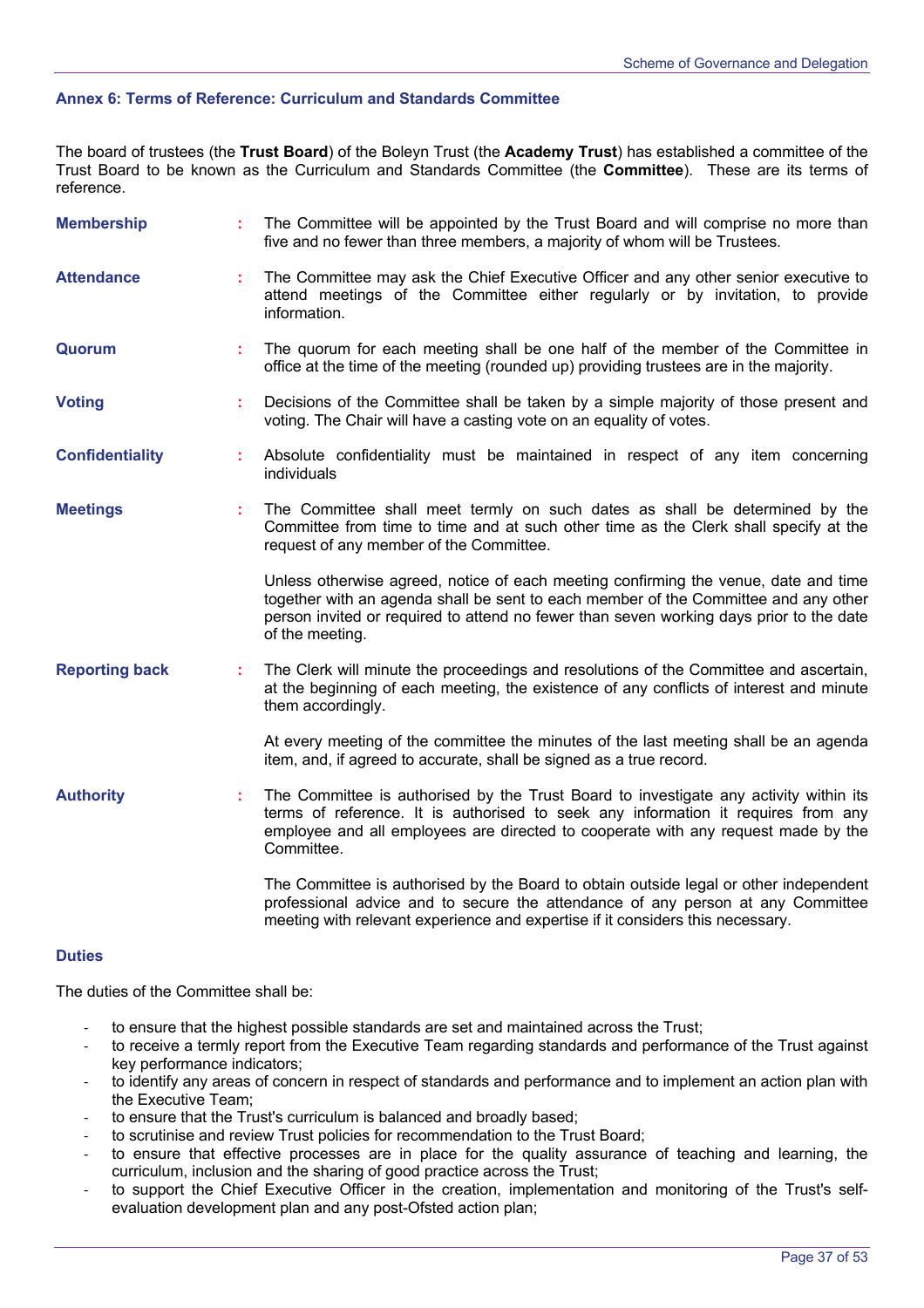## Annex 6: Terms of Reference: Curriculum and Standards Committee

The board of trustees (the **Trust Board**) of the Boleyn Trust (the **Academy Trust**) has established a committee of the Trust Board to be known as the Curriculum and Standards Committee (the **Committee**). These are its terms of reference.

**Membership** : The Committee will be appointed by the Trust Board and will comprise no more than five and no fewer than three members, a majority of whom will be Trustees.

**Attendance** : The Committee may ask the Chief Executive Officer and any other senior executive to attend meetings of the Committee either regularly or by invitation, to provide information.

**Quorum** : The quorum for each meeting shall be one half of the member of the Committee in office at the time of the meeting (rounded up) providing trustees are in the majority.

**Voting** : Decisions of the Committee shall be taken by a simple majority of those present and voting. The Chair will have a casting vote on an equality of votes.

**Confidentiality** : Absolute confidentiality must be maintained in respect of any item concerning individuals

**Meetings** : The Committee shall meet termly on such dates as shall be determined by the Committee from time to time and at such other time as the Clerk shall specify at the request of any member of the Committee.

Unless otherwise agreed, notice of each meeting confirming the venue, date and time together with an agenda shall be sent to each member of the Committee and any other person invited or required to attend no fewer than seven working days prior to the date of the meeting.

**Reporting back** : The Clerk will minute the proceedings and resolutions of the Committee and ascertain, at the beginning of each meeting, the existence of any conflicts of interest and minute them accordingly.

At every meeting of the committee the minutes of the last meeting shall be an agenda item, and, if agreed to accurate, shall be signed as a true record.

**Authority** : The Committee is authorised by the Trust Board to investigate any activity within its terms of reference. It is authorised to seek any information it requires from any employee and all employees are directed to cooperate with any request made by the Committee.

The Committee is authorised by the Board to obtain outside legal or other independent professional advice and to secure the attendance of any person at any Committee meeting with relevant experience and expertise if it considers this necessary.

### Duties

The duties of the Committee shall be:

- to ensure that the highest possible standards are set and maintained across the Trust;
- to receive a termly report from the Executive Team regarding standards and performance of the Trust against key performance indicators;
- to identify any areas of concern in respect of standards and performance and to implement an action plan with the Executive Team;
- to ensure that the Trust's curriculum is balanced and broadly based;
- to scrutinise and review Trust policies for recommendation to the Trust Board;
- to ensure that effective processes are in place for the quality assurance of teaching and learning, the curriculum, inclusion and the sharing of good practice across the Trust;
- to support the Chief Executive Officer in the creation, implementation and monitoring of the Trust's self-evaluation development plan and any post-Ofsted action plan;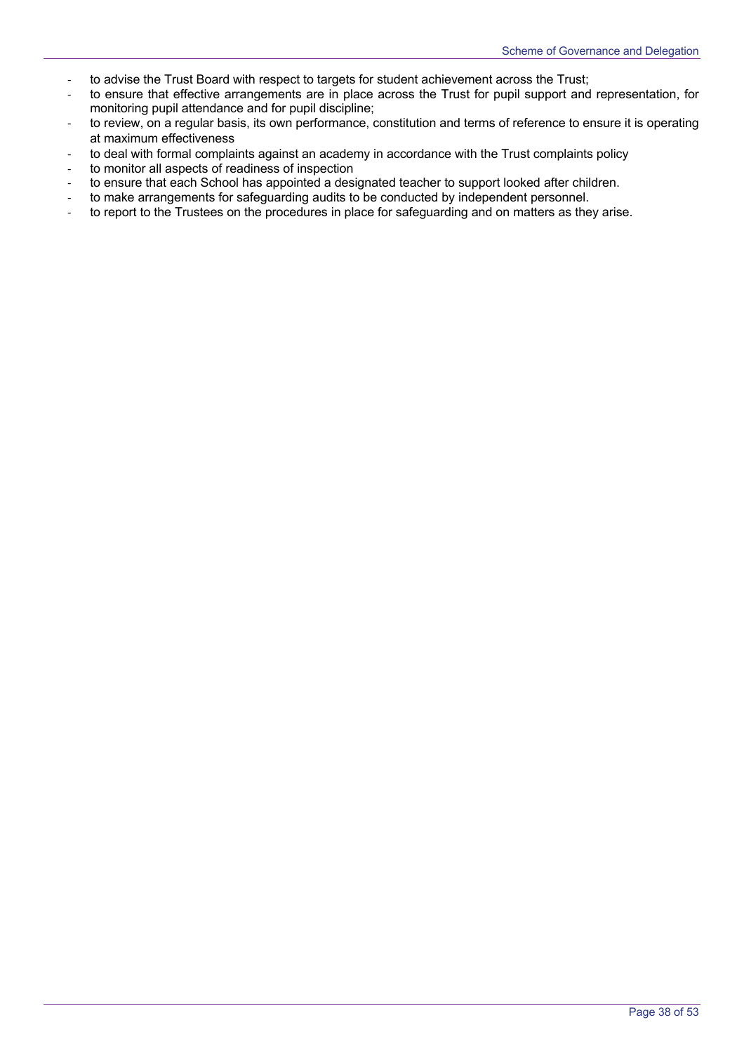- to advise the Trust Board with respect to targets for student achievement across the Trust;
- to ensure that effective arrangements are in place across the Trust for pupil support and representation, for monitoring pupil attendance and for pupil discipline;
- to review, on a regular basis, its own performance, constitution and terms of reference to ensure it is operating at maximum effectiveness
- to deal with formal complaints against an academy in accordance with the Trust complaints policy
- to monitor all aspects of readiness of inspection
- to ensure that each School has appointed a designated teacher to support looked after children.
- to make arrangements for safeguarding audits to be conducted by independent personnel.
- to report to the Trustees on the procedures in place for safeguarding and on matters as they arise.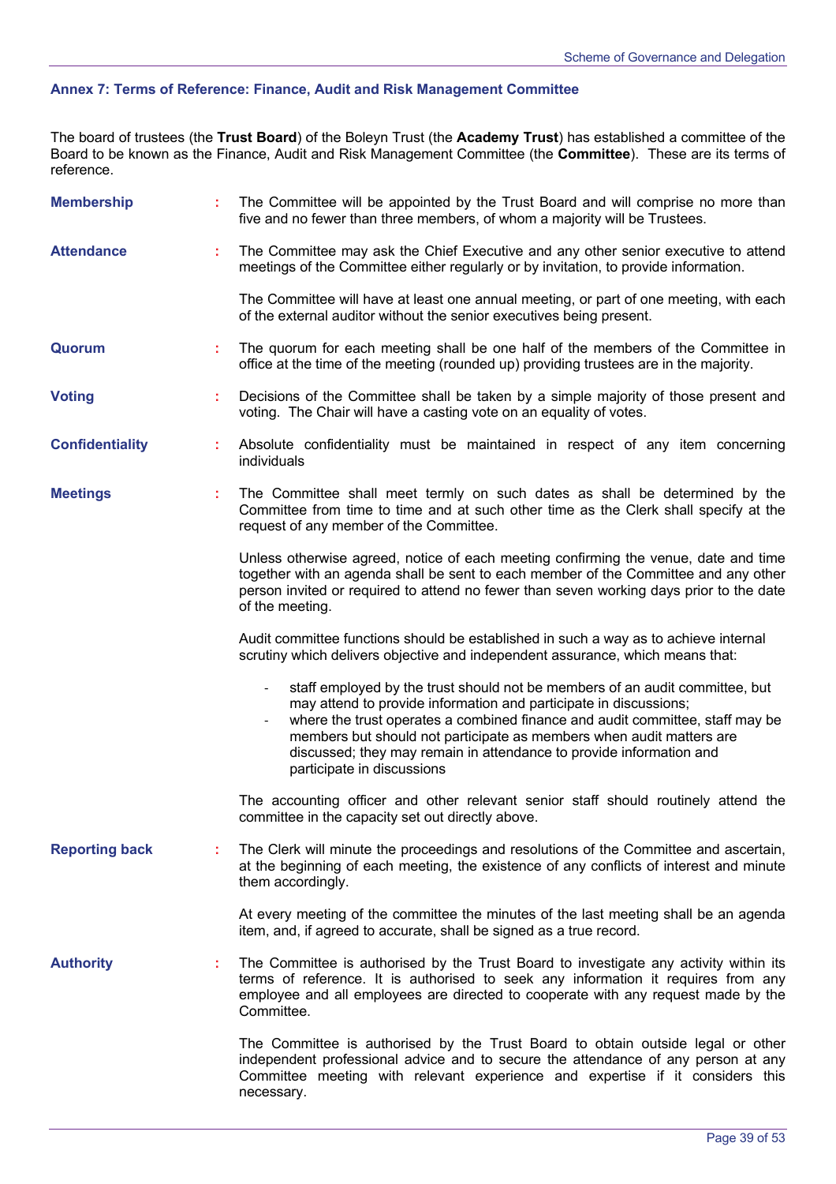## Annex 7: Terms of Reference: Finance, Audit and Risk Management Committee

The board of trustees (the **Trust Board**) of the Boleyn Trust (the **Academy Trust**) has established a committee of the Board to be known as the Finance, Audit and Risk Management Committee (the **Committee**). These are its terms of reference.

**Membership** : The Committee will be appointed by the Trust Board and will comprise no more than five and no fewer than three members, of whom a majority will be Trustees.

**Attendance** : The Committee may ask the Chief Executive and any other senior executive to attend meetings of the Committee either regularly or by invitation, to provide information.

The Committee will have at least one annual meeting, or part of one meeting, with each of the external auditor without the senior executives being present.

**Quorum** : The quorum for each meeting shall be one half of the members of the Committee in office at the time of the meeting (rounded up) providing trustees are in the majority.

**Voting** : Decisions of the Committee shall be taken by a simple majority of those present and voting. The Chair will have a casting vote on an equality of votes.

**Confidentiality** : Absolute confidentiality must be maintained in respect of any item concerning individuals

**Meetings** : The Committee shall meet termly on such dates as shall be determined by the Committee from time to time and at such other time as the Clerk shall specify at the request of any member of the Committee.

Unless otherwise agreed, notice of each meeting confirming the venue, date and time together with an agenda shall be sent to each member of the Committee and any other person invited or required to attend no fewer than seven working days prior to the date of the meeting.

Audit committee functions should be established in such a way as to achieve internal scrutiny which delivers objective and independent assurance, which means that:

- staff employed by the trust should not be members of an audit committee, but may attend to provide information and participate in discussions;
- where the trust operates a combined finance and audit committee, staff may be members but should not participate as members when audit matters are discussed; they may remain in attendance to provide information and participate in discussions

The accounting officer and other relevant senior staff should routinely attend the committee in the capacity set out directly above.

**Reporting back** : The Clerk will minute the proceedings and resolutions of the Committee and ascertain, at the beginning of each meeting, the existence of any conflicts of interest and minute them accordingly.

At every meeting of the committee the minutes of the last meeting shall be an agenda item, and, if agreed to accurate, shall be signed as a true record.

**Authority** : The Committee is authorised by the Trust Board to investigate any activity within its terms of reference. It is authorised to seek any information it requires from any employee and all employees are directed to cooperate with any request made by the Committee.

The Committee is authorised by the Trust Board to obtain outside legal or other independent professional advice and to secure the attendance of any person at any Committee meeting with relevant experience and expertise if it considers this necessary.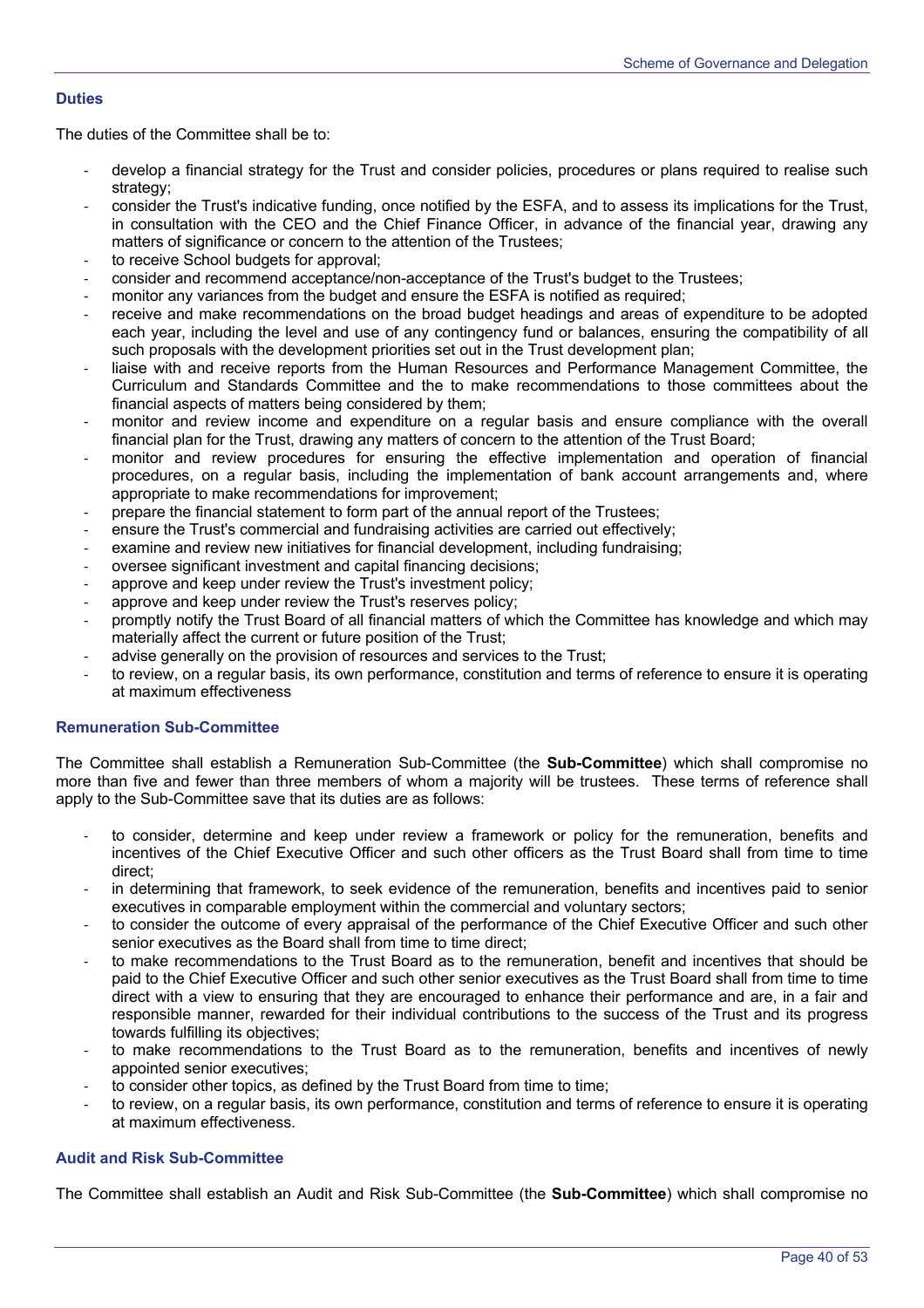### Duties

The duties of the Committee shall be to:

- develop a financial strategy for the Trust and consider policies, procedures or plans required to realise such strategy;
- consider the Trust's indicative funding, once notified by the ESFA, and to assess its implications for the Trust, in consultation with the CEO and the Chief Finance Officer, in advance of the financial year, drawing any matters of significance or concern to the attention of the Trustees;
- to receive School budgets for approval;
- consider and recommend acceptance/non-acceptance of the Trust's budget to the Trustees;
- monitor any variances from the budget and ensure the ESFA is notified as required;
- receive and make recommendations on the broad budget headings and areas of expenditure to be adopted each year, including the level and use of any contingency fund or balances, ensuring the compatibility of all such proposals with the development priorities set out in the Trust development plan;
- liaise with and receive reports from the Human Resources and Performance Management Committee, the Curriculum and Standards Committee and the to make recommendations to those committees about the financial aspects of matters being considered by them;
- monitor and review income and expenditure on a regular basis and ensure compliance with the overall financial plan for the Trust, drawing any matters of concern to the attention of the Trust Board;
- monitor and review procedures for ensuring the effective implementation and operation of financial procedures, on a regular basis, including the implementation of bank account arrangements and, where appropriate to make recommendations for improvement;
- prepare the financial statement to form part of the annual report of the Trustees;
- ensure the Trust's commercial and fundraising activities are carried out effectively;
- examine and review new initiatives for financial development, including fundraising;
- oversee significant investment and capital financing decisions;
- approve and keep under review the Trust's investment policy;
- approve and keep under review the Trust's reserves policy;
- promptly notify the Trust Board of all financial matters of which the Committee has knowledge and which may materially affect the current or future position of the Trust;
- advise generally on the provision of resources and services to the Trust;
- to review, on a regular basis, its own performance, constitution and terms of reference to ensure it is operating at maximum effectiveness

### Remuneration Sub-Committee

The Committee shall establish a Remuneration Sub-Committee (the **Sub-Committee**) which shall compromise no more than five and fewer than three members of whom a majority will be trustees. These terms of reference shall apply to the Sub-Committee save that its duties are as follows:

- to consider, determine and keep under review a framework or policy for the remuneration, benefits and incentives of the Chief Executive Officer and such other officers as the Trust Board shall from time to time direct;
- in determining that framework, to seek evidence of the remuneration, benefits and incentives paid to senior executives in comparable employment within the commercial and voluntary sectors;
- to consider the outcome of every appraisal of the performance of the Chief Executive Officer and such other senior executives as the Board shall from time to time direct;
- to make recommendations to the Trust Board as to the remuneration, benefit and incentives that should be paid to the Chief Executive Officer and such other senior executives as the Trust Board shall from time to time direct with a view to ensuring that they are encouraged to enhance their performance and are, in a fair and responsible manner, rewarded for their individual contributions to the success of the Trust and its progress towards fulfilling its objectives;
- to make recommendations to the Trust Board as to the remuneration, benefits and incentives of newly appointed senior executives;
- to consider other topics, as defined by the Trust Board from time to time;
- to review, on a regular basis, its own performance, constitution and terms of reference to ensure it is operating at maximum effectiveness.

### Audit and Risk Sub-Committee

The Committee shall establish an Audit and Risk Sub-Committee (the **Sub-Committee**) which shall compromise no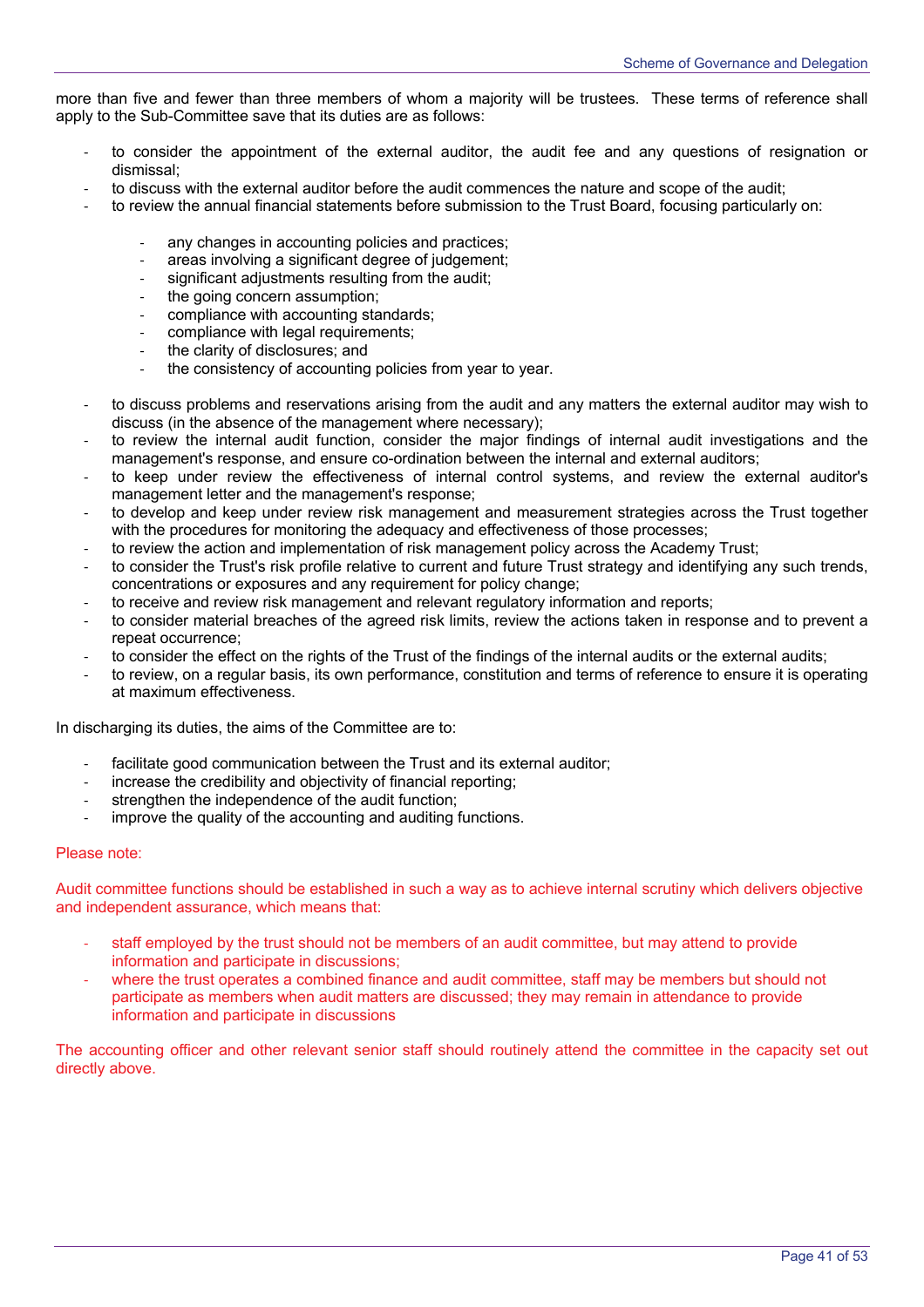more than five and fewer than three members of whom a majority will be trustees. These terms of reference shall apply to the Sub-Committee save that its duties are as follows:

- to consider the appointment of the external auditor, the audit fee and any questions of resignation or dismissal;
- to discuss with the external auditor before the audit commences the nature and scope of the audit;
- to review the annual financial statements before submission to the Trust Board, focusing particularly on:
    - any changes in accounting policies and practices;
    - areas involving a significant degree of judgement;
    - significant adjustments resulting from the audit;
    - the going concern assumption;
    - compliance with accounting standards;
    - compliance with legal requirements;
    - the clarity of disclosures; and
    - the consistency of accounting policies from year to year.
- to discuss problems and reservations arising from the audit and any matters the external auditor may wish to discuss (in the absence of the management where necessary);
- to review the internal audit function, consider the major findings of internal audit investigations and the management's response, and ensure co-ordination between the internal and external auditors;
- to keep under review the effectiveness of internal control systems, and review the external auditor's management letter and the management's response;
- to develop and keep under review risk management and measurement strategies across the Trust together with the procedures for monitoring the adequacy and effectiveness of those processes;
- to review the action and implementation of risk management policy across the Academy Trust;
- to consider the Trust's risk profile relative to current and future Trust strategy and identifying any such trends, concentrations or exposures and any requirement for policy change;
- to receive and review risk management and relevant regulatory information and reports;
- to consider material breaches of the agreed risk limits, review the actions taken in response and to prevent a repeat occurrence;
- to consider the effect on the rights of the Trust of the findings of the internal audits or the external audits;
- to review, on a regular basis, its own performance, constitution and terms of reference to ensure it is operating at maximum effectiveness.

In discharging its duties, the aims of the Committee are to:

- facilitate good communication between the Trust and its external auditor;
- increase the credibility and objectivity of financial reporting;
- strengthen the independence of the audit function;
- improve the quality of the accounting and auditing functions.

Please note:

Audit committee functions should be established in such a way as to achieve internal scrutiny which delivers objective and independent assurance, which means that:

- staff employed by the trust should not be members of an audit committee, but may attend to provide information and participate in discussions;
- where the trust operates a combined finance and audit committee, staff may be members but should not participate as members when audit matters are discussed; they may remain in attendance to provide information and participate in discussions

The accounting officer and other relevant senior staff should routinely attend the committee in the capacity set out directly above.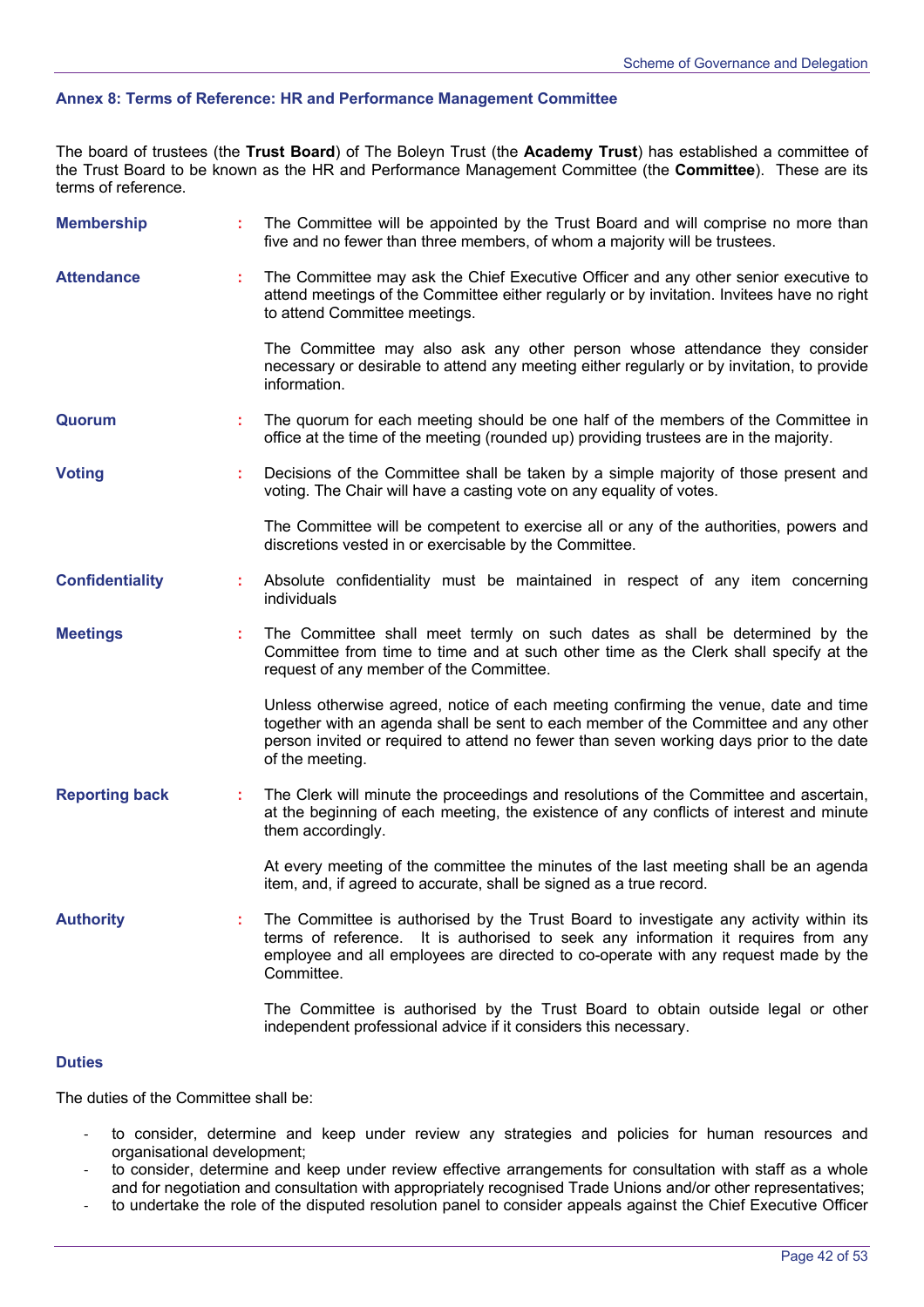## Annex 8: Terms of Reference: HR and Performance Management Committee

The board of trustees (the **Trust Board**) of The Boleyn Trust (the **Academy Trust**) has established a committee of the Trust Board to be known as the HR and Performance Management Committee (the **Committee**). These are its terms of reference.

**Membership** : The Committee will be appointed by the Trust Board and will comprise no more than five and no fewer than three members, of whom a majority will be trustees.

**Attendance** : The Committee may ask the Chief Executive Officer and any other senior executive to attend meetings of the Committee either regularly or by invitation. Invitees have no right to attend Committee meetings.

The Committee may also ask any other person whose attendance they consider necessary or desirable to attend any meeting either regularly or by invitation, to provide information.

**Quorum** : The quorum for each meeting should be one half of the members of the Committee in office at the time of the meeting (rounded up) providing trustees are in the majority.

**Voting** : Decisions of the Committee shall be taken by a simple majority of those present and voting. The Chair will have a casting vote on any equality of votes.

The Committee will be competent to exercise all or any of the authorities, powers and discretions vested in or exercisable by the Committee.

**Confidentiality** : Absolute confidentiality must be maintained in respect of any item concerning individuals

**Meetings** : The Committee shall meet termly on such dates as shall be determined by the Committee from time to time and at such other time as the Clerk shall specify at the request of any member of the Committee.

Unless otherwise agreed, notice of each meeting confirming the venue, date and time together with an agenda shall be sent to each member of the Committee and any other person invited or required to attend no fewer than seven working days prior to the date of the meeting.

**Reporting back** : The Clerk will minute the proceedings and resolutions of the Committee and ascertain, at the beginning of each meeting, the existence of any conflicts of interest and minute them accordingly.

At every meeting of the committee the minutes of the last meeting shall be an agenda item, and, if agreed to accurate, shall be signed as a true record.

**Authority** : The Committee is authorised by the Trust Board to investigate any activity within its terms of reference. It is authorised to seek any information it requires from any employee and all employees are directed to co-operate with any request made by the Committee.

The Committee is authorised by the Trust Board to obtain outside legal or other independent professional advice if it considers this necessary.

### Duties

The duties of the Committee shall be:

- to consider, determine and keep under review any strategies and policies for human resources and organisational development;
- to consider, determine and keep under review effective arrangements for consultation with staff as a whole and for negotiation and consultation with appropriately recognised Trade Unions and/or other representatives;
- to undertake the role of the disputed resolution panel to consider appeals against the Chief Executive Officer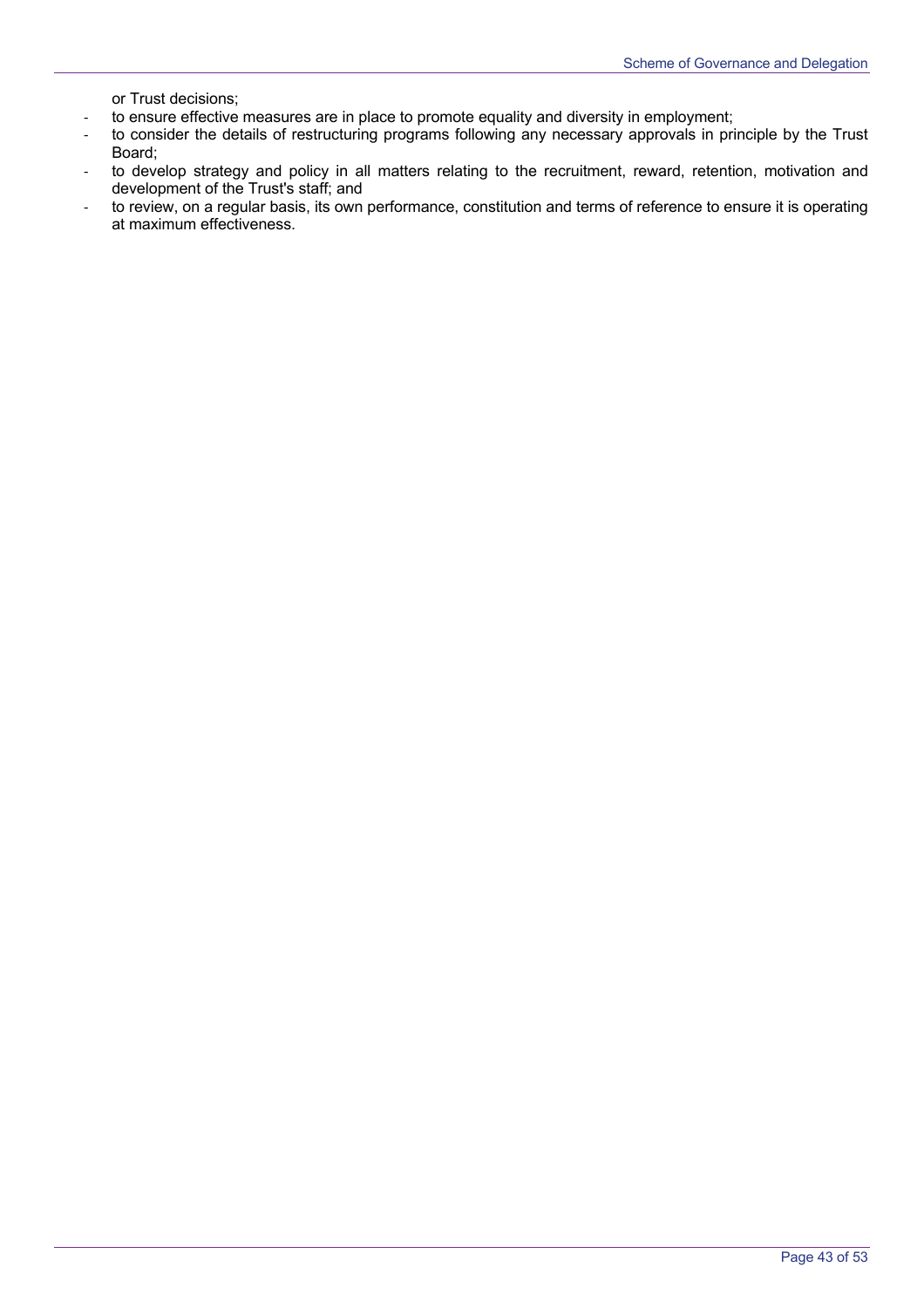or Trust decisions;

- to ensure effective measures are in place to promote equality and diversity in employment;
- to consider the details of restructuring programs following any necessary approvals in principle by the Trust Board;
- to develop strategy and policy in all matters relating to the recruitment, reward, retention, motivation and development of the Trust's staff; and
- to review, on a regular basis, its own performance, constitution and terms of reference to ensure it is operating at maximum effectiveness.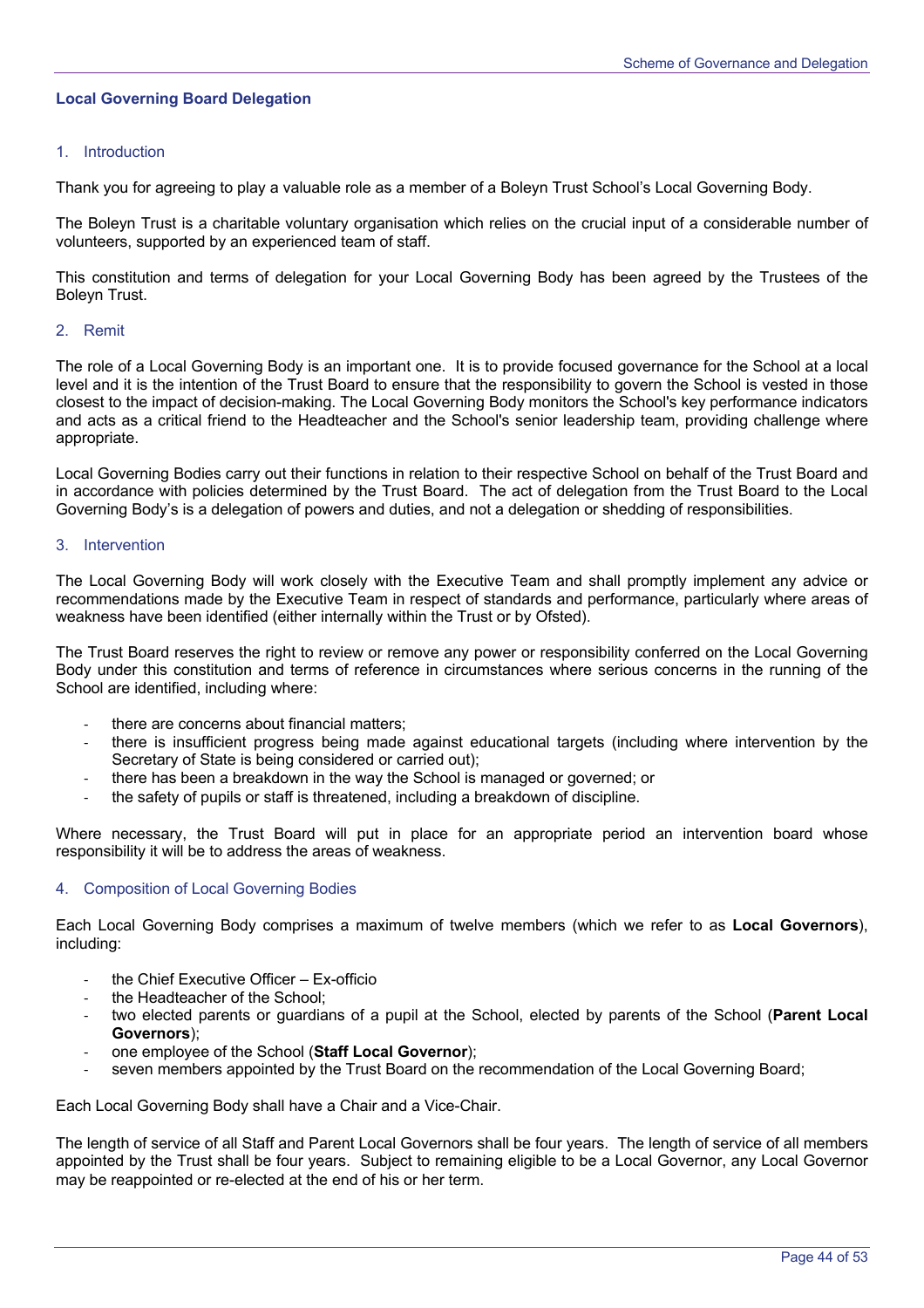## Local Governing Board Delegation

### 1. Introduction

Thank you for agreeing to play a valuable role as a member of a Boleyn Trust School's Local Governing Body.

The Boleyn Trust is a charitable voluntary organisation which relies on the crucial input of a considerable number of volunteers, supported by an experienced team of staff.

This constitution and terms of delegation for your Local Governing Body has been agreed by the Trustees of the Boleyn Trust.

### 2. Remit

The role of a Local Governing Body is an important one. It is to provide focused governance for the School at a local level and it is the intention of the Trust Board to ensure that the responsibility to govern the School is vested in those closest to the impact of decision-making. The Local Governing Body monitors the School's key performance indicators and acts as a critical friend to the Headteacher and the School's senior leadership team, providing challenge where appropriate.

Local Governing Bodies carry out their functions in relation to their respective School on behalf of the Trust Board and in accordance with policies determined by the Trust Board. The act of delegation from the Trust Board to the Local Governing Body's is a delegation of powers and duties, and not a delegation or shedding of responsibilities.

### 3. Intervention

The Local Governing Body will work closely with the Executive Team and shall promptly implement any advice or recommendations made by the Executive Team in respect of standards and performance, particularly where areas of weakness have been identified (either internally within the Trust or by Ofsted).

The Trust Board reserves the right to review or remove any power or responsibility conferred on the Local Governing Body under this constitution and terms of reference in circumstances where serious concerns in the running of the School are identified, including where:

- there are concerns about financial matters;
- there is insufficient progress being made against educational targets (including where intervention by the Secretary of State is being considered or carried out);
- there has been a breakdown in the way the School is managed or governed; or
- the safety of pupils or staff is threatened, including a breakdown of discipline.

Where necessary, the Trust Board will put in place for an appropriate period an intervention board whose responsibility it will be to address the areas of weakness.

### 4. Composition of Local Governing Bodies

Each Local Governing Body comprises a maximum of twelve members (which we refer to as **Local Governors**), including:

- the Chief Executive Officer – Ex-officio
- the Headteacher of the School;
- two elected parents or guardians of a pupil at the School, elected by parents of the School (**Parent Local Governors**);
- one employee of the School (**Staff Local Governor**);
- seven members appointed by the Trust Board on the recommendation of the Local Governing Board;

Each Local Governing Body shall have a Chair and a Vice-Chair.

The length of service of all Staff and Parent Local Governors shall be four years. The length of service of all members appointed by the Trust shall be four years. Subject to remaining eligible to be a Local Governor, any Local Governor may be reappointed or re-elected at the end of his or her term.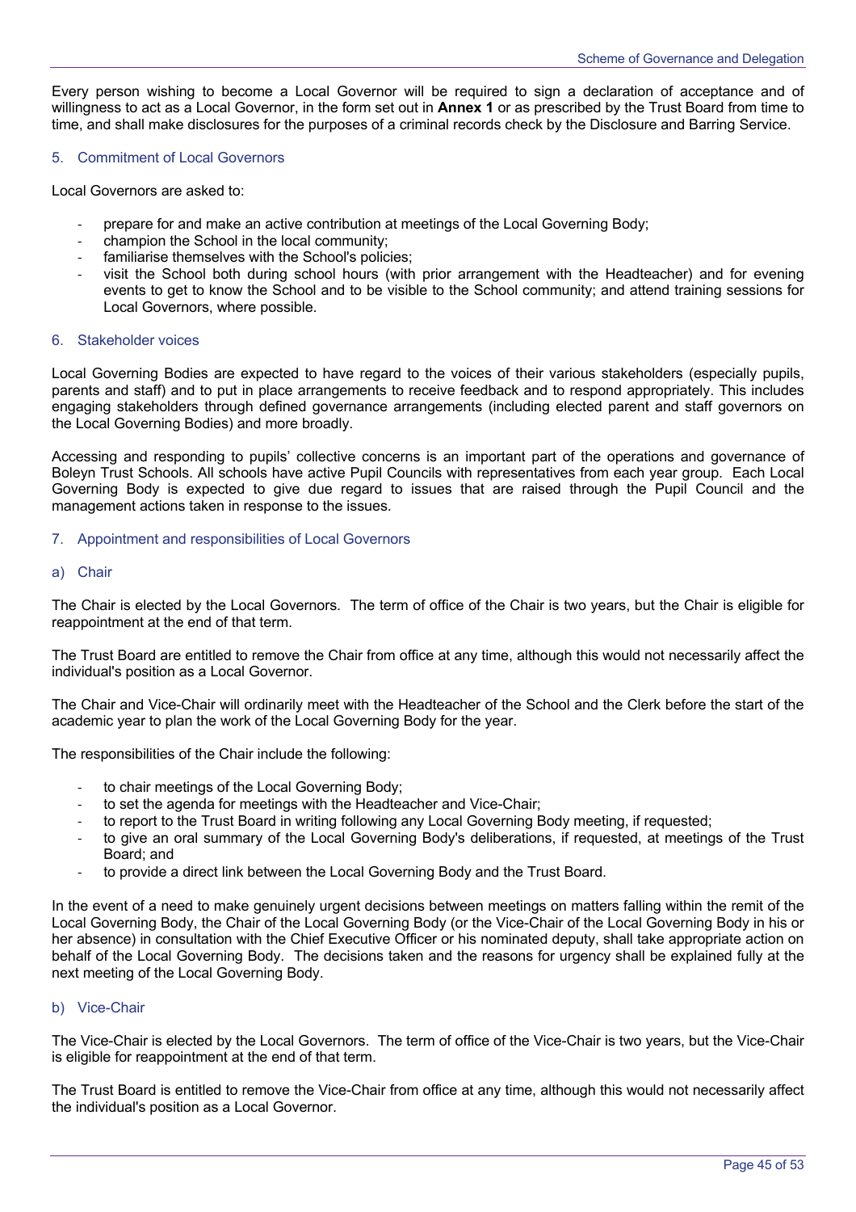Every person wishing to become a Local Governor will be required to sign a declaration of acceptance and of willingness to act as a Local Governor, in the form set out in **Annex 1** or as prescribed by the Trust Board from time to time, and shall make disclosures for the purposes of a criminal records check by the Disclosure and Barring Service.

## 5. Commitment of Local Governors

Local Governors are asked to:

- prepare for and make an active contribution at meetings of the Local Governing Body;
- champion the School in the local community;
- familiarise themselves with the School's policies;
- visit the School both during school hours (with prior arrangement with the Headteacher) and for evening events to get to know the School and to be visible to the School community; and attend training sessions for Local Governors, where possible.

## 6. Stakeholder voices

Local Governing Bodies are expected to have regard to the voices of their various stakeholders (especially pupils, parents and staff) and to put in place arrangements to receive feedback and to respond appropriately. This includes engaging stakeholders through defined governance arrangements (including elected parent and staff governors on the Local Governing Bodies) and more broadly.

Accessing and responding to pupils' collective concerns is an important part of the operations and governance of Boleyn Trust Schools. All schools have active Pupil Councils with representatives from each year group. Each Local Governing Body is expected to give due regard to issues that are raised through the Pupil Council and the management actions taken in response to the issues.

## 7. Appointment and responsibilities of Local Governors

### a) Chair

The Chair is elected by the Local Governors. The term of office of the Chair is two years, but the Chair is eligible for reappointment at the end of that term.

The Trust Board are entitled to remove the Chair from office at any time, although this would not necessarily affect the individual's position as a Local Governor.

The Chair and Vice-Chair will ordinarily meet with the Headteacher of the School and the Clerk before the start of the academic year to plan the work of the Local Governing Body for the year.

The responsibilities of the Chair include the following:

- to chair meetings of the Local Governing Body;
- to set the agenda for meetings with the Headteacher and Vice-Chair;
- to report to the Trust Board in writing following any Local Governing Body meeting, if requested;
- to give an oral summary of the Local Governing Body's deliberations, if requested, at meetings of the Trust Board; and
- to provide a direct link between the Local Governing Body and the Trust Board.

In the event of a need to make genuinely urgent decisions between meetings on matters falling within the remit of the Local Governing Body, the Chair of the Local Governing Body (or the Vice-Chair of the Local Governing Body in his or her absence) in consultation with the Chief Executive Officer or his nominated deputy, shall take appropriate action on behalf of the Local Governing Body. The decisions taken and the reasons for urgency shall be explained fully at the next meeting of the Local Governing Body.

### b) Vice-Chair

The Vice-Chair is elected by the Local Governors. The term of office of the Vice-Chair is two years, but the Vice-Chair is eligible for reappointment at the end of that term.

The Trust Board is entitled to remove the Vice-Chair from office at any time, although this would not necessarily affect the individual's position as a Local Governor.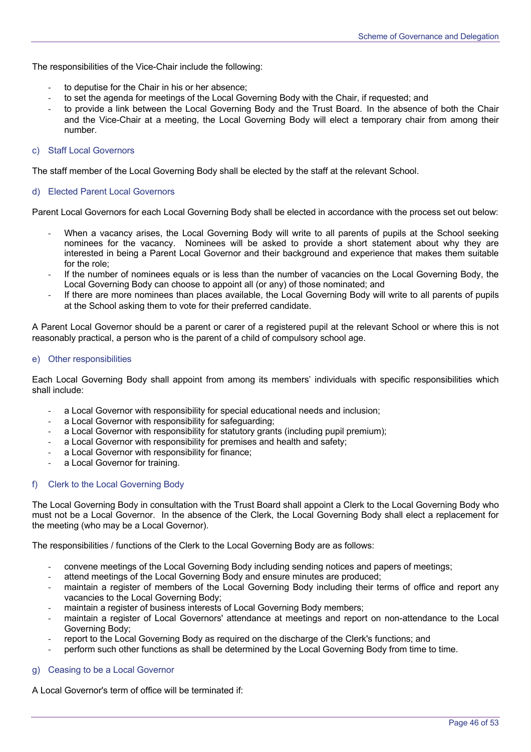The responsibilities of the Vice-Chair include the following:

- to deputise for the Chair in his or her absence;
- to set the agenda for meetings of the Local Governing Body with the Chair, if requested; and
- to provide a link between the Local Governing Body and the Trust Board. In the absence of both the Chair and the Vice-Chair at a meeting, the Local Governing Body will elect a temporary chair from among their number.

#### c) Staff Local Governors

The staff member of the Local Governing Body shall be elected by the staff at the relevant School.

#### d) Elected Parent Local Governors

Parent Local Governors for each Local Governing Body shall be elected in accordance with the process set out below:

- When a vacancy arises, the Local Governing Body will write to all parents of pupils at the School seeking nominees for the vacancy. Nominees will be asked to provide a short statement about why they are interested in being a Parent Local Governor and their background and experience that makes them suitable for the role;
- If the number of nominees equals or is less than the number of vacancies on the Local Governing Body, the Local Governing Body can choose to appoint all (or any) of those nominated; and
- If there are more nominees than places available, the Local Governing Body will write to all parents of pupils at the School asking them to vote for their preferred candidate.

A Parent Local Governor should be a parent or carer of a registered pupil at the relevant School or where this is not reasonably practical, a person who is the parent of a child of compulsory school age.

#### e) Other responsibilities

Each Local Governing Body shall appoint from among its members' individuals with specific responsibilities which shall include:

- a Local Governor with responsibility for special educational needs and inclusion;
- a Local Governor with responsibility for safeguarding;
- a Local Governor with responsibility for statutory grants (including pupil premium);
- a Local Governor with responsibility for premises and health and safety;
- a Local Governor with responsibility for finance;
- a Local Governor for training.

#### f) Clerk to the Local Governing Body

The Local Governing Body in consultation with the Trust Board shall appoint a Clerk to the Local Governing Body who must not be a Local Governor. In the absence of the Clerk, the Local Governing Body shall elect a replacement for the meeting (who may be a Local Governor).

The responsibilities / functions of the Clerk to the Local Governing Body are as follows:

- convene meetings of the Local Governing Body including sending notices and papers of meetings;
- attend meetings of the Local Governing Body and ensure minutes are produced;
- maintain a register of members of the Local Governing Body including their terms of office and report any vacancies to the Local Governing Body;
- maintain a register of business interests of Local Governing Body members;
- maintain a register of Local Governors' attendance at meetings and report on non-attendance to the Local Governing Body;
- report to the Local Governing Body as required on the discharge of the Clerk's functions; and
- perform such other functions as shall be determined by the Local Governing Body from time to time.

#### g) Ceasing to be a Local Governor

A Local Governor's term of office will be terminated if: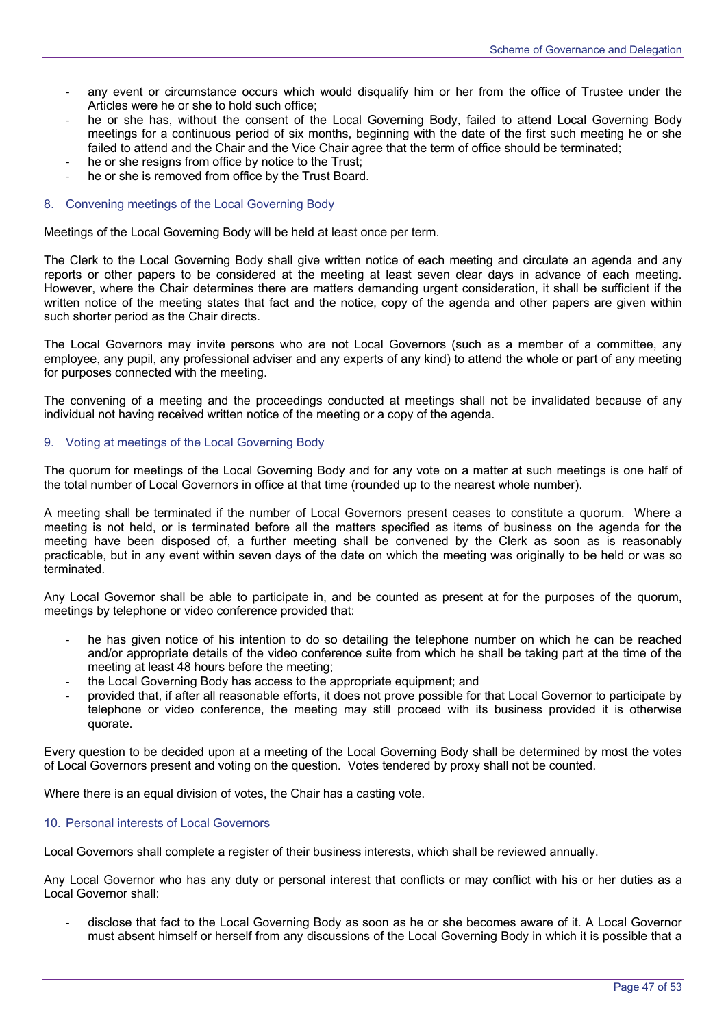- any event or circumstance occurs which would disqualify him or her from the office of Trustee under the Articles were he or she to hold such office;
- he or she has, without the consent of the Local Governing Body, failed to attend Local Governing Body meetings for a continuous period of six months, beginning with the date of the first such meeting he or she failed to attend and the Chair and the Vice Chair agree that the term of office should be terminated;
- he or she resigns from office by notice to the Trust;
- he or she is removed from office by the Trust Board.

## 8. Convening meetings of the Local Governing Body

Meetings of the Local Governing Body will be held at least once per term.

The Clerk to the Local Governing Body shall give written notice of each meeting and circulate an agenda and any reports or other papers to be considered at the meeting at least seven clear days in advance of each meeting. However, where the Chair determines there are matters demanding urgent consideration, it shall be sufficient if the written notice of the meeting states that fact and the notice, copy of the agenda and other papers are given within such shorter period as the Chair directs.

The Local Governors may invite persons who are not Local Governors (such as a member of a committee, any employee, any pupil, any professional adviser and any experts of any kind) to attend the whole or part of any meeting for purposes connected with the meeting.

The convening of a meeting and the proceedings conducted at meetings shall not be invalidated because of any individual not having received written notice of the meeting or a copy of the agenda.

## 9. Voting at meetings of the Local Governing Body

The quorum for meetings of the Local Governing Body and for any vote on a matter at such meetings is one half of the total number of Local Governors in office at that time (rounded up to the nearest whole number).

A meeting shall be terminated if the number of Local Governors present ceases to constitute a quorum. Where a meeting is not held, or is terminated before all the matters specified as items of business on the agenda for the meeting have been disposed of, a further meeting shall be convened by the Clerk as soon as is reasonably practicable, but in any event within seven days of the date on which the meeting was originally to be held or was so terminated.

Any Local Governor shall be able to participate in, and be counted as present at for the purposes of the quorum, meetings by telephone or video conference provided that:

- he has given notice of his intention to do so detailing the telephone number on which he can be reached and/or appropriate details of the video conference suite from which he shall be taking part at the time of the meeting at least 48 hours before the meeting;
- the Local Governing Body has access to the appropriate equipment; and
- provided that, if after all reasonable efforts, it does not prove possible for that Local Governor to participate by telephone or video conference, the meeting may still proceed with its business provided it is otherwise quorate.

Every question to be decided upon at a meeting of the Local Governing Body shall be determined by most the votes of Local Governors present and voting on the question. Votes tendered by proxy shall not be counted.

Where there is an equal division of votes, the Chair has a casting vote.

## 10. Personal interests of Local Governors

Local Governors shall complete a register of their business interests, which shall be reviewed annually.

Any Local Governor who has any duty or personal interest that conflicts or may conflict with his or her duties as a Local Governor shall:

- disclose that fact to the Local Governing Body as soon as he or she becomes aware of it. A Local Governor must absent himself or herself from any discussions of the Local Governing Body in which it is possible that a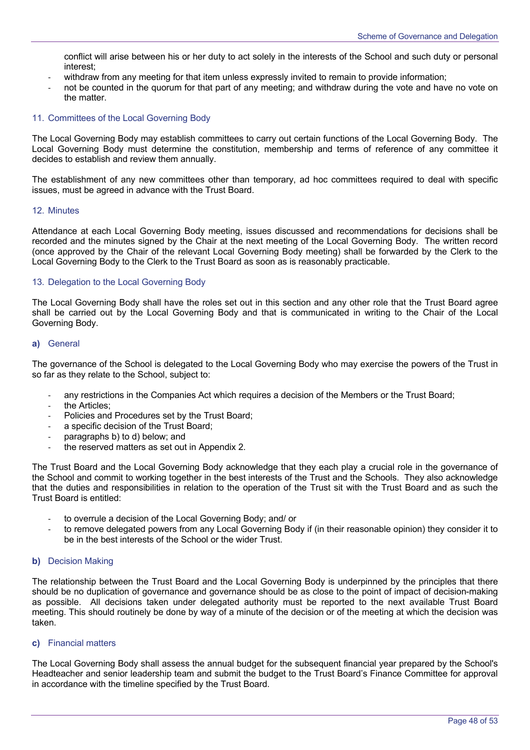conflict will arise between his or her duty to act solely in the interests of the School and such duty or personal interest;

- withdraw from any meeting for that item unless expressly invited to remain to provide information;
- not be counted in the quorum for that part of any meeting; and withdraw during the vote and have no vote on the matter.

## 11. Committees of the Local Governing Body

The Local Governing Body may establish committees to carry out certain functions of the Local Governing Body. The Local Governing Body must determine the constitution, membership and terms of reference of any committee it decides to establish and review them annually.

The establishment of any new committees other than temporary, ad hoc committees required to deal with specific issues, must be agreed in advance with the Trust Board.

## 12. Minutes

Attendance at each Local Governing Body meeting, issues discussed and recommendations for decisions shall be recorded and the minutes signed by the Chair at the next meeting of the Local Governing Body. The written record (once approved by the Chair of the relevant Local Governing Body meeting) shall be forwarded by the Clerk to the Local Governing Body to the Clerk to the Trust Board as soon as is reasonably practicable.

## 13. Delegation to the Local Governing Body

The Local Governing Body shall have the roles set out in this section and any other role that the Trust Board agree shall be carried out by the Local Governing Body and that is communicated in writing to the Chair of the Local Governing Body.

### **a)** General

The governance of the School is delegated to the Local Governing Body who may exercise the powers of the Trust in so far as they relate to the School, subject to:

- any restrictions in the Companies Act which requires a decision of the Members or the Trust Board;
- the Articles;
- Policies and Procedures set by the Trust Board;
- a specific decision of the Trust Board;
- paragraphs b) to d) below; and
- the reserved matters as set out in Appendix 2.

The Trust Board and the Local Governing Body acknowledge that they each play a crucial role in the governance of the School and commit to working together in the best interests of the Trust and the Schools. They also acknowledge that the duties and responsibilities in relation to the operation of the Trust sit with the Trust Board and as such the Trust Board is entitled:

- to overrule a decision of the Local Governing Body; and/ or
- to remove delegated powers from any Local Governing Body if (in their reasonable opinion) they consider it to be in the best interests of the School or the wider Trust.

### **b)** Decision Making

The relationship between the Trust Board and the Local Governing Body is underpinned by the principles that there should be no duplication of governance and governance should be as close to the point of impact of decision-making as possible. All decisions taken under delegated authority must be reported to the next available Trust Board meeting. This should routinely be done by way of a minute of the decision or of the meeting at which the decision was taken.

### **c)** Financial matters

The Local Governing Body shall assess the annual budget for the subsequent financial year prepared by the School's Headteacher and senior leadership team and submit the budget to the Trust Board's Finance Committee for approval in accordance with the timeline specified by the Trust Board.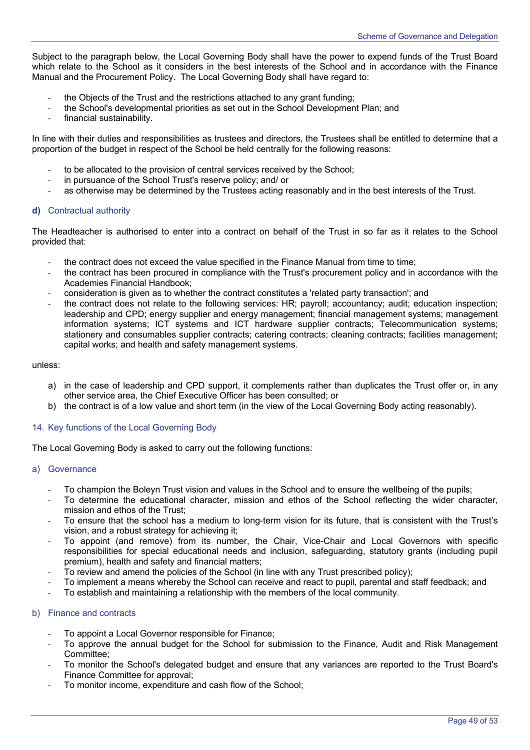Subject to the paragraph below, the Local Governing Body shall have the power to expend funds of the Trust Board which relate to the School as it considers in the best interests of the School and in accordance with the Finance Manual and the Procurement Policy. The Local Governing Body shall have regard to:

- the Objects of the Trust and the restrictions attached to any grant funding;
- the School's developmental priorities as set out in the School Development Plan; and
- financial sustainability.

In line with their duties and responsibilities as trustees and directors, the Trustees shall be entitled to determine that a proportion of the budget in respect of the School be held centrally for the following reasons:

- to be allocated to the provision of central services received by the School;
- in pursuance of the School Trust's reserve policy; and/ or
- as otherwise may be determined by the Trustees acting reasonably and in the best interests of the Trust.

#### **d)** Contractual authority

The Headteacher is authorised to enter into a contract on behalf of the Trust in so far as it relates to the School provided that:

- the contract does not exceed the value specified in the Finance Manual from time to time;
- the contract has been procured in compliance with the Trust's procurement policy and in accordance with the Academies Financial Handbook;
- consideration is given as to whether the contract constitutes a 'related party transaction'; and
- the contract does not relate to the following services: HR; payroll; accountancy; audit; education inspection; leadership and CPD; energy supplier and energy management; financial management systems; management information systems; ICT systems and ICT hardware supplier contracts; Telecommunication systems; stationery and consumables supplier contracts; catering contracts; cleaning contracts; facilities management; capital works; and health and safety management systems.

unless:

a) in the case of leadership and CPD support, it complements rather than duplicates the Trust offer or, in any other service area, the Chief Executive Officer has been consulted; or
b) the contract is of a low value and short term (in the view of the Local Governing Body acting reasonably).

### 14. Key functions of the Local Governing Body

The Local Governing Body is asked to carry out the following functions:

#### a) Governance

- To champion the Boleyn Trust vision and values in the School and to ensure the wellbeing of the pupils;
- To determine the educational character, mission and ethos of the School reflecting the wider character, mission and ethos of the Trust;
- To ensure that the school has a medium to long-term vision for its future, that is consistent with the Trust's vision, and a robust strategy for achieving it;
- To appoint (and remove) from its number, the Chair, Vice-Chair and Local Governors with specific responsibilities for special educational needs and inclusion, safeguarding, statutory grants (including pupil premium), health and safety and financial matters;
- To review and amend the policies of the School (in line with any Trust prescribed policy);
- To implement a means whereby the School can receive and react to pupil, parental and staff feedback; and
- To establish and maintaining a relationship with the members of the local community.

#### b) Finance and contracts

- To appoint a Local Governor responsible for Finance;
- To approve the annual budget for the School for submission to the Finance, Audit and Risk Management Committee;
- To monitor the School's delegated budget and ensure that any variances are reported to the Trust Board's Finance Committee for approval;
- To monitor income, expenditure and cash flow of the School;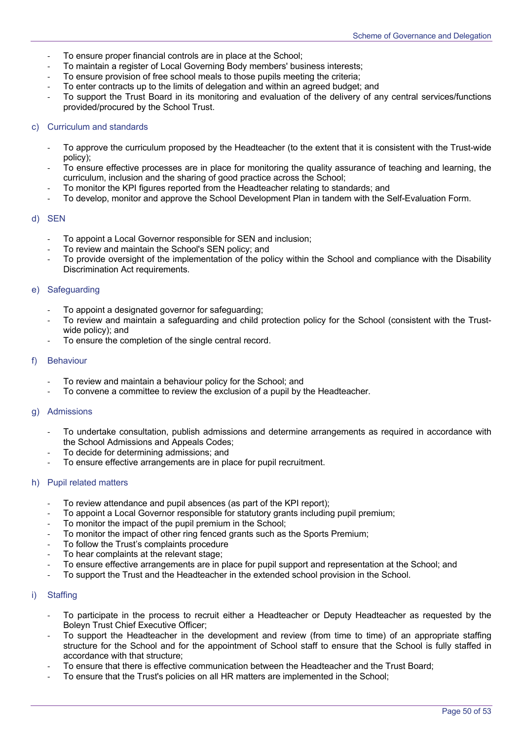- To ensure proper financial controls are in place at the School;
- To maintain a register of Local Governing Body members' business interests;
- To ensure provision of free school meals to those pupils meeting the criteria;
- To enter contracts up to the limits of delegation and within an agreed budget; and
- To support the Trust Board in its monitoring and evaluation of the delivery of any central services/functions provided/procured by the School Trust.

c) Curriculum and standards

- To approve the curriculum proposed by the Headteacher (to the extent that it is consistent with the Trust-wide policy);
- To ensure effective processes are in place for monitoring the quality assurance of teaching and learning, the curriculum, inclusion and the sharing of good practice across the School;
- To monitor the KPI figures reported from the Headteacher relating to standards; and
- To develop, monitor and approve the School Development Plan in tandem with the Self-Evaluation Form.

d) SEN

- To appoint a Local Governor responsible for SEN and inclusion;
- To review and maintain the School's SEN policy; and
- To provide oversight of the implementation of the policy within the School and compliance with the Disability Discrimination Act requirements.

e) Safeguarding

- To appoint a designated governor for safeguarding;
- To review and maintain a safeguarding and child protection policy for the School (consistent with the Trust-wide policy); and
- To ensure the completion of the single central record.

f) Behaviour

- To review and maintain a behaviour policy for the School; and
- To convene a committee to review the exclusion of a pupil by the Headteacher.

g) Admissions

- To undertake consultation, publish admissions and determine arrangements as required in accordance with the School Admissions and Appeals Codes;
- To decide for determining admissions; and
- To ensure effective arrangements are in place for pupil recruitment.

h) Pupil related matters

- To review attendance and pupil absences (as part of the KPI report);
- To appoint a Local Governor responsible for statutory grants including pupil premium;
- To monitor the impact of the pupil premium in the School;
- To monitor the impact of other ring fenced grants such as the Sports Premium;
- To follow the Trust's complaints procedure
- To hear complaints at the relevant stage;
- To ensure effective arrangements are in place for pupil support and representation at the School; and
- To support the Trust and the Headteacher in the extended school provision in the School.

i) Staffing

- To participate in the process to recruit either a Headteacher or Deputy Headteacher as requested by the Boleyn Trust Chief Executive Officer;
- To support the Headteacher in the development and review (from time to time) of an appropriate staffing structure for the School and for the appointment of School staff to ensure that the School is fully staffed in accordance with that structure;
- To ensure that there is effective communication between the Headteacher and the Trust Board;
- To ensure that the Trust's policies on all HR matters are implemented in the School;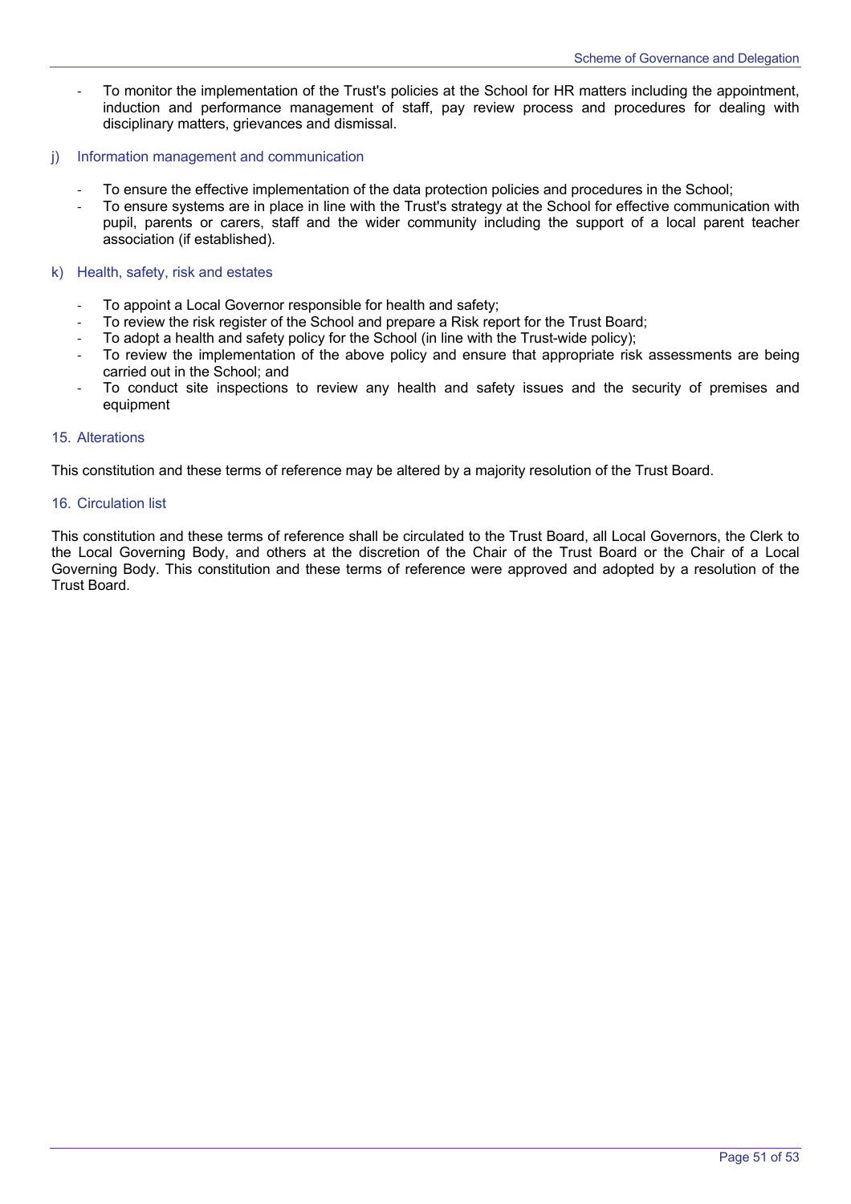- To monitor the implementation of the Trust's policies at the School for HR matters including the appointment, induction and performance management of staff, pay review process and procedures for dealing with disciplinary matters, grievances and dismissal.

j) Information management and communication

- To ensure the effective implementation of the data protection policies and procedures in the School;
- To ensure systems are in place in line with the Trust's strategy at the School for effective communication with pupil, parents or carers, staff and the wider community including the support of a local parent teacher association (if established).

k) Health, safety, risk and estates

- To appoint a Local Governor responsible for health and safety;
- To review the risk register of the School and prepare a Risk report for the Trust Board;
- To adopt a health and safety policy for the School (in line with the Trust-wide policy);
- To review the implementation of the above policy and ensure that appropriate risk assessments are being carried out in the School; and
- To conduct site inspections to review any health and safety issues and the security of premises and equipment

## 15. Alterations

This constitution and these terms of reference may be altered by a majority resolution of the Trust Board.

## 16. Circulation list

This constitution and these terms of reference shall be circulated to the Trust Board, all Local Governors, the Clerk to the Local Governing Body, and others at the discretion of the Chair of the Trust Board or the Chair of a Local Governing Body. This constitution and these terms of reference were approved and adopted by a resolution of the Trust Board.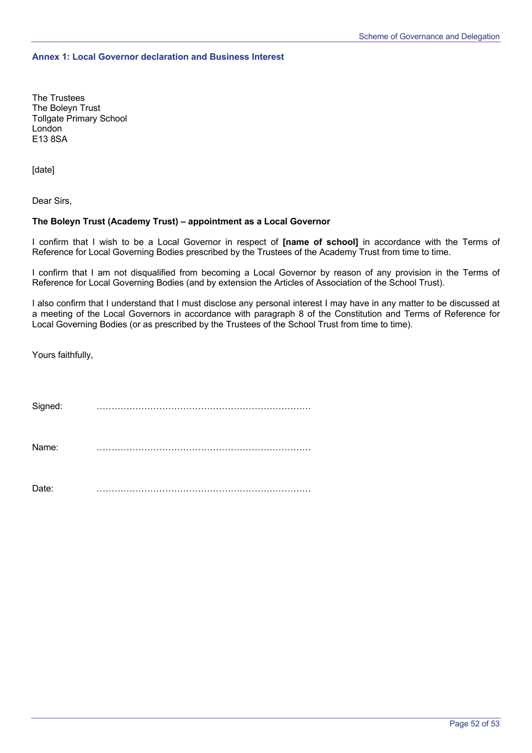### Annex 1: Local Governor declaration and Business Interest

The Trustees
The Boleyn Trust
Tollgate Primary School
London
E13 8SA

[date]

Dear Sirs,

**The Boleyn Trust (Academy Trust) – appointment as a Local Governor**

I confirm that I wish to be a Local Governor in respect of **[name of school]** in accordance with the Terms of Reference for Local Governing Bodies prescribed by the Trustees of the Academy Trust from time to time.

I confirm that I am not disqualified from becoming a Local Governor by reason of any provision in the Terms of Reference for Local Governing Bodies (and by extension the Articles of Association of the School Trust).

I also confirm that I understand that I must disclose any personal interest I may have in any matter to be discussed at a meeting of the Local Governors in accordance with paragraph 8 of the Constitution and Terms of Reference for Local Governing Bodies (or as prescribed by the Trustees of the School Trust from time to time).

Yours faithfully,

Signed: ………………………………………………………………

Name: ………………………………………………………………

Date: ………………………………………………………………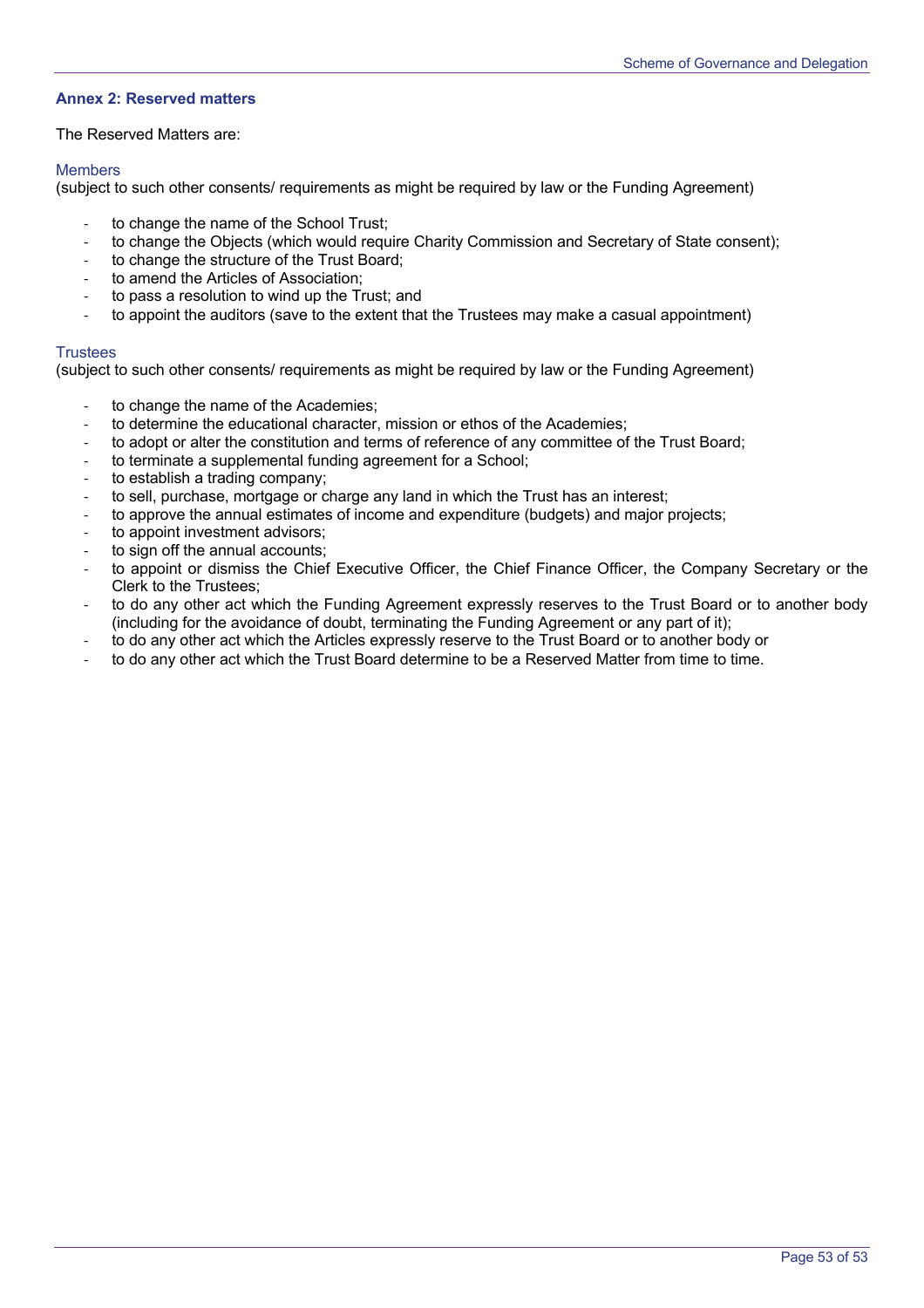## Annex 2: Reserved matters

The Reserved Matters are:

### Members

(subject to such other consents/ requirements as might be required by law or the Funding Agreement)

- to change the name of the School Trust;
- to change the Objects (which would require Charity Commission and Secretary of State consent);
- to change the structure of the Trust Board;
- to amend the Articles of Association;
- to pass a resolution to wind up the Trust; and
- to appoint the auditors (save to the extent that the Trustees may make a casual appointment)

### Trustees

(subject to such other consents/ requirements as might be required by law or the Funding Agreement)

- to change the name of the Academies;
- to determine the educational character, mission or ethos of the Academies;
- to adopt or alter the constitution and terms of reference of any committee of the Trust Board;
- to terminate a supplemental funding agreement for a School;
- to establish a trading company;
- to sell, purchase, mortgage or charge any land in which the Trust has an interest;
- to approve the annual estimates of income and expenditure (budgets) and major projects;
- to appoint investment advisors;
- to sign off the annual accounts;
- to appoint or dismiss the Chief Executive Officer, the Chief Finance Officer, the Company Secretary or the Clerk to the Trustees;
- to do any other act which the Funding Agreement expressly reserves to the Trust Board or to another body (including for the avoidance of doubt, terminating the Funding Agreement or any part of it);
- to do any other act which the Articles expressly reserve to the Trust Board or to another body or
- to do any other act which the Trust Board determine to be a Reserved Matter from time to time.